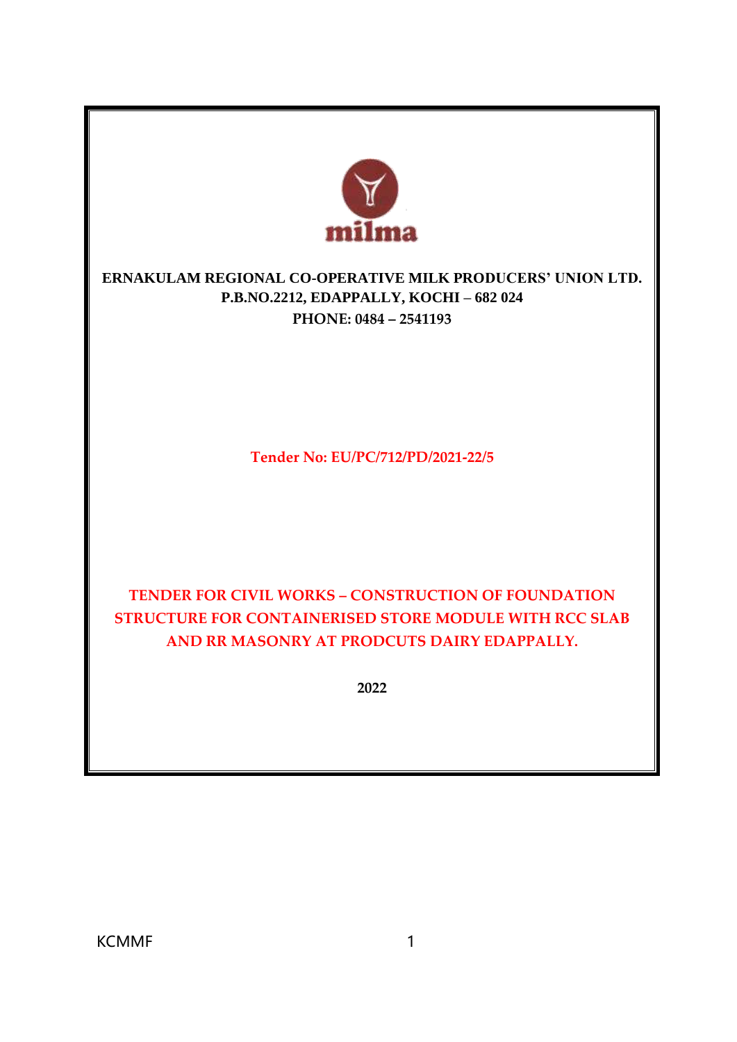milma

**ERNAKULAM REGIONAL CO-OPERATIVE MILK PRODUCERS' UNION LTD.**
**P.B.NO.2212, EDAPPALLY, KOCHI – 682 024**
**PHONE: 0484 – 2541193**

**Tender No: EU/PC/712/PD/2021-22/5**

# TENDER FOR CIVIL WORKS – CONSTRUCTION OF FOUNDATION STRUCTURE FOR CONTAINERISED STORE MODULE WITH RCC SLAB AND RR MASONRY AT PRODCUTS DAIRY EDAPPALLY.

**2022**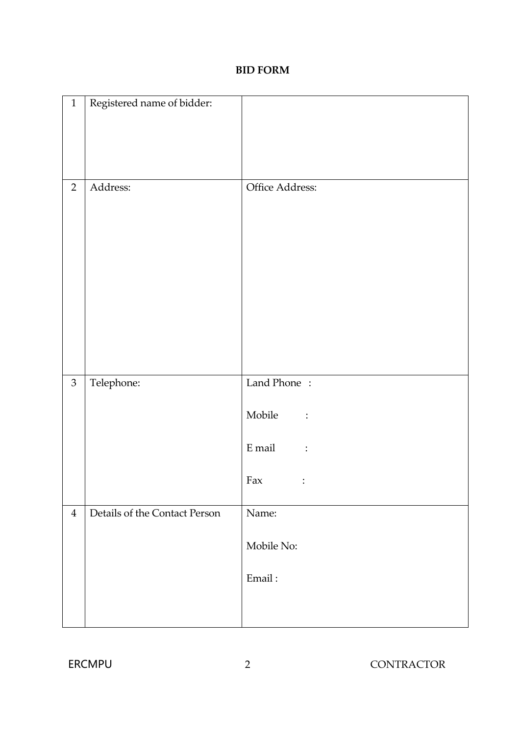**BID FORM**

| 1 | Registered name of bidder: | |
|---|---|---|
| 2 | Address: | Office Address: |
| 3 | Telephone: | Land Phone :<br><br>Mobile :<br><br>E mail :<br><br>Fax : |
| 4 | Details of the Contact Person | Name:<br><br>Mobile No:<br><br>Email : |

ERCMPU CONTRACTOR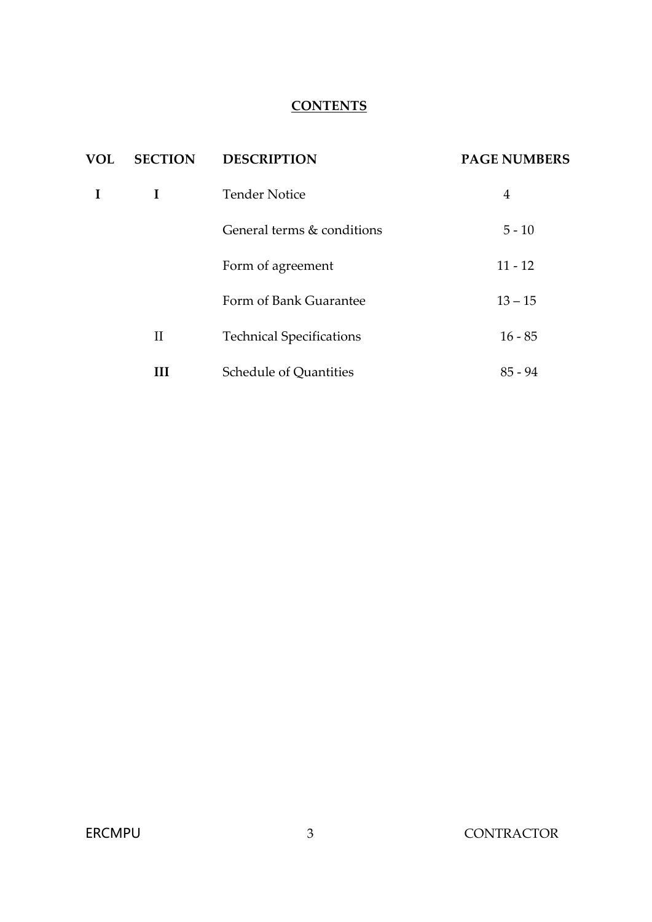# CONTENTS

| VOL | SECTION | DESCRIPTION | PAGE NUMBERS |
|---|---|---|---|
| **I** | **I** | Tender Notice | 4 |
| | | General terms & conditions | 5 - 10 |
| | | Form of agreement | 11 - 12 |
| | | Form of Bank Guarantee | 13 – 15 |
| | II | Technical Specifications | 16 - 85 |
| | **III** | Schedule of Quantities | 85 - 94 |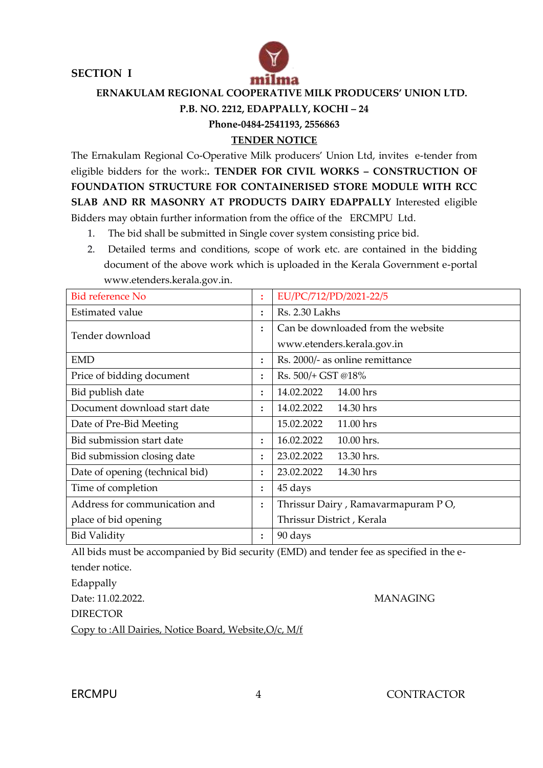SECTION I

milma

**ERNAKULAM REGIONAL COOPERATIVE MILK PRODUCERS' UNION LTD.**

**P.B. NO. 2212, EDAPPALLY, KOCHI – 24**

**Phone-0484-2541193, 2556863**

**TENDER NOTICE**

The Ernakulam Regional Co-Operative Milk producers' Union Ltd, invites e-tender from eligible bidders for the work:. **TENDER FOR CIVIL WORKS – CONSTRUCTION OF FOUNDATION STRUCTURE FOR CONTAINERISED STORE MODULE WITH RCC SLAB AND RR MASONRY AT PRODUCTS DAIRY EDAPPALLY** Interested eligible Bidders may obtain further information from the office of the ERCMPU Ltd.

1. The bid shall be submitted in Single cover system consisting price bid.
2. Detailed terms and conditions, scope of work etc. are contained in the bidding document of the above work which is uploaded in the Kerala Government e-portal www.etenders.kerala.gov.in.

| Bid reference No | : | EU/PC/712/PD/2021-22/5 |
|---|---|---|
| Estimated value | : | Rs. 2.30 Lakhs |
| Tender download | : | Can be downloaded from the website www.etenders.kerala.gov.in |
| EMD | : | Rs. 2000/- as online remittance |
| Price of bidding document | : | Rs. 500/+ GST @18% |
| Bid publish date | : | 14.02.2022 14.00 hrs |
| Document download start date | : | 14.02.2022 14.30 hrs |
| Date of Pre-Bid Meeting | | 15.02.2022 11.00 hrs |
| Bid submission start date | : | 16.02.2022 10.00 hrs. |
| Bid submission closing date | : | 23.02.2022 13.30 hrs. |
| Date of opening (technical bid) | : | 23.02.2022 14.30 hrs |
| Time of completion | : | 45 days |
| Address for communication and place of bid opening | : | Thrissur Dairy , Ramavarmapuram P O, Thrissur District , Kerala |
| Bid Validity | : | 90 days |

All bids must be accompanied by Bid security (EMD) and tender fee as specified in the e-tender notice.

Edappally

Date: 11.02.2022. MANAGING DIRECTOR

Copy to :All Dairies, Notice Board, Website,O/c, M/f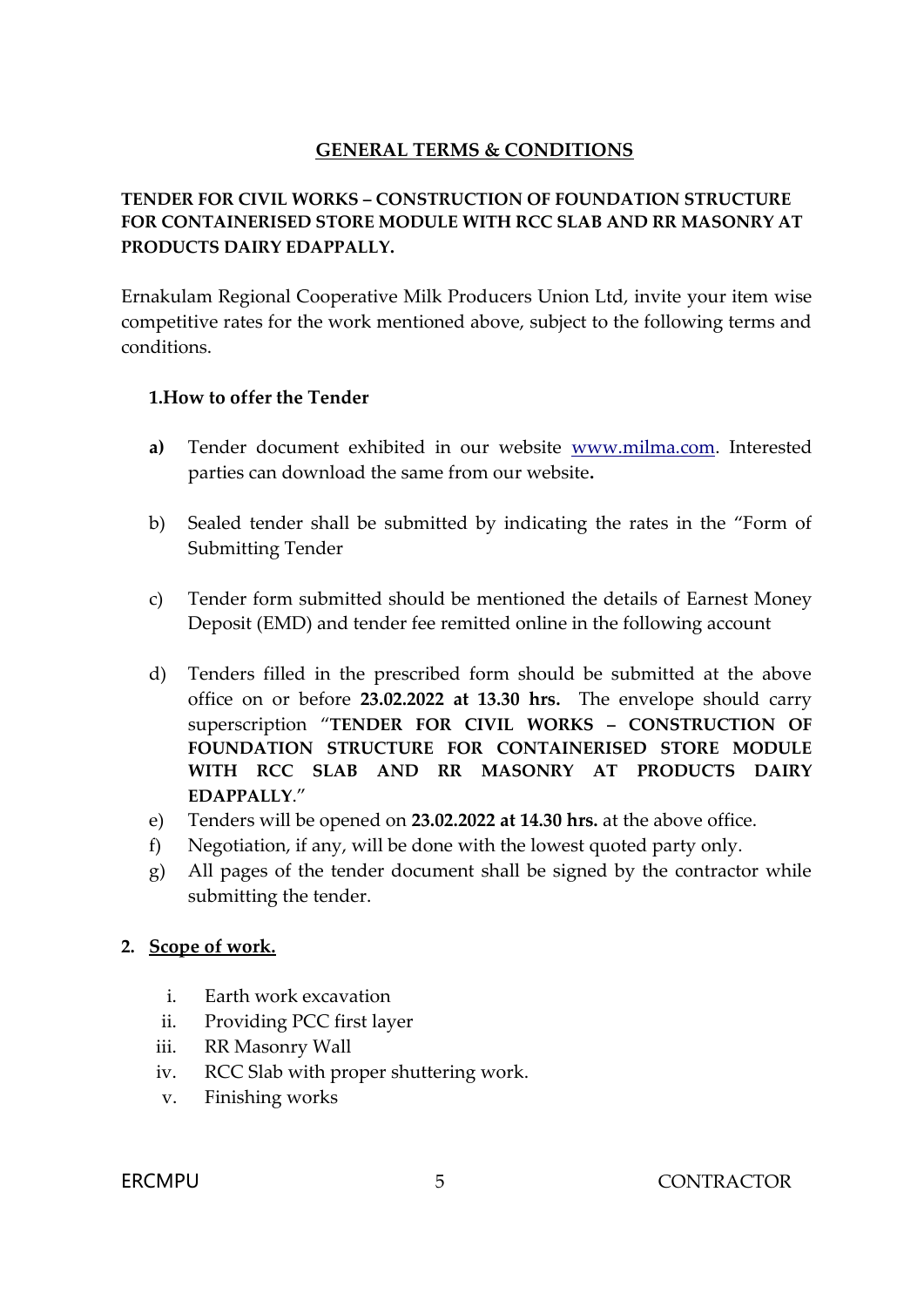## GENERAL TERMS & CONDITIONS

**TENDER FOR CIVIL WORKS – CONSTRUCTION OF FOUNDATION STRUCTURE FOR CONTAINERISED STORE MODULE WITH RCC SLAB AND RR MASONRY AT PRODUCTS DAIRY EDAPPALLY.**

Ernakulam Regional Cooperative Milk Producers Union Ltd, invite your item wise competitive rates for the work mentioned above, subject to the following terms and conditions.

**1.How to offer the Tender**

- **a)** Tender document exhibited in our website www.milma.com. Interested parties can download the same from our website**.**
- b) Sealed tender shall be submitted by indicating the rates in the "Form of Submitting Tender
- c) Tender form submitted should be mentioned the details of Earnest Money Deposit (EMD) and tender fee remitted online in the following account
- d) Tenders filled in the prescribed form should be submitted at the above office on or before **23.02.2022 at 13.30 hrs.** The envelope should carry superscription "**TENDER FOR CIVIL WORKS – CONSTRUCTION OF FOUNDATION STRUCTURE FOR CONTAINERISED STORE MODULE WITH RCC SLAB AND RR MASONRY AT PRODUCTS DAIRY EDAPPALLY**."
- e) Tenders will be opened on **23.02.2022 at 14.30 hrs.** at the above office.
- f) Negotiation, if any, will be done with the lowest quoted party only.
- g) All pages of the tender document shall be signed by the contractor while submitting the tender.

**2. Scope of work.**

- i. Earth work excavation
- ii. Providing PCC first layer
- iii. RR Masonry Wall
- iv. RCC Slab with proper shuttering work.
- v. Finishing works

ERCMPU CONTRACTOR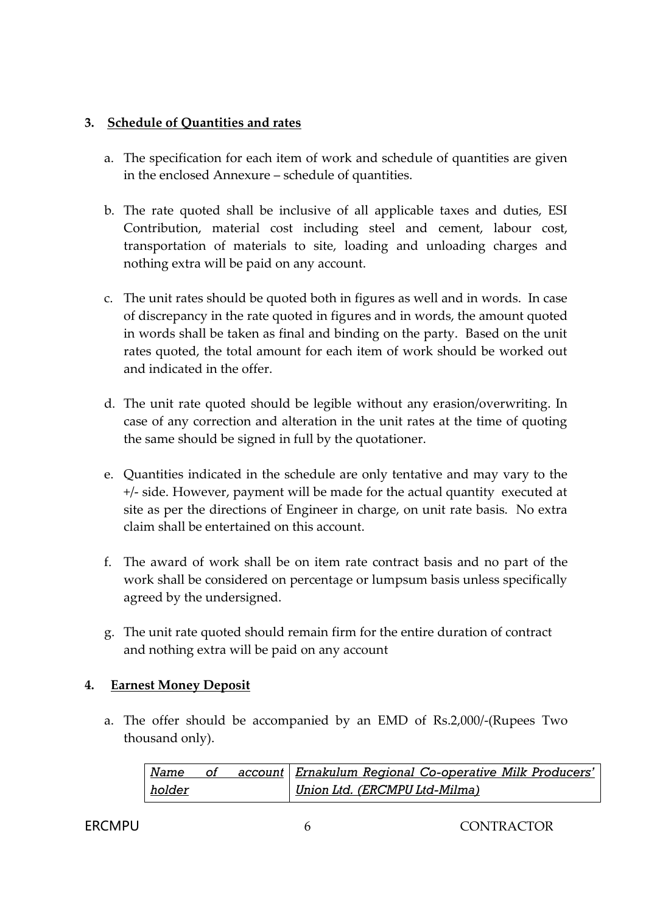**3. Schedule of Quantities and rates**

a. The specification for each item of work and schedule of quantities are given in the enclosed Annexure – schedule of quantities.

b. The rate quoted shall be inclusive of all applicable taxes and duties, ESI Contribution, material cost including steel and cement, labour cost, transportation of materials to site, loading and unloading charges and nothing extra will be paid on any account.

c. The unit rates should be quoted both in figures as well and in words. In case of discrepancy in the rate quoted in figures and in words, the amount quoted in words shall be taken as final and binding on the party. Based on the unit rates quoted, the total amount for each item of work should be worked out and indicated in the offer.

d. The unit rate quoted should be legible without any erasion/overwriting. In case of any correction and alteration in the unit rates at the time of quoting the same should be signed in full by the quotationer.

e. Quantities indicated in the schedule are only tentative and may vary to the +/- side. However, payment will be made for the actual quantity executed at site as per the directions of Engineer in charge, on unit rate basis. No extra claim shall be entertained on this account.

f. The award of work shall be on item rate contract basis and no part of the work shall be considered on percentage or lumpsum basis unless specifically agreed by the undersigned.

g. The unit rate quoted should remain firm for the entire duration of contract and nothing extra will be paid on any account

**4. Earnest Money Deposit**

a. The offer should be accompanied by an EMD of Rs.2,000/-(Rupees Two thousand only).

| *Name of account holder* | *Ernakulum Regional Co-operative Milk Producers' Union Ltd. (ERCMPU Ltd-Milma)* |
|---|---|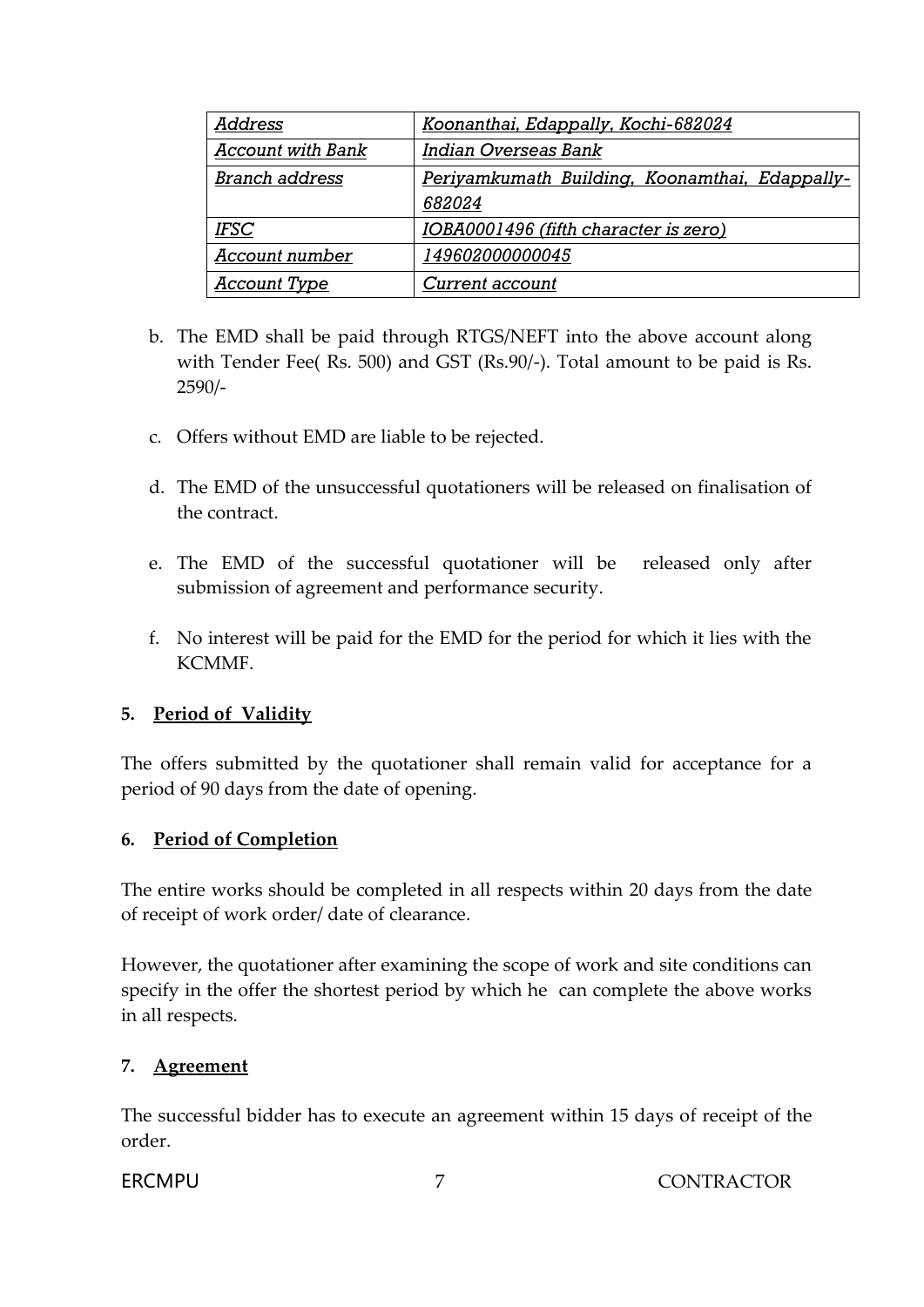| Address | Koonanthai, Edappally, Kochi-682024 |
|---|---|
| Account with Bank | Indian Overseas Bank |
| Branch address | Periyamkumath Building, Koonamthai, Edappally-682024 |
| IFSC | IOBA0001496 (fifth character is zero) |
| Account number | 149602000000045 |
| Account Type | Current account |

b. The EMD shall be paid through RTGS/NEFT into the above account along with Tender Fee( Rs. 500) and GST (Rs.90/-). Total amount to be paid is Rs. 2590/-

c. Offers without EMD are liable to be rejected.

d. The EMD of the unsuccessful quotationers will be released on finalisation of the contract.

e. The EMD of the successful quotationer will be released only after submission of agreement and performance security.

f. No interest will be paid for the EMD for the period for which it lies with the KCMMF.

**5. Period of Validity**

The offers submitted by the quotationer shall remain valid for acceptance for a period of 90 days from the date of opening.

**6. Period of Completion**

The entire works should be completed in all respects within 20 days from the date of receipt of work order/ date of clearance.

However, the quotationer after examining the scope of work and site conditions can specify in the offer the shortest period by which he can complete the above works in all respects.

**7. Agreement**

The successful bidder has to execute an agreement within 15 days of receipt of the order.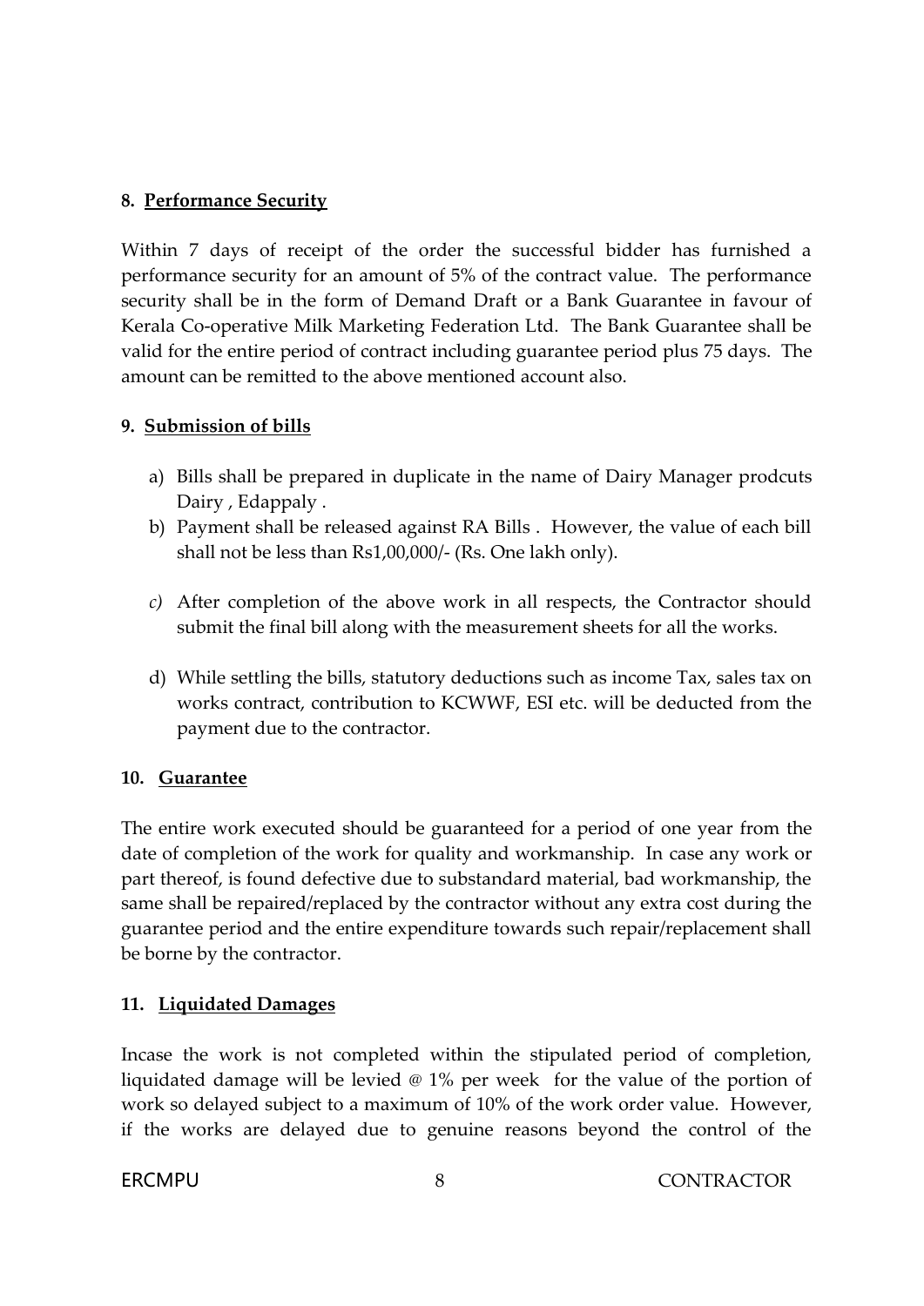**8. Performance Security**

Within 7 days of receipt of the order the successful bidder has furnished a performance security for an amount of 5% of the contract value. The performance security shall be in the form of Demand Draft or a Bank Guarantee in favour of Kerala Co-operative Milk Marketing Federation Ltd. The Bank Guarantee shall be valid for the entire period of contract including guarantee period plus 75 days. The amount can be remitted to the above mentioned account also.

**9. Submission of bills**

a) Bills shall be prepared in duplicate in the name of Dairy Manager prodcuts Dairy , Edappaly .

b) Payment shall be released against RA Bills . However, the value of each bill shall not be less than Rs1,00,000/- (Rs. One lakh only).

*c)* After completion of the above work in all respects, the Contractor should submit the final bill along with the measurement sheets for all the works.

d) While settling the bills, statutory deductions such as income Tax, sales tax on works contract, contribution to KCWWF, ESI etc. will be deducted from the payment due to the contractor.

**10. Guarantee**

The entire work executed should be guaranteed for a period of one year from the date of completion of the work for quality and workmanship. In case any work or part thereof, is found defective due to substandard material, bad workmanship, the same shall be repaired/replaced by the contractor without any extra cost during the guarantee period and the entire expenditure towards such repair/replacement shall be borne by the contractor.

**11. Liquidated Damages**

Incase the work is not completed within the stipulated period of completion, liquidated damage will be levied @ 1% per week for the value of the portion of work so delayed subject to a maximum of 10% of the work order value. However, if the works are delayed due to genuine reasons beyond the control of the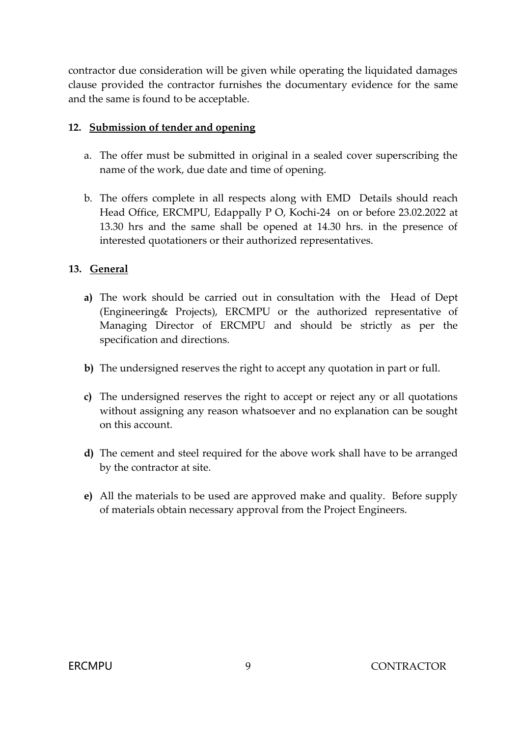contractor due consideration will be given while operating the liquidated damages clause provided the contractor furnishes the documentary evidence for the same and the same is found to be acceptable.

**12. Submission of tender and opening**

a. The offer must be submitted in original in a sealed cover superscribing the name of the work, due date and time of opening.

b. The offers complete in all respects along with EMD Details should reach Head Office, ERCMPU, Edappally P O, Kochi-24 on or before 23.02.2022 at 13.30 hrs and the same shall be opened at 14.30 hrs. in the presence of interested quotationers or their authorized representatives.

**13. General**

**a)** The work should be carried out in consultation with the Head of Dept (Engineering& Projects), ERCMPU or the authorized representative of Managing Director of ERCMPU and should be strictly as per the specification and directions.

**b)** The undersigned reserves the right to accept any quotation in part or full.

**c)** The undersigned reserves the right to accept or reject any or all quotations without assigning any reason whatsoever and no explanation can be sought on this account.

**d)** The cement and steel required for the above work shall have to be arranged by the contractor at site.

**e)** All the materials to be used are approved make and quality. Before supply of materials obtain necessary approval from the Project Engineers.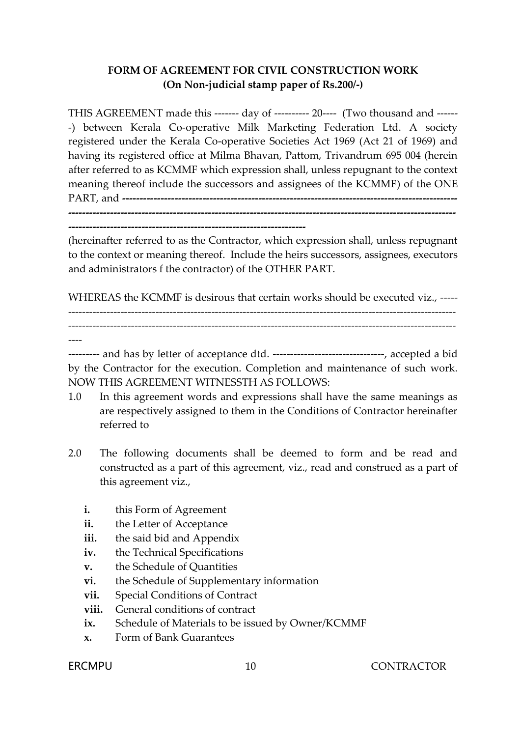**FORM OF AGREEMENT FOR CIVIL CONSTRUCTION WORK**
**(On Non-judicial stamp paper of Rs.200/-)**

THIS AGREEMENT made this ------- day of ---------- 20---- (Two thousand and -------) between Kerala Co-operative Milk Marketing Federation Ltd. A society registered under the Kerala Co-operative Societies Act 1969 (Act 21 of 1969) and having its registered office at Milma Bhavan, Pattom, Trivandrum 695 004 (herein after referred to as KCMMF which expression shall, unless repugnant to the context meaning thereof include the successors and assignees of the KCMMF) of the ONE PART, and **------------------------------------------------------------------------------------------------------------------------------------------------------------------------------------------------------------------------------------------------------------------------------**

(hereinafter referred to as the Contractor, which expression shall, unless repugnant to the context or meaning thereof. Include the heirs successors, assignees, executors and administrators f the contractor) of the OTHER PART.

WHEREAS the KCMMF is desirous that certain works should be executed viz., ---------------------------------------------------------------------------------------------------------------------------------------------------------------------------------------------------------------------------------------------------------

--------- and has by letter of acceptance dtd. --------------------------------, accepted a bid by the Contractor for the execution. Completion and maintenance of such work. NOW THIS AGREEMENT WITNESSTH AS FOLLOWS:

1.0 In this agreement words and expressions shall have the same meanings as are respectively assigned to them in the Conditions of Contractor hereinafter referred to

2.0 The following documents shall be deemed to form and be read and constructed as a part of this agreement, viz., read and construed as a part of this agreement viz.,

- **i.** this Form of Agreement
- **ii.** the Letter of Acceptance
- **iii.** the said bid and Appendix
- **iv.** the Technical Specifications
- **v.** the Schedule of Quantities
- **vi.** the Schedule of Supplementary information
- **vii.** Special Conditions of Contract
- **viii.** General conditions of contract
- **ix.** Schedule of Materials to be issued by Owner/KCMMF
- **x.** Form of Bank Guarantees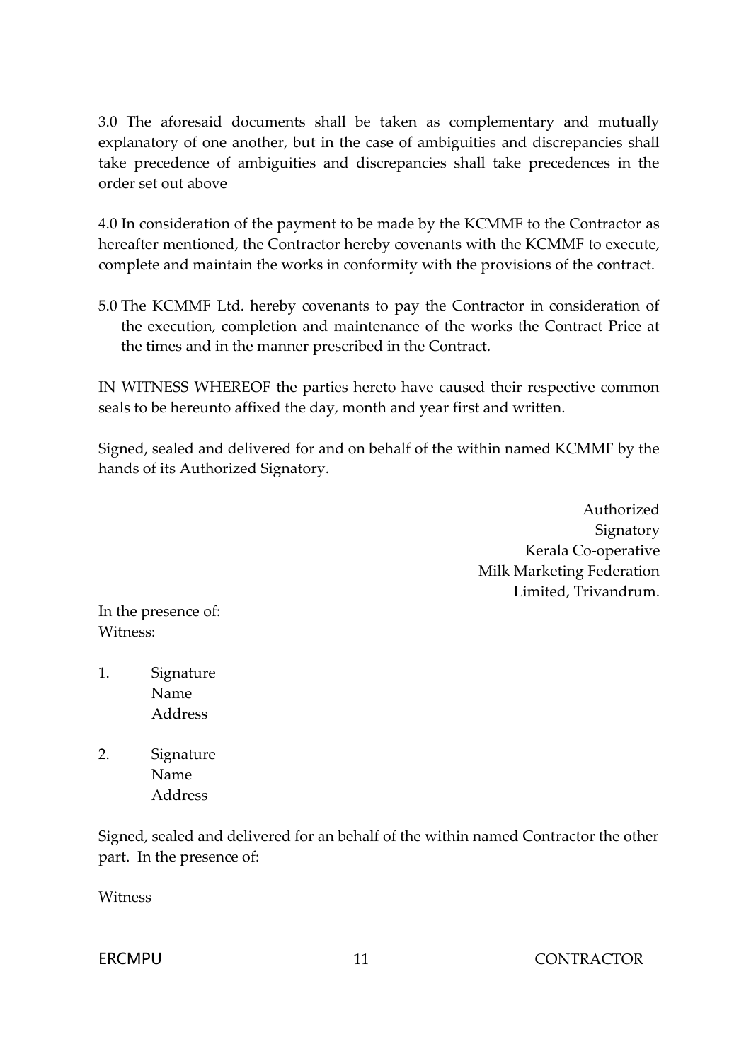3.0 The aforesaid documents shall be taken as complementary and mutually explanatory of one another, but in the case of ambiguities and discrepancies shall take precedence of ambiguities and discrepancies shall take precedences in the order set out above

4.0 In consideration of the payment to be made by the KCMMF to the Contractor as hereafter mentioned, the Contractor hereby covenants with the KCMMF to execute, complete and maintain the works in conformity with the provisions of the contract.

5.0 The KCMMF Ltd. hereby covenants to pay the Contractor in consideration of the execution, completion and maintenance of the works the Contract Price at the times and in the manner prescribed in the Contract.

IN WITNESS WHEREOF the parties hereto have caused their respective common seals to be hereunto affixed the day, month and year first and written.

Signed, sealed and delivered for and on behalf of the within named KCMMF by the hands of its Authorized Signatory.

Authorized
Signatory
Kerala Co-operative
Milk Marketing Federation
Limited, Trivandrum.

In the presence of:
Witness:

1. Signature
   Name
   Address

2. Signature
   Name
   Address

Signed, sealed and delivered for an behalf of the within named Contractor the other part. In the presence of:

Witness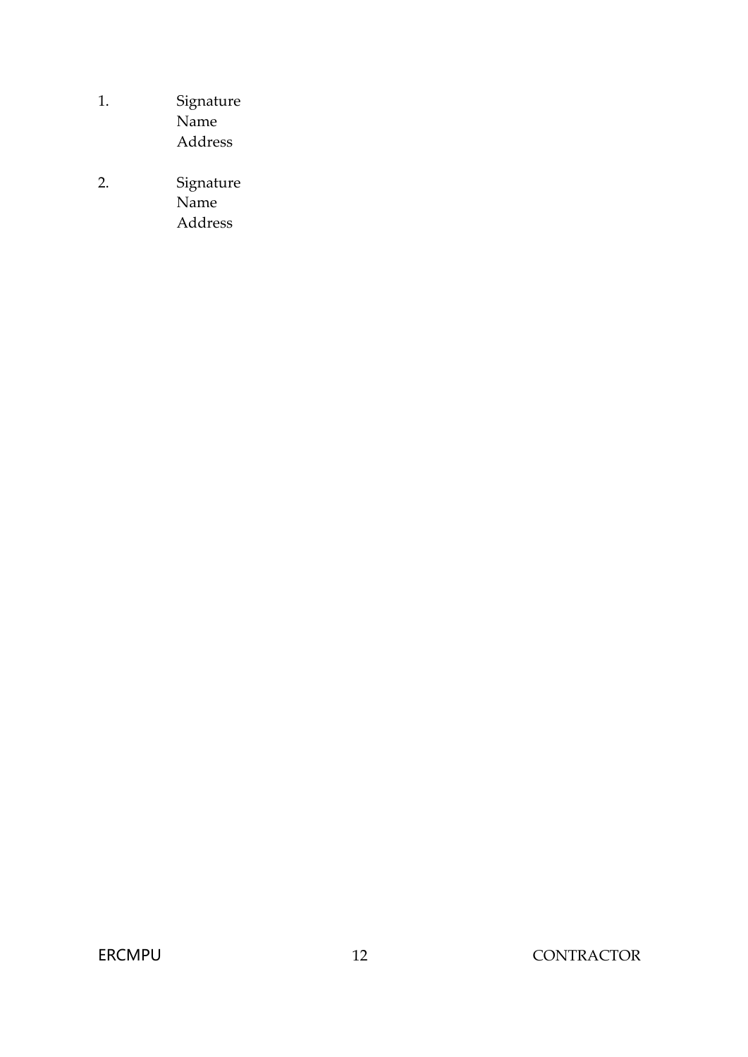1. Signature
   Name
   Address

2. Signature
   Name
   Address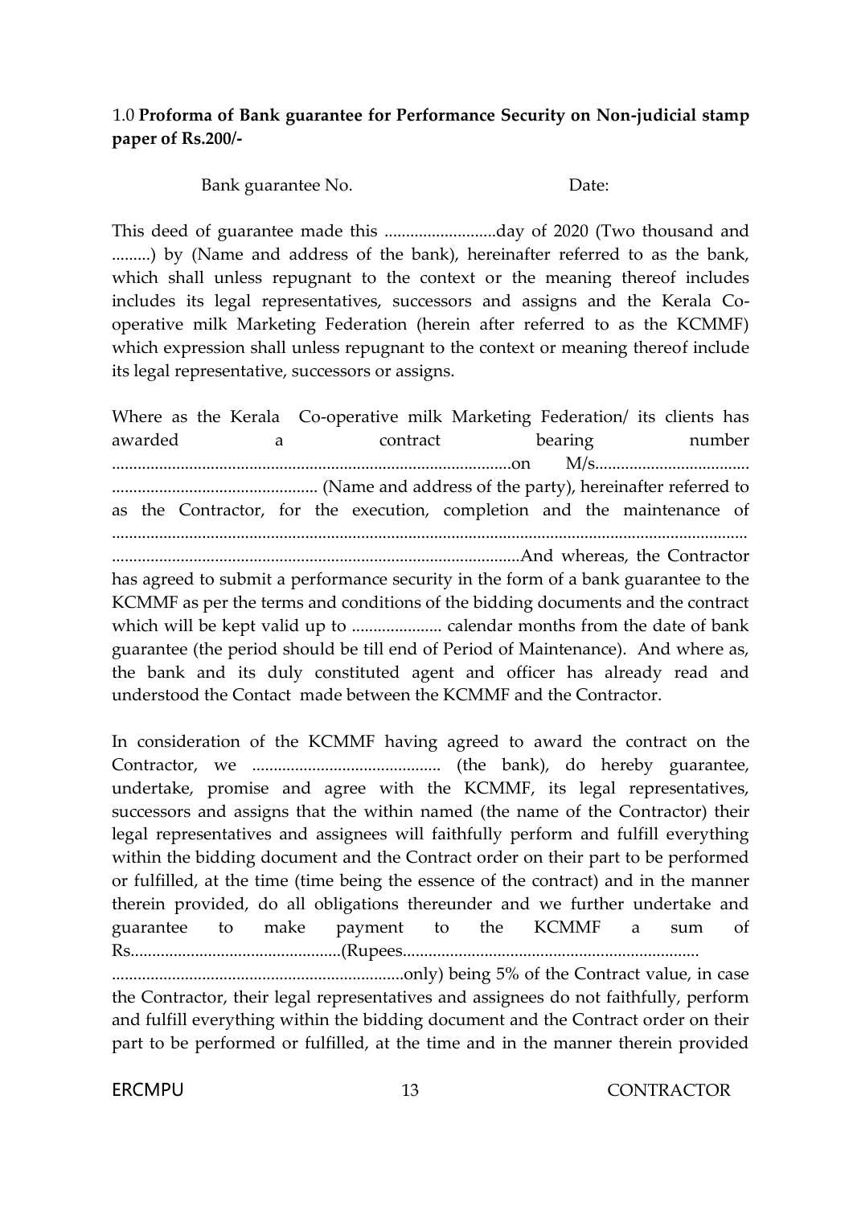1.0 **Proforma of Bank guarantee for Performance Security on Non-judicial stamp paper of Rs.200/-**

Bank guarantee No. Date:

This deed of guarantee made this ..........................day of 2020 (Two thousand and .........) by (Name and address of the bank), hereinafter referred to as the bank, which shall unless repugnant to the context or the meaning thereof includes includes its legal representatives, successors and assigns and the Kerala Co-operative milk Marketing Federation (herein after referred to as the KCMMF) which expression shall unless repugnant to the context or meaning thereof include its legal representative, successors or assigns.

Where as the Kerala Co-operative milk Marketing Federation/ its clients has awarded a contract bearing number ............................................................................................on M/s................................... ............................................... (Name and address of the party), hereinafter referred to as the Contractor, for the execution, completion and the maintenance of .................................................................................................................................................. ..............................................................................................And whereas, the Contractor has agreed to submit a performance security in the form of a bank guarantee to the KCMMF as per the terms and conditions of the bidding documents and the contract which will be kept valid up to ..................... calendar months from the date of bank guarantee (the period should be till end of Period of Maintenance). And where as, the bank and its duly constituted agent and officer has already read and understood the Contact made between the KCMMF and the Contractor.

In consideration of the KCMMF having agreed to award the contract on the Contractor, we ........................................... (the bank), do hereby guarantee, undertake, promise and agree with the KCMMF, its legal representatives, successors and assigns that the within named (the name of the Contractor) their legal representatives and assignees will faithfully perform and fulfill everything within the bidding document and the Contract order on their part to be performed or fulfilled, at the time (time being the essence of the contract) and in the manner therein provided, do all obligations thereunder and we further undertake and guarantee to make payment to the KCMMF a sum of Rs.................................................(Rupees.................................................................... ...................................................................only) being 5% of the Contract value, in case the Contractor, their legal representatives and assignees do not faithfully, perform and fulfill everything within the bidding document and the Contract order on their part to be performed or fulfilled, at the time and in the manner therein provided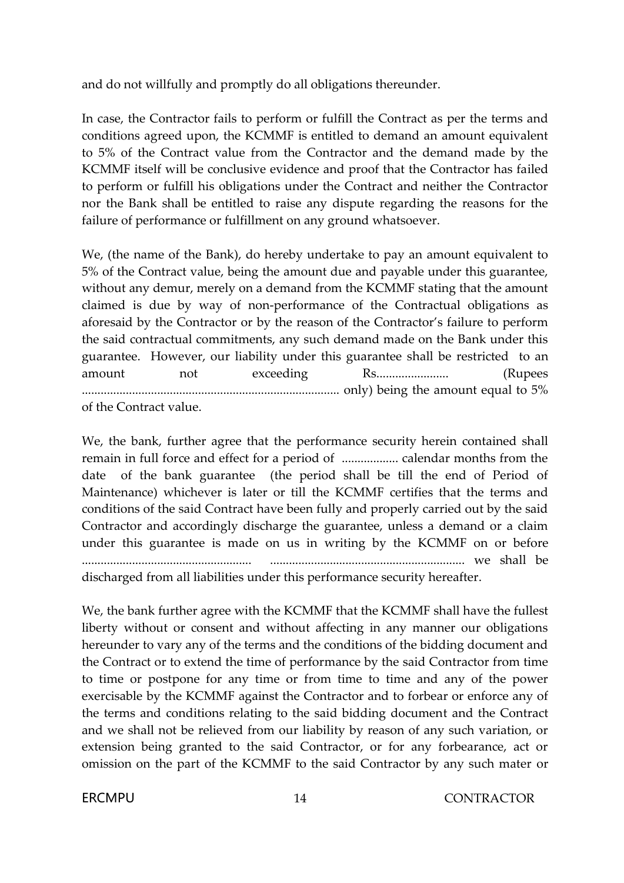and do not willfully and promptly do all obligations thereunder.

In case, the Contractor fails to perform or fulfill the Contract as per the terms and conditions agreed upon, the KCMMF is entitled to demand an amount equivalent to 5% of the Contract value from the Contractor and the demand made by the KCMMF itself will be conclusive evidence and proof that the Contractor has failed to perform or fulfill his obligations under the Contract and neither the Contractor nor the Bank shall be entitled to raise any dispute regarding the reasons for the failure of performance or fulfillment on any ground whatsoever.

We, (the name of the Bank), do hereby undertake to pay an amount equivalent to 5% of the Contract value, being the amount due and payable under this guarantee, without any demur, merely on a demand from the KCMMF stating that the amount claimed is due by way of non-performance of the Contractual obligations as aforesaid by the Contractor or by the reason of the Contractor's failure to perform the said contractual commitments, any such demand made on the Bank under this guarantee. However, our liability under this guarantee shall be restricted to an amount not exceeding Rs....................... (Rupees ................................................................................ only) being the amount equal to 5% of the Contract value.

We, the bank, further agree that the performance security herein contained shall remain in full force and effect for a period of .................. calendar months from the date of the bank guarantee (the period shall be till the end of Period of Maintenance) whichever is later or till the KCMMF certifies that the terms and conditions of the said Contract have been fully and properly carried out by the said Contractor and accordingly discharge the guarantee, unless a demand or a claim under this guarantee is made on us in writing by the KCMMF on or before ..................................................... ............................................................. we shall be discharged from all liabilities under this performance security hereafter.

We, the bank further agree with the KCMMF that the KCMMF shall have the fullest liberty without or consent and without affecting in any manner our obligations hereunder to vary any of the terms and the conditions of the bidding document and the Contract or to extend the time of performance by the said Contractor from time to time or postpone for any time or from time to time and any of the power exercisable by the KCMMF against the Contractor and to forbear or enforce any of the terms and conditions relating to the said bidding document and the Contract and we shall not be relieved from our liability by reason of any such variation, or extension being granted to the said Contractor, or for any forbearance, act or omission on the part of the KCMMF to the said Contractor by any such mater or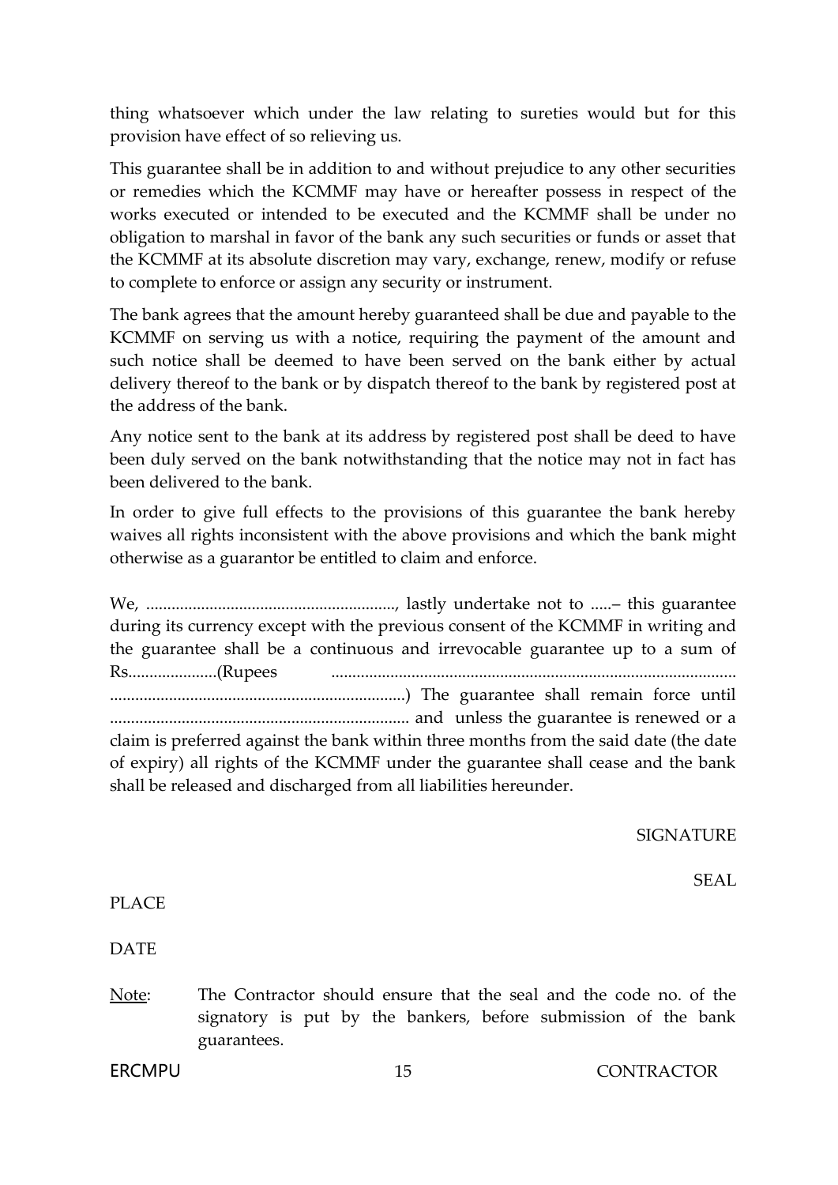thing whatsoever which under the law relating to sureties would but for this provision have effect of so relieving us.

This guarantee shall be in addition to and without prejudice to any other securities or remedies which the KCMMF may have or hereafter possess in respect of the works executed or intended to be executed and the KCMMF shall be under no obligation to marshal in favor of the bank any such securities or funds or asset that the KCMMF at its absolute discretion may vary, exchange, renew, modify or refuse to complete to enforce or assign any security or instrument.

The bank agrees that the amount hereby guaranteed shall be due and payable to the KCMMF on serving us with a notice, requiring the payment of the amount and such notice shall be deemed to have been served on the bank either by actual delivery thereof to the bank or by dispatch thereof to the bank by registered post at the address of the bank.

Any notice sent to the bank at its address by registered post shall be deed to have been duly served on the bank notwithstanding that the notice may not in fact has been delivered to the bank.

In order to give full effects to the provisions of this guarantee the bank hereby waives all rights inconsistent with the above provisions and which the bank might otherwise as a guarantor be entitled to claim and enforce.

We, ..........................................................., lastly undertake not to .....– this guarantee during its currency except with the previous consent of the KCMMF in writing and the guarantee shall be a continuous and irrevocable guarantee up to a sum of Rs.....................(Rupees ............................................................................................... .....................................................................) The guarantee shall remain force until ....................................................................... and unless the guarantee is renewed or a claim is preferred against the bank within three months from the said date (the date of expiry) all rights of the KCMMF under the guarantee shall cease and the bank shall be released and discharged from all liabilities hereunder.

SIGNATURE

SEAL

PLACE

DATE

Note: The Contractor should ensure that the seal and the code no. of the signatory is put by the bankers, before submission of the bank guarantees.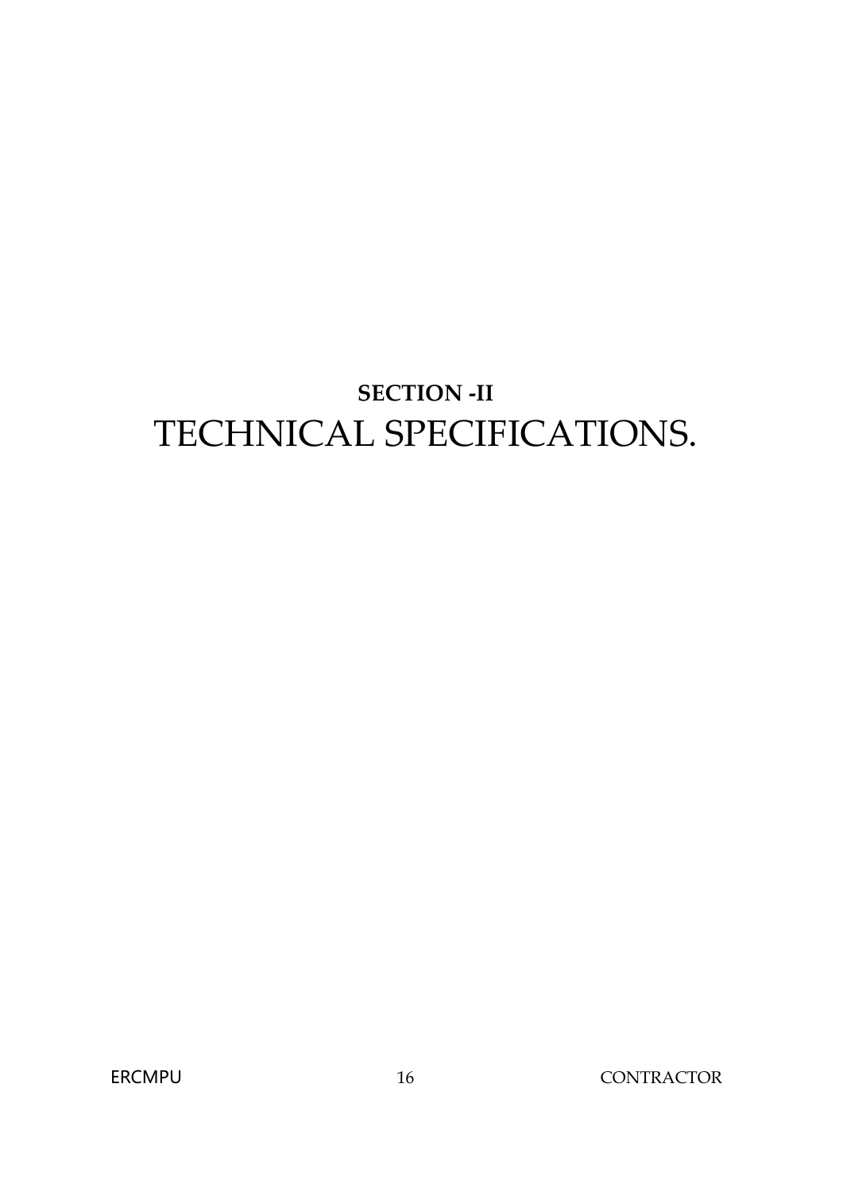**SECTION -II**

# TECHNICAL SPECIFICATIONS.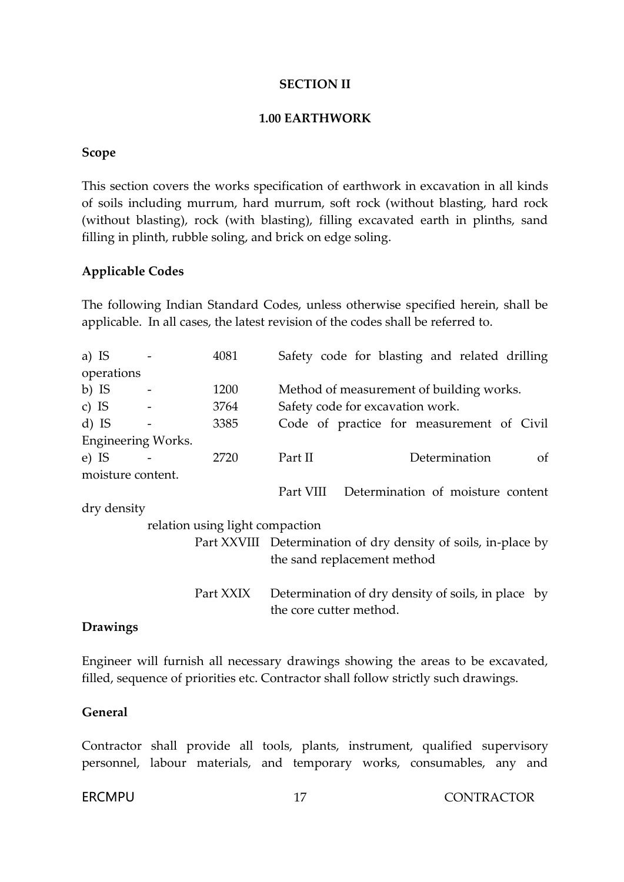**SECTION II**

**1.00 EARTHWORK**

**Scope**

This section covers the works specification of earthwork in excavation in all kinds of soils including murrum, hard murrum, soft rock (without blasting, hard rock (without blasting), rock (with blasting), filling excavated earth in plinths, sand filling in plinth, rubble soling, and brick on edge soling.

**Applicable Codes**

The following Indian Standard Codes, unless otherwise specified herein, shall be applicable. In all cases, the latest revision of the codes shall be referred to.

a) IS - 4081 Safety code for blasting and related drilling operations

b) IS - 1200 Method of measurement of building works.

c) IS - 3764 Safety code for excavation work.

d) IS - 3385 Code of practice for measurement of Civil Engineering Works.

e) IS - 2720 Part II Determination of moisture content.

Part VIII Determination of moisture content dry density relation using light compaction

Part XXVIII Determination of dry density of soils, in-place by the sand replacement method

Part XXIX Determination of dry density of soils, in place by the core cutter method.

**Drawings**

Engineer will furnish all necessary drawings showing the areas to be excavated, filled, sequence of priorities etc. Contractor shall follow strictly such drawings.

**General**

Contractor shall provide all tools, plants, instrument, qualified supervisory personnel, labour materials, and temporary works, consumables, any and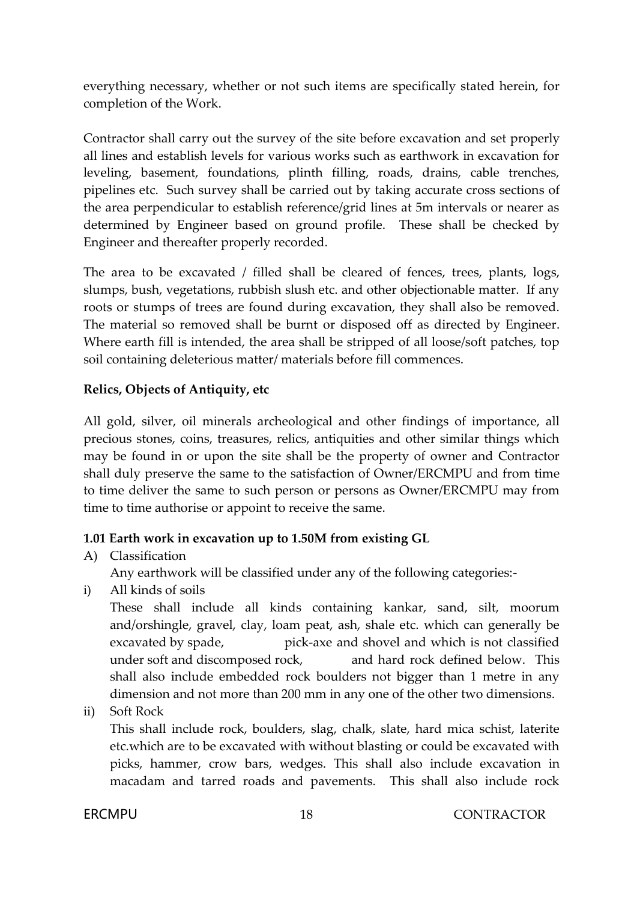everything necessary, whether or not such items are specifically stated herein, for completion of the Work.

Contractor shall carry out the survey of the site before excavation and set properly all lines and establish levels for various works such as earthwork in excavation for leveling, basement, foundations, plinth filling, roads, drains, cable trenches, pipelines etc. Such survey shall be carried out by taking accurate cross sections of the area perpendicular to establish reference/grid lines at 5m intervals or nearer as determined by Engineer based on ground profile. These shall be checked by Engineer and thereafter properly recorded.

The area to be excavated / filled shall be cleared of fences, trees, plants, logs, slumps, bush, vegetations, rubbish slush etc. and other objectionable matter. If any roots or stumps of trees are found during excavation, they shall also be removed. The material so removed shall be burnt or disposed off as directed by Engineer. Where earth fill is intended, the area shall be stripped of all loose/soft patches, top soil containing deleterious matter/ materials before fill commences.

**Relics, Objects of Antiquity, etc**

All gold, silver, oil minerals archeological and other findings of importance, all precious stones, coins, treasures, relics, antiquities and other similar things which may be found in or upon the site shall be the property of owner and Contractor shall duly preserve the same to the satisfaction of Owner/ERCMPU and from time to time deliver the same to such person or persons as Owner/ERCMPU may from time to time authorise or appoint to receive the same.

**1.01 Earth work in excavation up to 1.50M from existing GL**

A) Classification

Any earthwork will be classified under any of the following categories:-

i) All kinds of soils

These shall include all kinds containing kankar, sand, silt, moorum and/orshingle, gravel, clay, loam peat, ash, shale etc. which can generally be excavated by spade, pick-axe and shovel and which is not classified under soft and discomposed rock, and hard rock defined below. This shall also include embedded rock boulders not bigger than 1 metre in any dimension and not more than 200 mm in any one of the other two dimensions.

ii) Soft Rock

This shall include rock, boulders, slag, chalk, slate, hard mica schist, laterite etc.which are to be excavated with without blasting or could be excavated with picks, hammer, crow bars, wedges. This shall also include excavation in macadam and tarred roads and pavements. This shall also include rock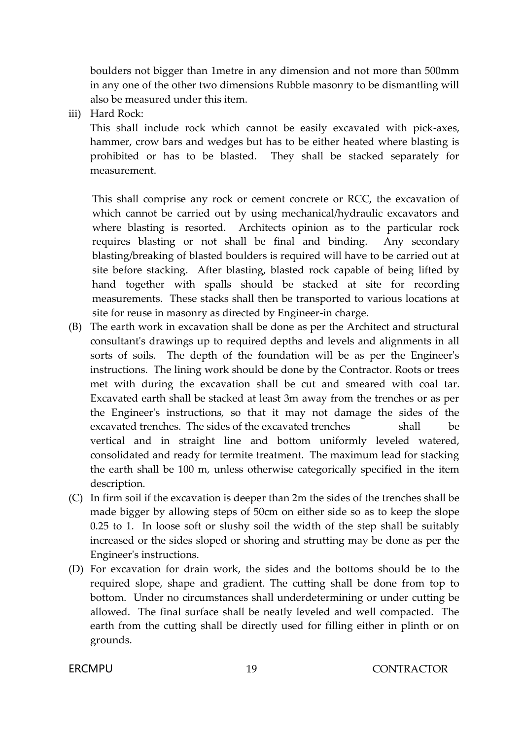boulders not bigger than 1metre in any dimension and not more than 500mm in any one of the other two dimensions Rubble masonry to be dismantling will also be measured under this item.

iii) Hard Rock:

This shall include rock which cannot be easily excavated with pick-axes, hammer, crow bars and wedges but has to be either heated where blasting is prohibited or has to be blasted. They shall be stacked separately for measurement.

This shall comprise any rock or cement concrete or RCC, the excavation of which cannot be carried out by using mechanical/hydraulic excavators and where blasting is resorted. Architects opinion as to the particular rock requires blasting or not shall be final and binding. Any secondary blasting/breaking of blasted boulders is required will have to be carried out at site before stacking. After blasting, blasted rock capable of being lifted by hand together with spalls should be stacked at site for recording measurements. These stacks shall then be transported to various locations at site for reuse in masonry as directed by Engineer-in charge.

(B) The earth work in excavation shall be done as per the Architect and structural consultant's drawings up to required depths and levels and alignments in all sorts of soils. The depth of the foundation will be as per the Engineer's instructions. The lining work should be done by the Contractor. Roots or trees met with during the excavation shall be cut and smeared with coal tar. Excavated earth shall be stacked at least 3m away from the trenches or as per the Engineer's instructions, so that it may not damage the sides of the excavated trenches. The sides of the excavated trenches shall be vertical and in straight line and bottom uniformly leveled watered, consolidated and ready for termite treatment. The maximum lead for stacking the earth shall be 100 m, unless otherwise categorically specified in the item description.

(C) In firm soil if the excavation is deeper than 2m the sides of the trenches shall be made bigger by allowing steps of 50cm on either side so as to keep the slope 0.25 to 1. In loose soft or slushy soil the width of the step shall be suitably increased or the sides sloped or shoring and strutting may be done as per the Engineer's instructions.

(D) For excavation for drain work, the sides and the bottoms should be to the required slope, shape and gradient. The cutting shall be done from top to bottom. Under no circumstances shall underdetermining or under cutting be allowed. The final surface shall be neatly leveled and well compacted. The earth from the cutting shall be directly used for filling either in plinth or on grounds.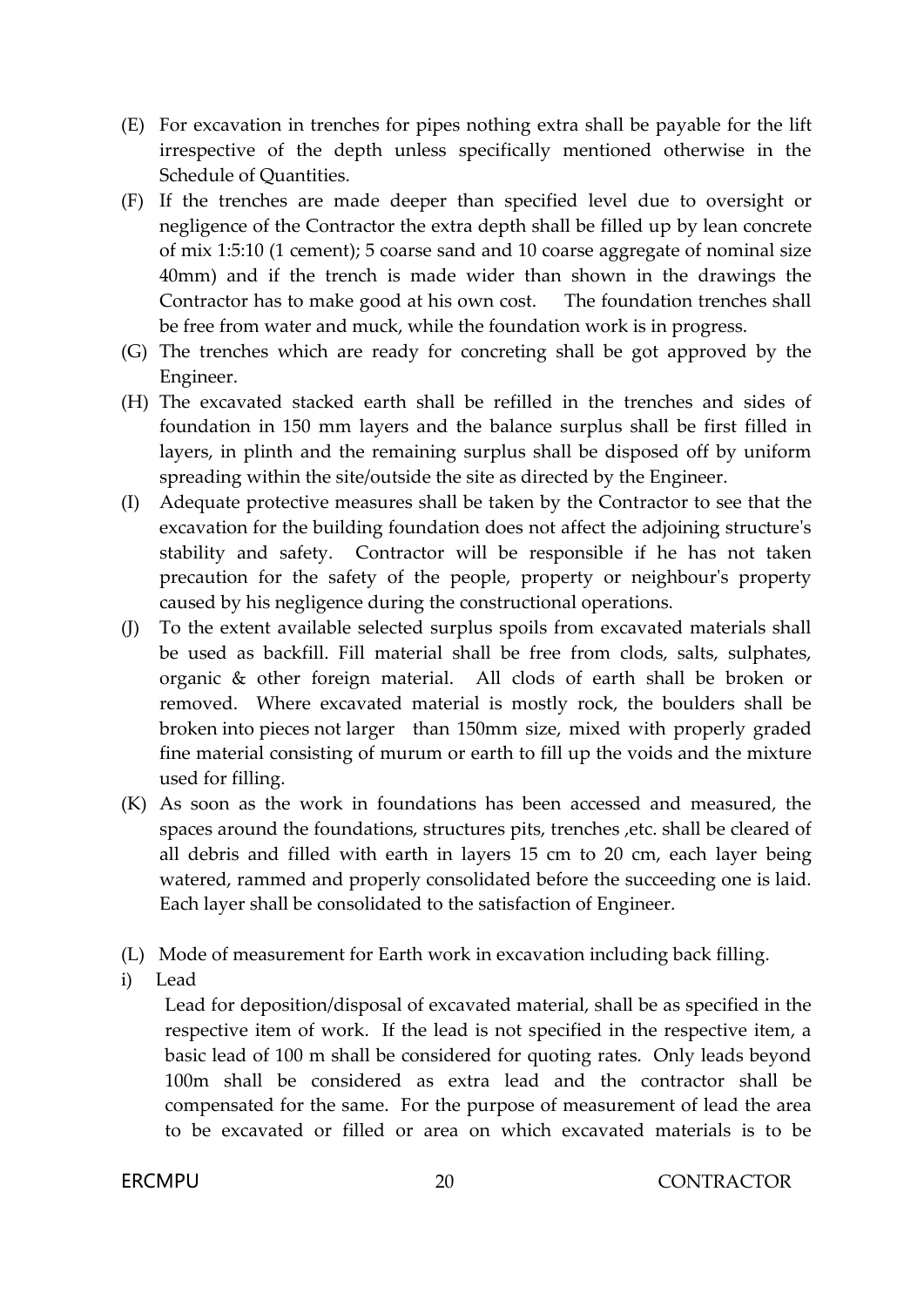(E) For excavation in trenches for pipes nothing extra shall be payable for the lift irrespective of the depth unless specifically mentioned otherwise in the Schedule of Quantities.

(F) If the trenches are made deeper than specified level due to oversight or negligence of the Contractor the extra depth shall be filled up by lean concrete of mix 1:5:10 (1 cement); 5 coarse sand and 10 coarse aggregate of nominal size 40mm) and if the trench is made wider than shown in the drawings the Contractor has to make good at his own cost. The foundation trenches shall be free from water and muck, while the foundation work is in progress.

(G) The trenches which are ready for concreting shall be got approved by the Engineer.

(H) The excavated stacked earth shall be refilled in the trenches and sides of foundation in 150 mm layers and the balance surplus shall be first filled in layers, in plinth and the remaining surplus shall be disposed off by uniform spreading within the site/outside the site as directed by the Engineer.

(I) Adequate protective measures shall be taken by the Contractor to see that the excavation for the building foundation does not affect the adjoining structure's stability and safety. Contractor will be responsible if he has not taken precaution for the safety of the people, property or neighbour's property caused by his negligence during the constructional operations.

(J) To the extent available selected surplus spoils from excavated materials shall be used as backfill. Fill material shall be free from clods, salts, sulphates, organic & other foreign material. All clods of earth shall be broken or removed. Where excavated material is mostly rock, the boulders shall be broken into pieces not larger than 150mm size, mixed with properly graded fine material consisting of murum or earth to fill up the voids and the mixture used for filling.

(K) As soon as the work in foundations has been accessed and measured, the spaces around the foundations, structures pits, trenches ,etc. shall be cleared of all debris and filled with earth in layers 15 cm to 20 cm, each layer being watered, rammed and properly consolidated before the succeeding one is laid. Each layer shall be consolidated to the satisfaction of Engineer.

(L) Mode of measurement for Earth work in excavation including back filling.

i) Lead

Lead for deposition/disposal of excavated material, shall be as specified in the respective item of work. If the lead is not specified in the respective item, a basic lead of 100 m shall be considered for quoting rates. Only leads beyond 100m shall be considered as extra lead and the contractor shall be compensated for the same. For the purpose of measurement of lead the area to be excavated or filled or area on which excavated materials is to be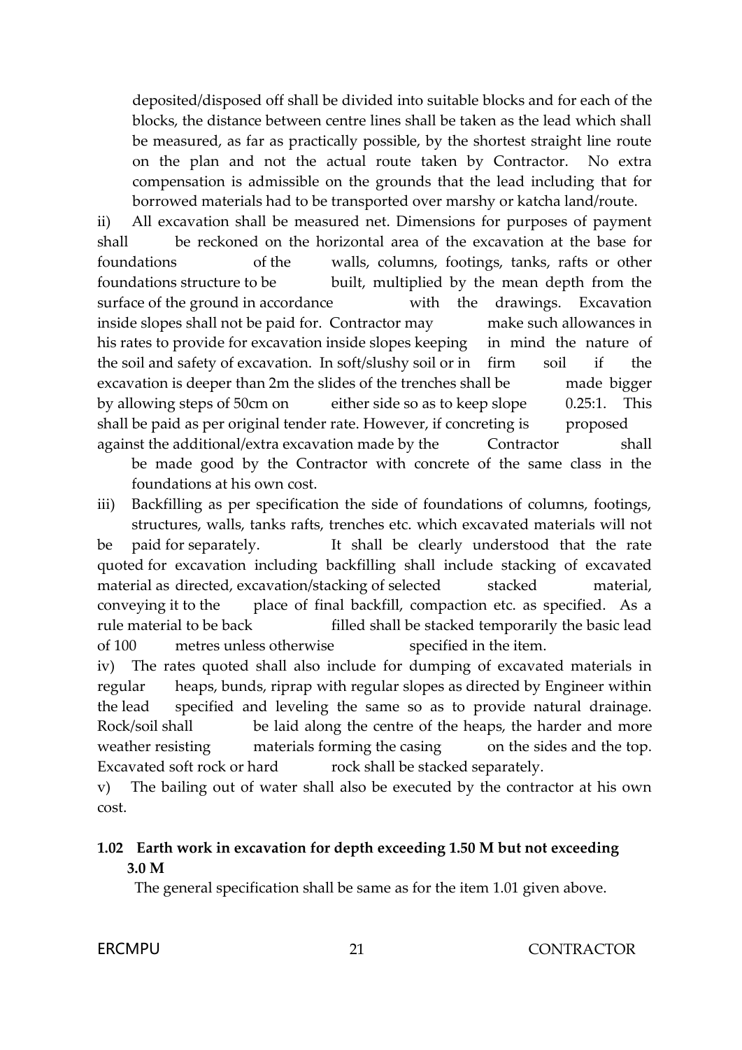deposited/disposed off shall be divided into suitable blocks and for each of the blocks, the distance between centre lines shall be taken as the lead which shall be measured, as far as practically possible, by the shortest straight line route on the plan and not the actual route taken by Contractor. No extra compensation is admissible on the grounds that the lead including that for borrowed materials had to be transported over marshy or katcha land/route.

ii) All excavation shall be measured net. Dimensions for purposes of payment shall be reckoned on the horizontal area of the excavation at the base for foundations of the walls, columns, footings, tanks, rafts or other foundations structure to be built, multiplied by the mean depth from the surface of the ground in accordance with the drawings. Excavation inside slopes shall not be paid for. Contractor may make such allowances in his rates to provide for excavation inside slopes keeping in mind the nature of the soil and safety of excavation. In soft/slushy soil or in firm soil if the excavation is deeper than 2m the slides of the trenches shall be made bigger by allowing steps of 50cm on either side so as to keep slope 0.25:1. This shall be paid as per original tender rate. However, if concreting is proposed against the additional/extra excavation made by the Contractor shall be made good by the Contractor with concrete of the same class in the foundations at his own cost.

iii) Backfilling as per specification the side of foundations of columns, footings, structures, walls, tanks rafts, trenches etc. which excavated materials will not be paid for separately. It shall be clearly understood that the rate quoted for excavation including backfilling shall include stacking of excavated material as directed, excavation/stacking of selected stacked material, conveying it to the place of final backfill, compaction etc. as specified. As a rule material to be back filled shall be stacked temporarily the basic lead of 100 metres unless otherwise specified in the item.

iv) The rates quoted shall also include for dumping of excavated materials in regular heaps, bunds, riprap with regular slopes as directed by Engineer within the lead specified and leveling the same so as to provide natural drainage. Rock/soil shall be laid along the centre of the heaps, the harder and more weather resisting materials forming the casing on the sides and the top. Excavated soft rock or hard rock shall be stacked separately.

v) The bailing out of water shall also be executed by the contractor at his own cost.

**1.02 Earth work in excavation for depth exceeding 1.50 M but not exceeding 3.0 M**

The general specification shall be same as for the item 1.01 given above.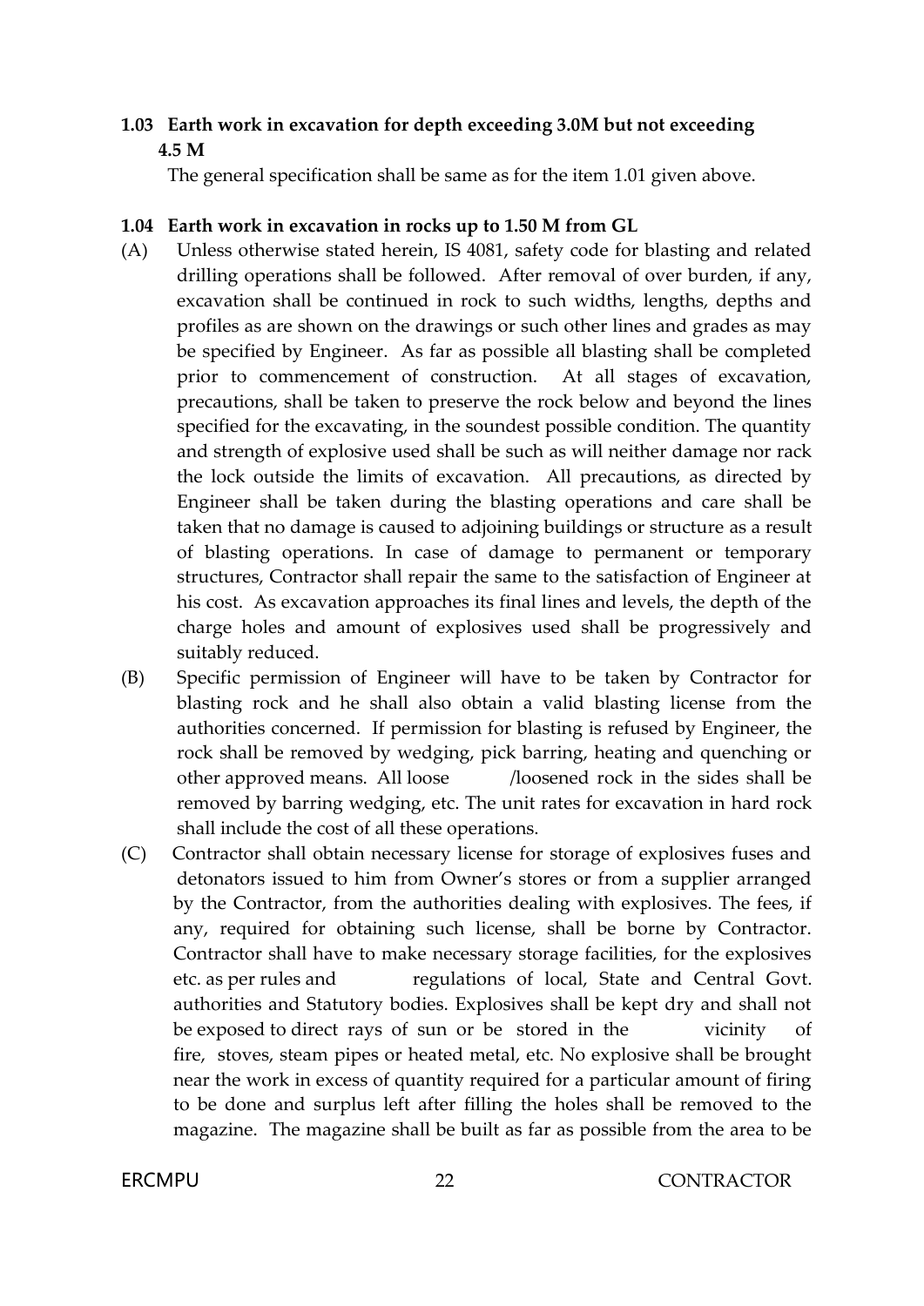**1.03 Earth work in excavation for depth exceeding 3.0M but not exceeding 4.5 M**

The general specification shall be same as for the item 1.01 given above.

**1.04 Earth work in excavation in rocks up to 1.50 M from GL**

(A) Unless otherwise stated herein, IS 4081, safety code for blasting and related drilling operations shall be followed. After removal of over burden, if any, excavation shall be continued in rock to such widths, lengths, depths and profiles as are shown on the drawings or such other lines and grades as may be specified by Engineer. As far as possible all blasting shall be completed prior to commencement of construction. At all stages of excavation, precautions, shall be taken to preserve the rock below and beyond the lines specified for the excavating, in the soundest possible condition. The quantity and strength of explosive used shall be such as will neither damage nor rack the lock outside the limits of excavation. All precautions, as directed by Engineer shall be taken during the blasting operations and care shall be taken that no damage is caused to adjoining buildings or structure as a result of blasting operations. In case of damage to permanent or temporary structures, Contractor shall repair the same to the satisfaction of Engineer at his cost. As excavation approaches its final lines and levels, the depth of the charge holes and amount of explosives used shall be progressively and suitably reduced.

(B) Specific permission of Engineer will have to be taken by Contractor for blasting rock and he shall also obtain a valid blasting license from the authorities concerned. If permission for blasting is refused by Engineer, the rock shall be removed by wedging, pick barring, heating and quenching or other approved means. All loose /loosened rock in the sides shall be removed by barring wedging, etc. The unit rates for excavation in hard rock shall include the cost of all these operations.

(C) Contractor shall obtain necessary license for storage of explosives fuses and detonators issued to him from Owner's stores or from a supplier arranged by the Contractor, from the authorities dealing with explosives. The fees, if any, required for obtaining such license, shall be borne by Contractor. Contractor shall have to make necessary storage facilities, for the explosives etc. as per rules and regulations of local, State and Central Govt. authorities and Statutory bodies. Explosives shall be kept dry and shall not be exposed to direct rays of sun or be stored in the vicinity of fire, stoves, steam pipes or heated metal, etc. No explosive shall be brought near the work in excess of quantity required for a particular amount of firing to be done and surplus left after filling the holes shall be removed to the magazine. The magazine shall be built as far as possible from the area to be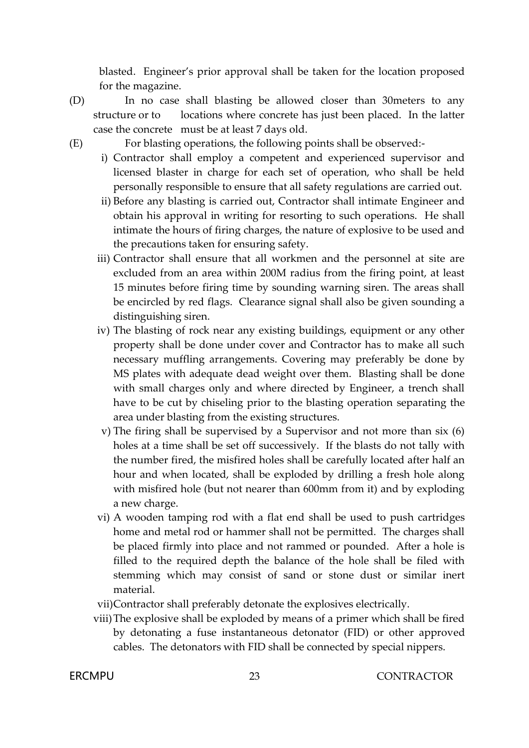blasted. Engineer's prior approval shall be taken for the location proposed for the magazine.

(D) In no case shall blasting be allowed closer than 30meters to any structure or to locations where concrete has just been placed. In the latter case the concrete must be at least 7 days old.

(E) For blasting operations, the following points shall be observed:-

i) Contractor shall employ a competent and experienced supervisor and licensed blaster in charge for each set of operation, who shall be held personally responsible to ensure that all safety regulations are carried out.

ii) Before any blasting is carried out, Contractor shall intimate Engineer and obtain his approval in writing for resorting to such operations. He shall intimate the hours of firing charges, the nature of explosive to be used and the precautions taken for ensuring safety.

iii) Contractor shall ensure that all workmen and the personnel at site are excluded from an area within 200M radius from the firing point, at least 15 minutes before firing time by sounding warning siren. The areas shall be encircled by red flags. Clearance signal shall also be given sounding a distinguishing siren.

iv) The blasting of rock near any existing buildings, equipment or any other property shall be done under cover and Contractor has to make all such necessary muffling arrangements. Covering may preferably be done by MS plates with adequate dead weight over them. Blasting shall be done with small charges only and where directed by Engineer, a trench shall have to be cut by chiseling prior to the blasting operation separating the area under blasting from the existing structures.

v) The firing shall be supervised by a Supervisor and not more than six (6) holes at a time shall be set off successively. If the blasts do not tally with the number fired, the misfired holes shall be carefully located after half an hour and when located, shall be exploded by drilling a fresh hole along with misfired hole (but not nearer than 600mm from it) and by exploding a new charge.

vi) A wooden tamping rod with a flat end shall be used to push cartridges home and metal rod or hammer shall not be permitted. The charges shall be placed firmly into place and not rammed or pounded. After a hole is filled to the required depth the balance of the hole shall be filed with stemming which may consist of sand or stone dust or similar inert material.

vii) Contractor shall preferably detonate the explosives electrically.

viii) The explosive shall be exploded by means of a primer which shall be fired by detonating a fuse instantaneous detonator (FID) or other approved cables. The detonators with FID shall be connected by special nippers.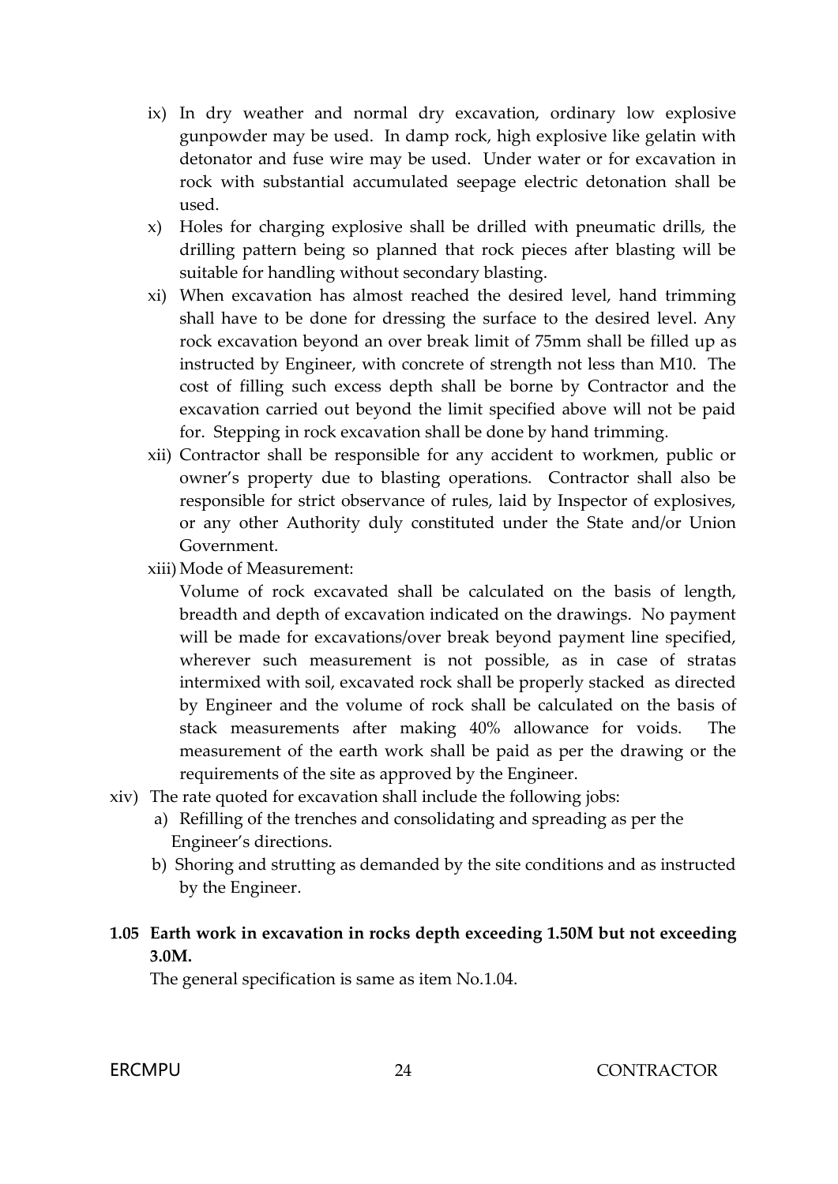ix) In dry weather and normal dry excavation, ordinary low explosive gunpowder may be used. In damp rock, high explosive like gelatin with detonator and fuse wire may be used. Under water or for excavation in rock with substantial accumulated seepage electric detonation shall be used.

x) Holes for charging explosive shall be drilled with pneumatic drills, the drilling pattern being so planned that rock pieces after blasting will be suitable for handling without secondary blasting.

xi) When excavation has almost reached the desired level, hand trimming shall have to be done for dressing the surface to the desired level. Any rock excavation beyond an over break limit of 75mm shall be filled up as instructed by Engineer, with concrete of strength not less than M10. The cost of filling such excess depth shall be borne by Contractor and the excavation carried out beyond the limit specified above will not be paid for. Stepping in rock excavation shall be done by hand trimming.

xii) Contractor shall be responsible for any accident to workmen, public or owner's property due to blasting operations. Contractor shall also be responsible for strict observance of rules, laid by Inspector of explosives, or any other Authority duly constituted under the State and/or Union Government.

xiii) Mode of Measurement:

Volume of rock excavated shall be calculated on the basis of length, breadth and depth of excavation indicated on the drawings. No payment will be made for excavations/over break beyond payment line specified, wherever such measurement is not possible, as in case of stratas intermixed with soil, excavated rock shall be properly stacked as directed by Engineer and the volume of rock shall be calculated on the basis of stack measurements after making 40% allowance for voids. The measurement of the earth work shall be paid as per the drawing or the requirements of the site as approved by the Engineer.

xiv) The rate quoted for excavation shall include the following jobs:

a) Refilling of the trenches and consolidating and spreading as per the Engineer's directions.

b) Shoring and strutting as demanded by the site conditions and as instructed by the Engineer.

**1.05 Earth work in excavation in rocks depth exceeding 1.50M but not exceeding 3.0M.**

The general specification is same as item No.1.04.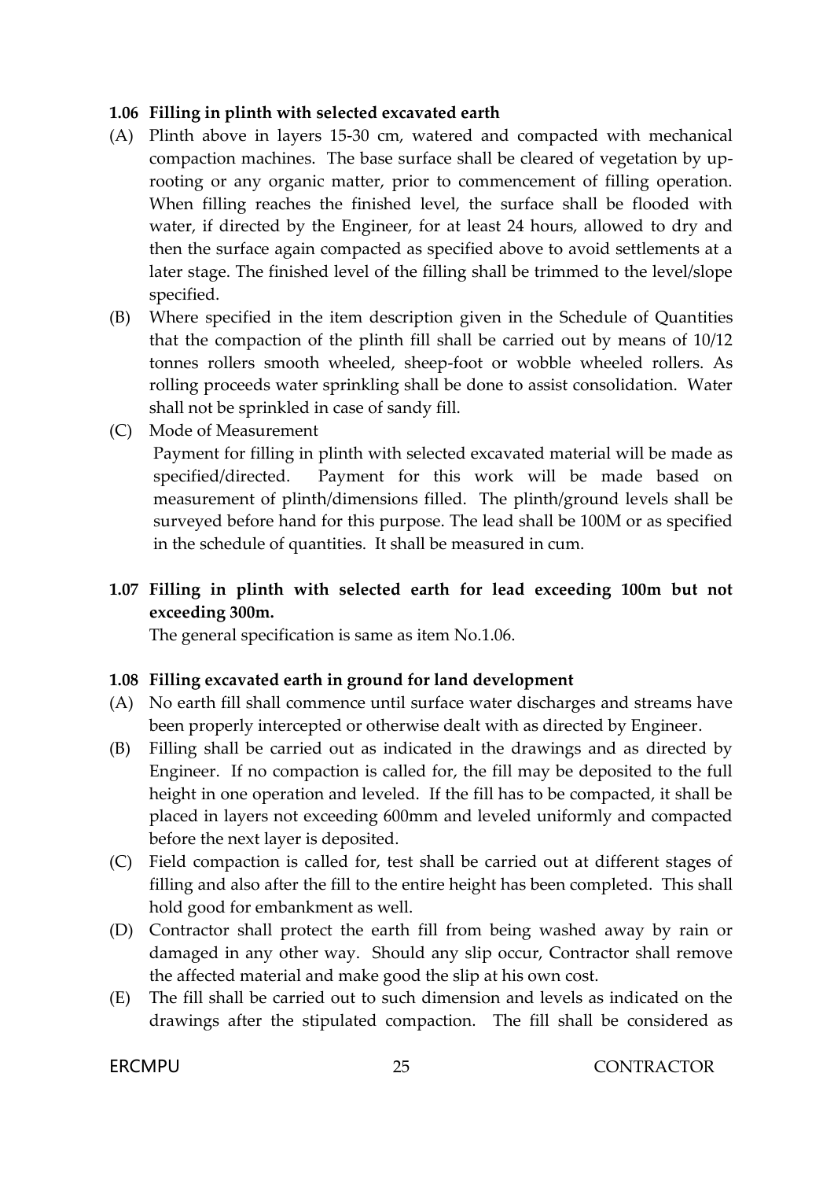### 1.06 Filling in plinth with selected excavated earth

(A) Plinth above in layers 15-30 cm, watered and compacted with mechanical compaction machines. The base surface shall be cleared of vegetation by uprooting or any organic matter, prior to commencement of filling operation. When filling reaches the finished level, the surface shall be flooded with water, if directed by the Engineer, for at least 24 hours, allowed to dry and then the surface again compacted as specified above to avoid settlements at a later stage. The finished level of the filling shall be trimmed to the level/slope specified.

(B) Where specified in the item description given in the Schedule of Quantities that the compaction of the plinth fill shall be carried out by means of 10/12 tonnes rollers smooth wheeled, sheep-foot or wobble wheeled rollers. As rolling proceeds water sprinkling shall be done to assist consolidation. Water shall not be sprinkled in case of sandy fill.

(C) Mode of Measurement

Payment for filling in plinth with selected excavated material will be made as specified/directed. Payment for this work will be made based on measurement of plinth/dimensions filled. The plinth/ground levels shall be surveyed before hand for this purpose. The lead shall be 100M or as specified in the schedule of quantities. It shall be measured in cum.

### 1.07 Filling in plinth with selected earth for lead exceeding 100m but not exceeding 300m.

The general specification is same as item No.1.06.

### 1.08 Filling excavated earth in ground for land development

(A) No earth fill shall commence until surface water discharges and streams have been properly intercepted or otherwise dealt with as directed by Engineer.

(B) Filling shall be carried out as indicated in the drawings and as directed by Engineer. If no compaction is called for, the fill may be deposited to the full height in one operation and leveled. If the fill has to be compacted, it shall be placed in layers not exceeding 600mm and leveled uniformly and compacted before the next layer is deposited.

(C) Field compaction is called for, test shall be carried out at different stages of filling and also after the fill to the entire height has been completed. This shall hold good for embankment as well.

(D) Contractor shall protect the earth fill from being washed away by rain or damaged in any other way. Should any slip occur, Contractor shall remove the affected material and make good the slip at his own cost.

(E) The fill shall be carried out to such dimension and levels as indicated on the drawings after the stipulated compaction. The fill shall be considered as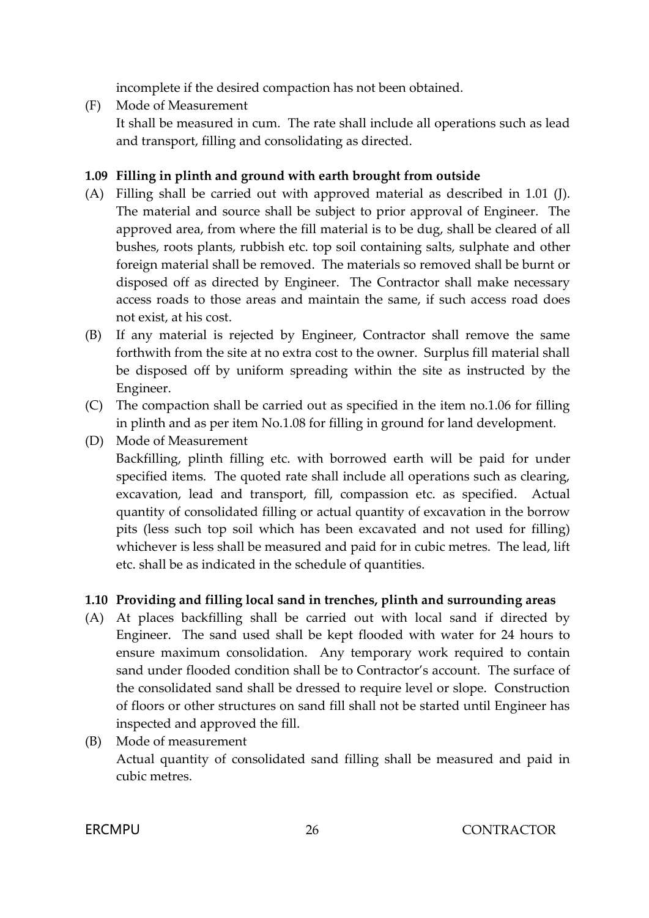incomplete if the desired compaction has not been obtained.

(F) Mode of Measurement

It shall be measured in cum. The rate shall include all operations such as lead and transport, filling and consolidating as directed.

**1.09 Filling in plinth and ground with earth brought from outside**

(A) Filling shall be carried out with approved material as described in 1.01 (J). The material and source shall be subject to prior approval of Engineer. The approved area, from where the fill material is to be dug, shall be cleared of all bushes, roots plants, rubbish etc. top soil containing salts, sulphate and other foreign material shall be removed. The materials so removed shall be burnt or disposed off as directed by Engineer. The Contractor shall make necessary access roads to those areas and maintain the same, if such access road does not exist, at his cost.

(B) If any material is rejected by Engineer, Contractor shall remove the same forthwith from the site at no extra cost to the owner. Surplus fill material shall be disposed off by uniform spreading within the site as instructed by the Engineer.

(C) The compaction shall be carried out as specified in the item no.1.06 for filling in plinth and as per item No.1.08 for filling in ground for land development.

(D) Mode of Measurement

Backfilling, plinth filling etc. with borrowed earth will be paid for under specified items. The quoted rate shall include all operations such as clearing, excavation, lead and transport, fill, compassion etc. as specified. Actual quantity of consolidated filling or actual quantity of excavation in the borrow pits (less such top soil which has been excavated and not used for filling) whichever is less shall be measured and paid for in cubic metres. The lead, lift etc. shall be as indicated in the schedule of quantities.

**1.10 Providing and filling local sand in trenches, plinth and surrounding areas**

(A) At places backfilling shall be carried out with local sand if directed by Engineer. The sand used shall be kept flooded with water for 24 hours to ensure maximum consolidation. Any temporary work required to contain sand under flooded condition shall be to Contractor's account. The surface of the consolidated sand shall be dressed to require level or slope. Construction of floors or other structures on sand fill shall not be started until Engineer has inspected and approved the fill.

(B) Mode of measurement

Actual quantity of consolidated sand filling shall be measured and paid in cubic metres.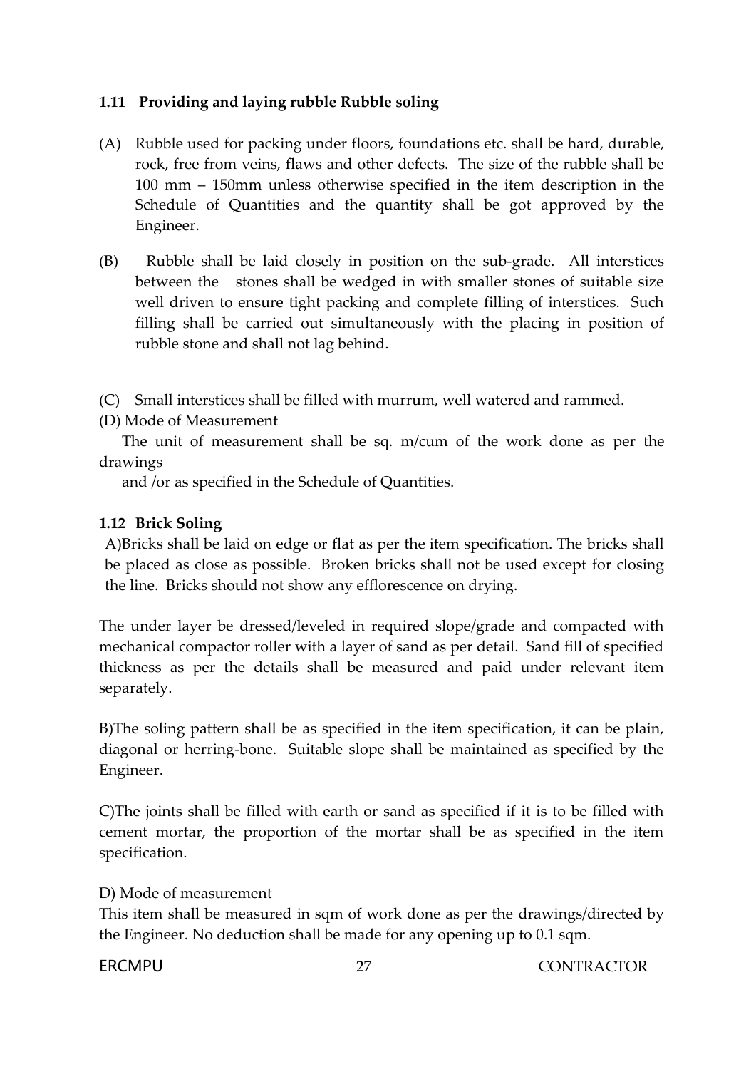### 1.11 Providing and laying rubble Rubble soling

(A) Rubble used for packing under floors, foundations etc. shall be hard, durable, rock, free from veins, flaws and other defects. The size of the rubble shall be 100 mm – 150mm unless otherwise specified in the item description in the Schedule of Quantities and the quantity shall be got approved by the Engineer.

(B) Rubble shall be laid closely in position on the sub-grade. All interstices between the stones shall be wedged in with smaller stones of suitable size well driven to ensure tight packing and complete filling of interstices. Such filling shall be carried out simultaneously with the placing in position of rubble stone and shall not lag behind.

(C) Small interstices shall be filled with murrum, well watered and rammed.

(D) Mode of Measurement

The unit of measurement shall be sq. m/cum of the work done as per the drawings and /or as specified in the Schedule of Quantities.

### 1.12 Brick Soling

A)Bricks shall be laid on edge or flat as per the item specification. The bricks shall be placed as close as possible. Broken bricks shall not be used except for closing the line. Bricks should not show any efflorescence on drying.

The under layer be dressed/leveled in required slope/grade and compacted with mechanical compactor roller with a layer of sand as per detail. Sand fill of specified thickness as per the details shall be measured and paid under relevant item separately.

B)The soling pattern shall be as specified in the item specification, it can be plain, diagonal or herring-bone. Suitable slope shall be maintained as specified by the Engineer.

C)The joints shall be filled with earth or sand as specified if it is to be filled with cement mortar, the proportion of the mortar shall be as specified in the item specification.

D) Mode of measurement

This item shall be measured in sqm of work done as per the drawings/directed by the Engineer. No deduction shall be made for any opening up to 0.1 sqm.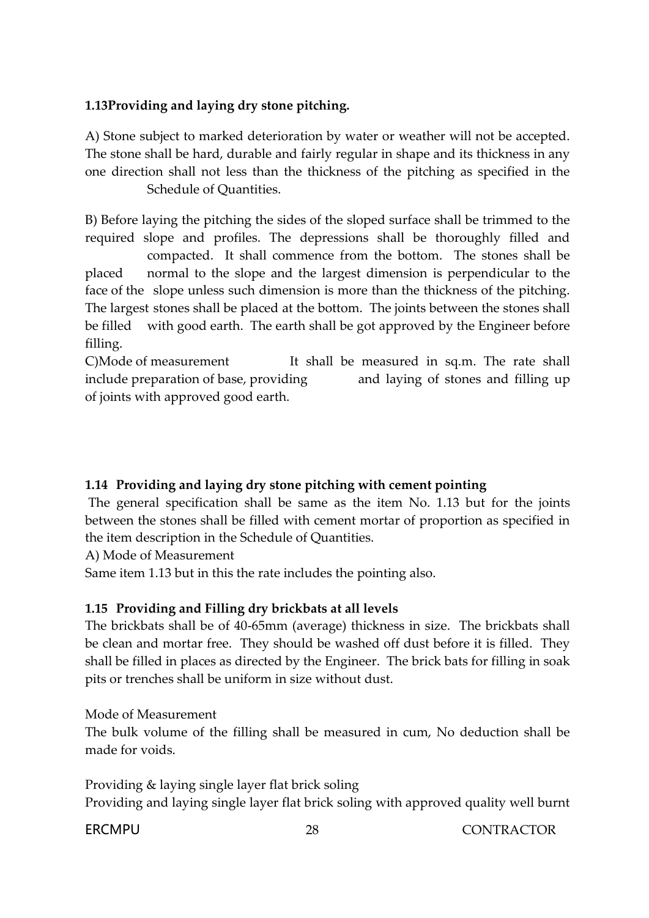**1.13Providing and laying dry stone pitching.**

A) Stone subject to marked deterioration by water or weather will not be accepted. The stone shall be hard, durable and fairly regular in shape and its thickness in any one direction shall not less than the thickness of the pitching as specified in the Schedule of Quantities.

B) Before laying the pitching the sides of the sloped surface shall be trimmed to the required slope and profiles. The depressions shall be thoroughly filled and compacted. It shall commence from the bottom. The stones shall be placed normal to the slope and the largest dimension is perpendicular to the face of the slope unless such dimension is more than the thickness of the pitching. The largest stones shall be placed at the bottom. The joints between the stones shall be filled with good earth. The earth shall be got approved by the Engineer before filling.

C)Mode of measurement It shall be measured in sq.m. The rate shall include preparation of base, providing and laying of stones and filling up of joints with approved good earth.

**1.14 Providing and laying dry stone pitching with cement pointing**

The general specification shall be same as the item No. 1.13 but for the joints between the stones shall be filled with cement mortar of proportion as specified in the item description in the Schedule of Quantities.

A) Mode of Measurement

Same item 1.13 but in this the rate includes the pointing also.

**1.15 Providing and Filling dry brickbats at all levels**

The brickbats shall be of 40-65mm (average) thickness in size. The brickbats shall be clean and mortar free. They should be washed off dust before it is filled. They shall be filled in places as directed by the Engineer. The brick bats for filling in soak pits or trenches shall be uniform in size without dust.

Mode of Measurement

The bulk volume of the filling shall be measured in cum, No deduction shall be made for voids.

Providing & laying single layer flat brick soling

Providing and laying single layer flat brick soling with approved quality well burnt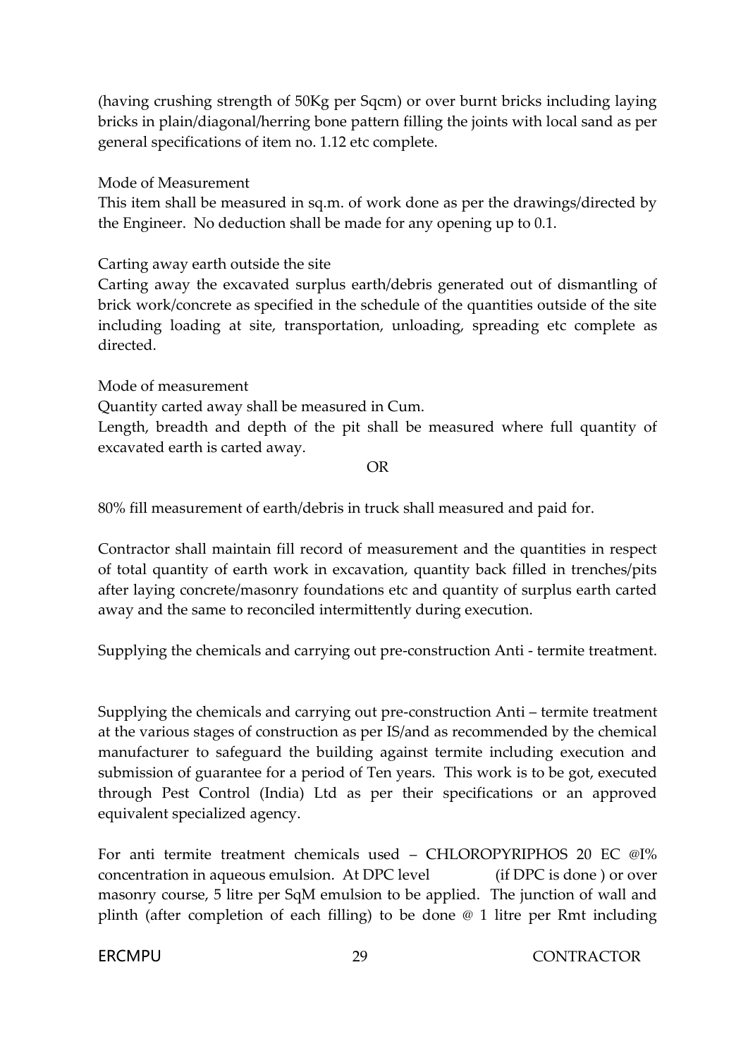(having crushing strength of 50Kg per Sqcm) or over burnt bricks including laying bricks in plain/diagonal/herring bone pattern filling the joints with local sand as per general specifications of item no. 1.12 etc complete.

Mode of Measurement

This item shall be measured in sq.m. of work done as per the drawings/directed by the Engineer. No deduction shall be made for any opening up to 0.1.

Carting away earth outside the site

Carting away the excavated surplus earth/debris generated out of dismantling of brick work/concrete as specified in the schedule of the quantities outside of the site including loading at site, transportation, unloading, spreading etc complete as directed.

Mode of measurement

Quantity carted away shall be measured in Cum.

Length, breadth and depth of the pit shall be measured where full quantity of excavated earth is carted away.

OR

80% fill measurement of earth/debris in truck shall measured and paid for.

Contractor shall maintain fill record of measurement and the quantities in respect of total quantity of earth work in excavation, quantity back filled in trenches/pits after laying concrete/masonry foundations etc and quantity of surplus earth carted away and the same to reconciled intermittently during execution.

Supplying the chemicals and carrying out pre-construction Anti - termite treatment.

Supplying the chemicals and carrying out pre-construction Anti – termite treatment at the various stages of construction as per IS/and as recommended by the chemical manufacturer to safeguard the building against termite including execution and submission of guarantee for a period of Ten years. This work is to be got, executed through Pest Control (India) Ltd as per their specifications or an approved equivalent specialized agency.

For anti termite treatment chemicals used – CHLOROPYRIPHOS 20 EC @I% concentration in aqueous emulsion. At DPC level (if DPC is done ) or over masonry course, 5 litre per SqM emulsion to be applied. The junction of wall and plinth (after completion of each filling) to be done @ 1 litre per Rmt including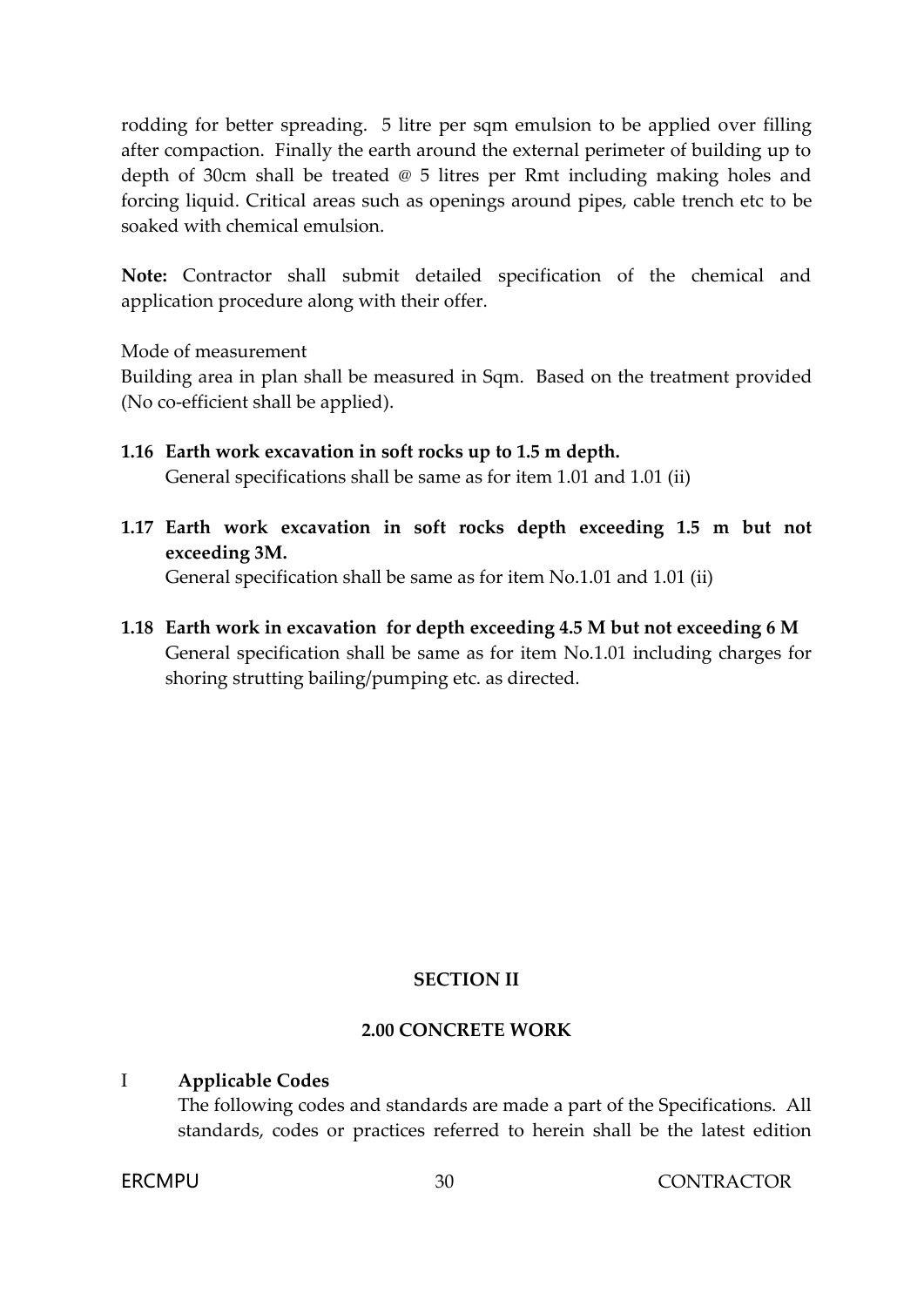rodding for better spreading. 5 litre per sqm emulsion to be applied over filling after compaction. Finally the earth around the external perimeter of building up to depth of 30cm shall be treated @ 5 litres per Rmt including making holes and forcing liquid. Critical areas such as openings around pipes, cable trench etc to be soaked with chemical emulsion.

**Note:** Contractor shall submit detailed specification of the chemical and application procedure along with their offer.

Mode of measurement

Building area in plan shall be measured in Sqm. Based on the treatment provided (No co-efficient shall be applied).

**1.16 Earth work excavation in soft rocks up to 1.5 m depth.**

General specifications shall be same as for item 1.01 and 1.01 (ii)

**1.17 Earth work excavation in soft rocks depth exceeding 1.5 m but not exceeding 3M.**

General specification shall be same as for item No.1.01 and 1.01 (ii)

**1.18 Earth work in excavation for depth exceeding 4.5 M but not exceeding 6 M**

General specification shall be same as for item No.1.01 including charges for shoring strutting bailing/pumping etc. as directed.

## SECTION II

## 2.00 CONCRETE WORK

I **Applicable Codes**

The following codes and standards are made a part of the Specifications. All standards, codes or practices referred to herein shall be the latest edition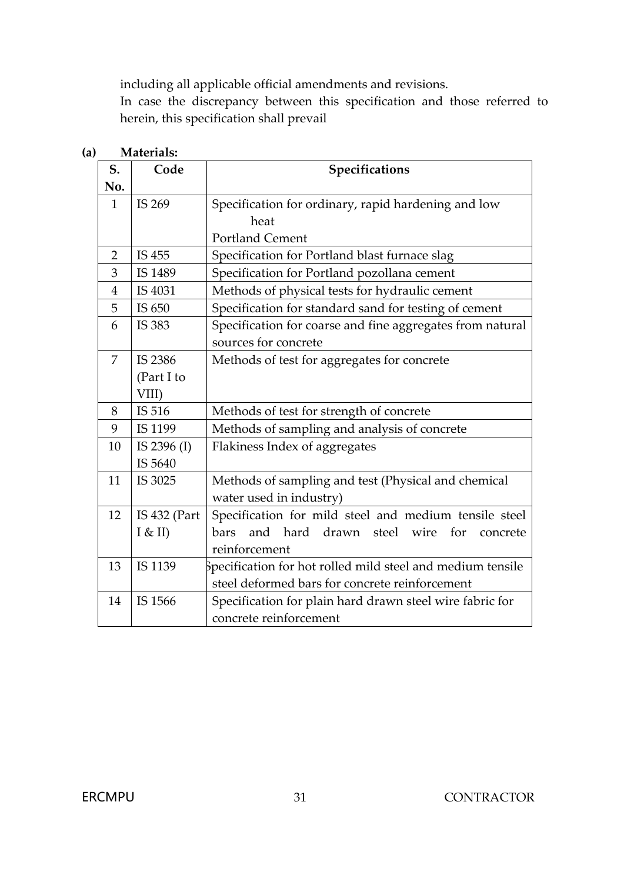including all applicable official amendments and revisions.
In case the discrepancy between this specification and those referred to herein, this specification shall prevail

**(a) Materials:**

| S. No. | Code | Specifications |
|---|---|---|
| 1 | IS 269 | Specification for ordinary, rapid hardening and low heat Portland Cement |
| 2 | IS 455 | Specification for Portland blast furnace slag |
| 3 | IS 1489 | Specification for Portland pozollana cement |
| 4 | IS 4031 | Methods of physical tests for hydraulic cement |
| 5 | IS 650 | Specification for standard sand for testing of cement |
| 6 | IS 383 | Specification for coarse and fine aggregates from natural sources for concrete |
| 7 | IS 2386 (Part I to VIII) | Methods of test for aggregates for concrete |
| 8 | IS 516 | Methods of test for strength of concrete |
| 9 | IS 1199 | Methods of sampling and analysis of concrete |
| 10 | IS 2396 (I) IS 5640 | Flakiness Index of aggregates |
| 11 | IS 3025 | Methods of sampling and test (Physical and chemical water used in industry) |
| 12 | IS 432 (Part I & II) | Specification for mild steel and medium tensile steel bars and hard drawn steel wire for concrete reinforcement |
| 13 | IS 1139 | Specification for hot rolled mild steel and medium tensile steel deformed bars for concrete reinforcement |
| 14 | IS 1566 | Specification for plain hard drawn steel wire fabric for concrete reinforcement |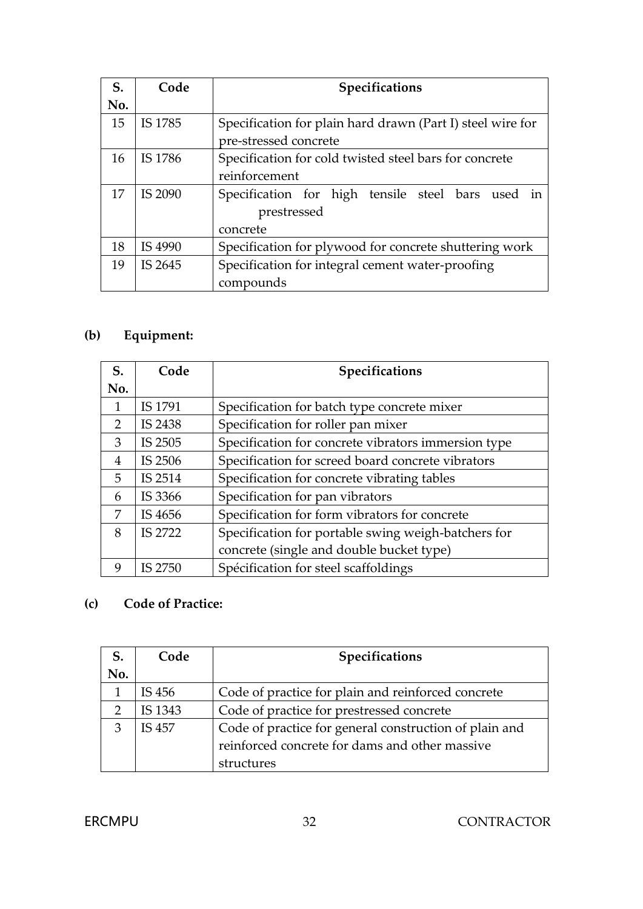| S. No. | Code | Specifications |
|---|---|---|
| 15 | IS 1785 | Specification for plain hard drawn (Part I) steel wire for pre-stressed concrete |
| 16 | IS 1786 | Specification for cold twisted steel bars for concrete reinforcement |
| 17 | IS 2090 | Specification for high tensile steel bars used in prestressed concrete |
| 18 | IS 4990 | Specification for plywood for concrete shuttering work |
| 19 | IS 2645 | Specification for integral cement water-proofing compounds |

**(b) Equipment:**

| S. No. | Code | Specifications |
|---|---|---|
| 1 | IS 1791 | Specification for batch type concrete mixer |
| 2 | IS 2438 | Specification for roller pan mixer |
| 3 | IS 2505 | Specification for concrete vibrators immersion type |
| 4 | IS 2506 | Specification for screed board concrete vibrators |
| 5 | IS 2514 | Specification for concrete vibrating tables |
| 6 | IS 3366 | Specification for pan vibrators |
| 7 | IS 4656 | Specification for form vibrators for concrete |
| 8 | IS 2722 | Specification for portable swing weigh-batchers for concrete (single and double bucket type) |
| 9 | IS 2750 | Spécification for steel scaffoldings |

**(c) Code of Practice:**

| S. No. | Code | Specifications |
|---|---|---|
| 1 | IS 456 | Code of practice for plain and reinforced concrete |
| 2 | IS 1343 | Code of practice for prestressed concrete |
| 3 | IS 457 | Code of practice for general construction of plain and reinforced concrete for dams and other massive structures |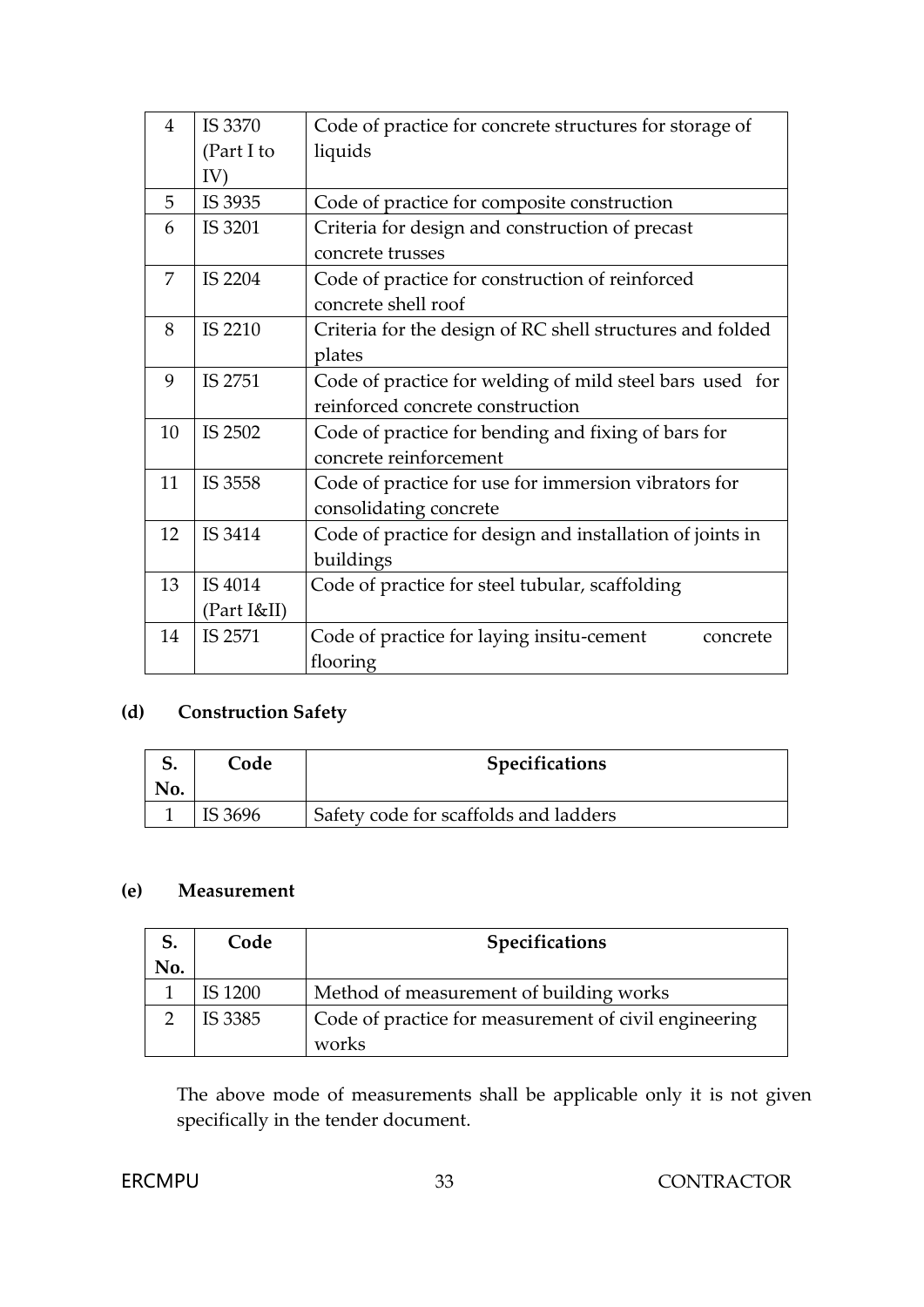| 4 | IS 3370 (Part I to IV) | Code of practice for concrete structures for storage of liquids |
|---|---|---|
| 5 | IS 3935 | Code of practice for composite construction |
| 6 | IS 3201 | Criteria for design and construction of precast concrete trusses |
| 7 | IS 2204 | Code of practice for construction of reinforced concrete shell roof |
| 8 | IS 2210 | Criteria for the design of RC shell structures and folded plates |
| 9 | IS 2751 | Code of practice for welding of mild steel bars used for reinforced concrete construction |
| 10 | IS 2502 | Code of practice for bending and fixing of bars for concrete reinforcement |
| 11 | IS 3558 | Code of practice for use for immersion vibrators for consolidating concrete |
| 12 | IS 3414 | Code of practice for design and installation of joints in buildings |
| 13 | IS 4014 (Part I&II) | Code of practice for steel tubular, scaffolding |
| 14 | IS 2571 | Code of practice for laying insitu-cement concrete flooring |

**(d) Construction Safety**

| S. No. | Code | Specifications |
|---|---|---|
| 1 | IS 3696 | Safety code for scaffolds and ladders |

**(e) Measurement**

| S. No. | Code | Specifications |
|---|---|---|
| 1 | IS 1200 | Method of measurement of building works |
| 2 | IS 3385 | Code of practice for measurement of civil engineering works |

The above mode of measurements shall be applicable only it is not given specifically in the tender document.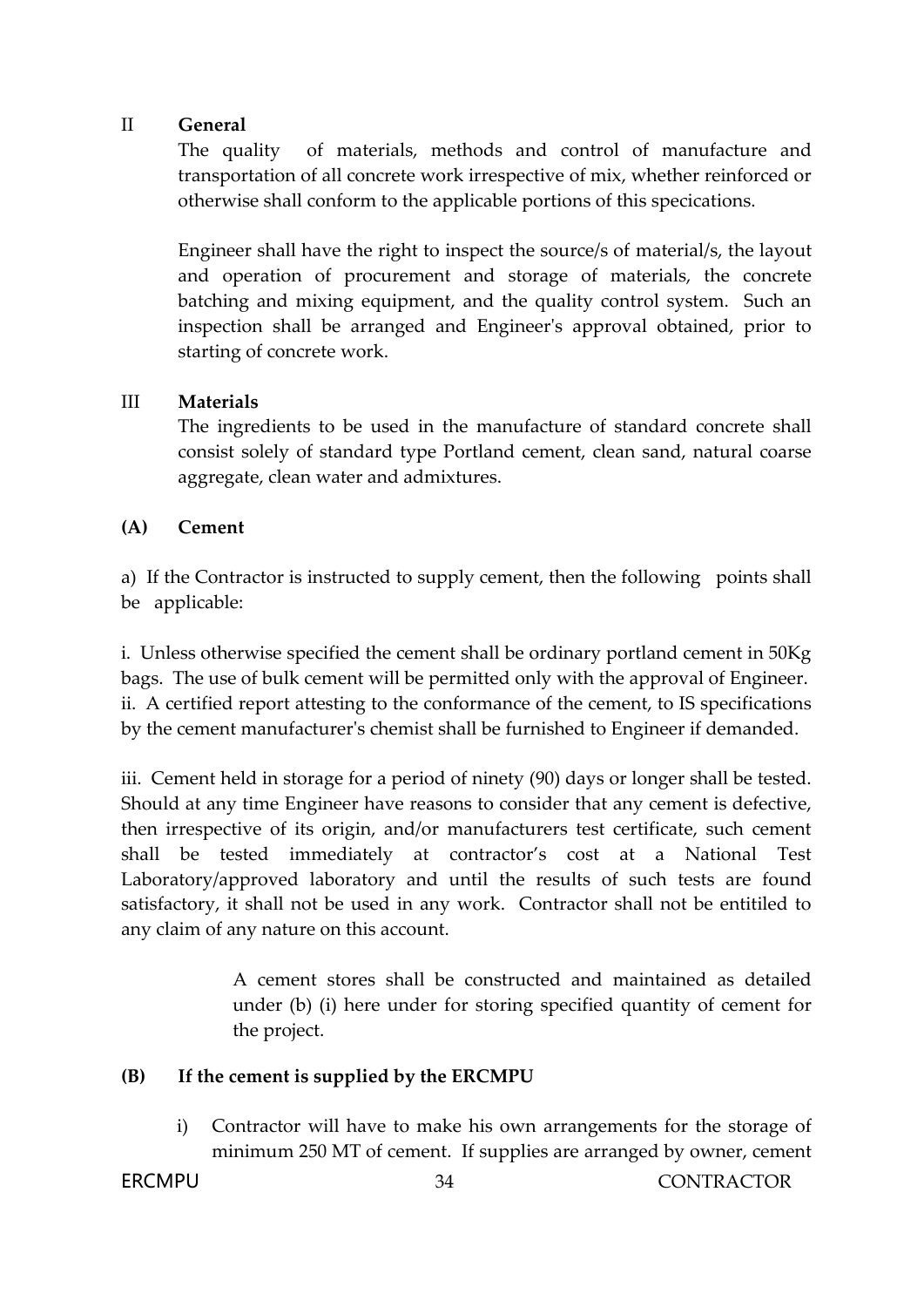## II General

The quality of materials, methods and control of manufacture and transportation of all concrete work irrespective of mix, whether reinforced or otherwise shall conform to the applicable portions of this specications.

Engineer shall have the right to inspect the source/s of material/s, the layout and operation of procurement and storage of materials, the concrete batching and mixing equipment, and the quality control system. Such an inspection shall be arranged and Engineer's approval obtained, prior to starting of concrete work.

## III Materials

The ingredients to be used in the manufacture of standard concrete shall consist solely of standard type Portland cement, clean sand, natural coarse aggregate, clean water and admixtures.

### (A) Cement

a) If the Contractor is instructed to supply cement, then the following points shall be applicable:

i. Unless otherwise specified the cement shall be ordinary portland cement in 50Kg bags. The use of bulk cement will be permitted only with the approval of Engineer.
ii. A certified report attesting to the conformance of the cement, to IS specifications by the cement manufacturer's chemist shall be furnished to Engineer if demanded.

iii. Cement held in storage for a period of ninety (90) days or longer shall be tested. Should at any time Engineer have reasons to consider that any cement is defective, then irrespective of its origin, and/or manufacturers test certificate, such cement shall be tested immediately at contractor's cost at a National Test Laboratory/approved laboratory and until the results of such tests are found satisfactory, it shall not be used in any work. Contractor shall not be entitiled to any claim of any nature on this account.

A cement stores shall be constructed and maintained as detailed under (b) (i) here under for storing specified quantity of cement for the project.

### (B) If the cement is supplied by the ERCMPU

i) Contractor will have to make his own arrangements for the storage of minimum 250 MT of cement. If supplies are arranged by owner, cement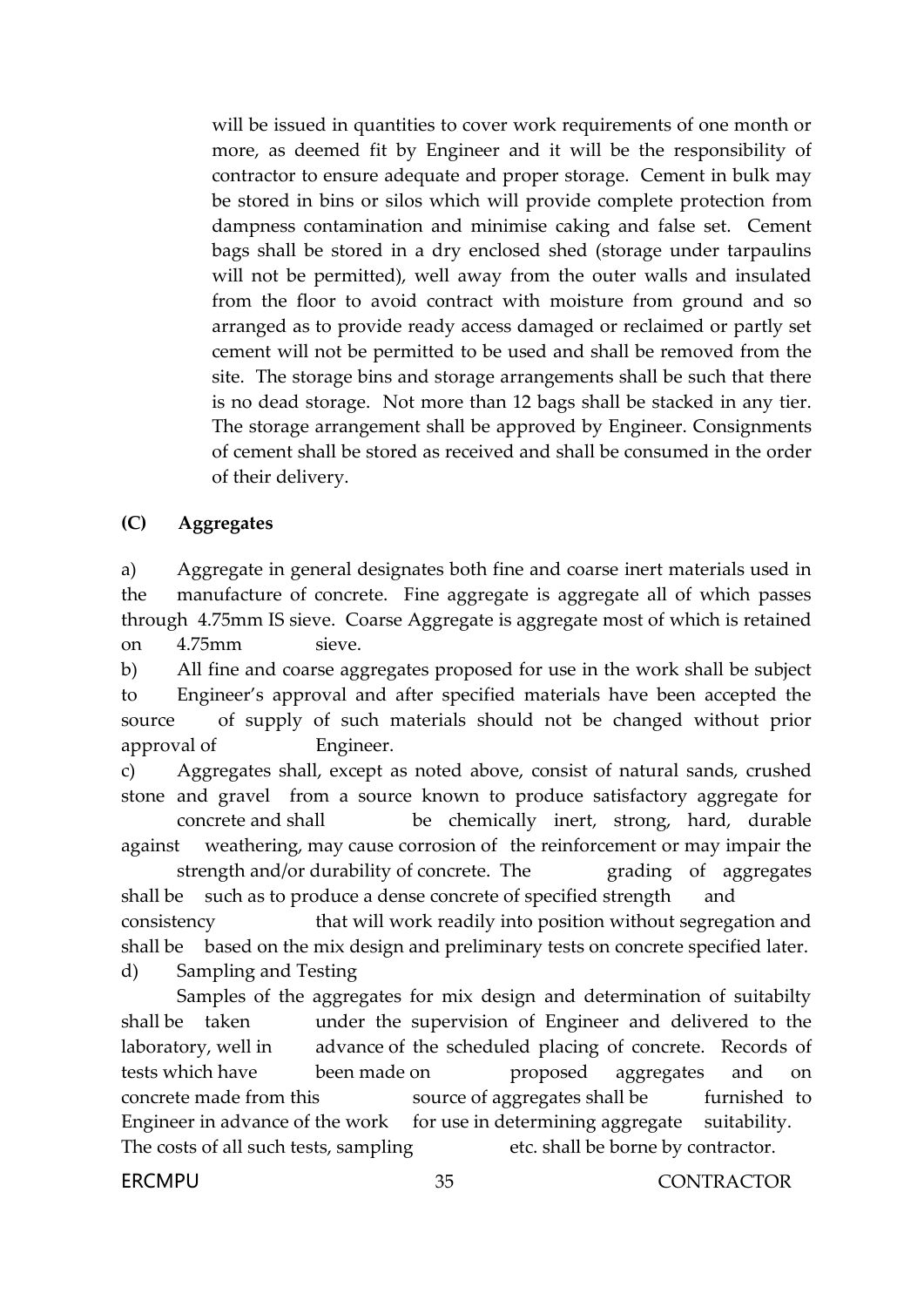will be issued in quantities to cover work requirements of one month or more, as deemed fit by Engineer and it will be the responsibility of contractor to ensure adequate and proper storage. Cement in bulk may be stored in bins or silos which will provide complete protection from dampness contamination and minimise caking and false set. Cement bags shall be stored in a dry enclosed shed (storage under tarpaulins will not be permitted), well away from the outer walls and insulated from the floor to avoid contract with moisture from ground and so arranged as to provide ready access damaged or reclaimed or partly set cement will not be permitted to be used and shall be removed from the site. The storage bins and storage arrangements shall be such that there is no dead storage. Not more than 12 bags shall be stacked in any tier. The storage arrangement shall be approved by Engineer. Consignments of cement shall be stored as received and shall be consumed in the order of their delivery.

**(C) Aggregates**

a) Aggregate in general designates both fine and coarse inert materials used in the manufacture of concrete. Fine aggregate is aggregate all of which passes through 4.75mm IS sieve. Coarse Aggregate is aggregate most of which is retained on 4.75mm sieve.

b) All fine and coarse aggregates proposed for use in the work shall be subject to Engineer's approval and after specified materials have been accepted the source of supply of such materials should not be changed without prior approval of Engineer.

c) Aggregates shall, except as noted above, consist of natural sands, crushed stone and gravel from a source known to produce satisfactory aggregate for concrete and shall be chemically inert, strong, hard, durable against weathering, may cause corrosion of the reinforcement or may impair the strength and/or durability of concrete. The grading of aggregates shall be such as to produce a dense concrete of specified strength and consistency that will work readily into position without segregation and shall be based on the mix design and preliminary tests on concrete specified later.

d) Sampling and Testing

Samples of the aggregates for mix design and determination of suitabilty shall be taken under the supervision of Engineer and delivered to the laboratory, well in advance of the scheduled placing of concrete. Records of tests which have been made on proposed aggregates and on concrete made from this source of aggregates shall be furnished to Engineer in advance of the work for use in determining aggregate suitability. The costs of all such tests, sampling etc. shall be borne by contractor.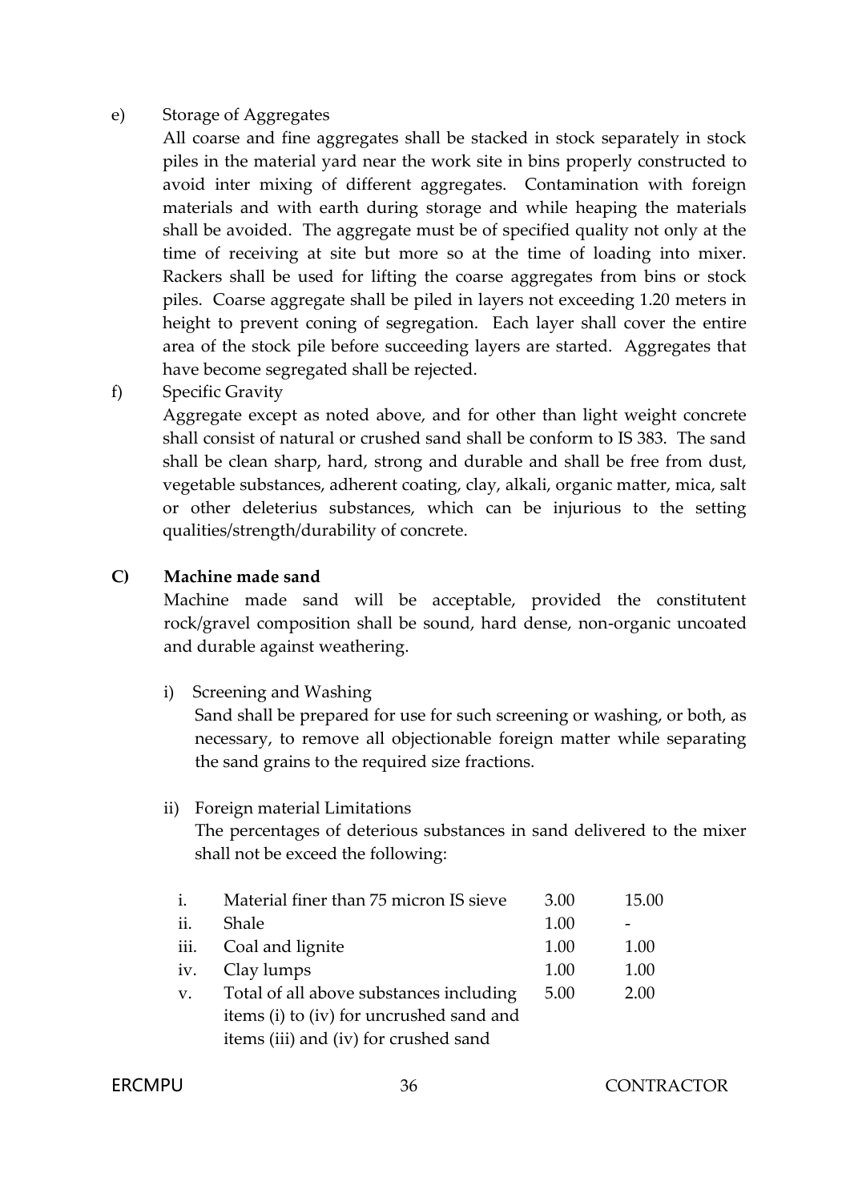e) Storage of Aggregates

All coarse and fine aggregates shall be stacked in stock separately in stock piles in the material yard near the work site in bins properly constructed to avoid inter mixing of different aggregates. Contamination with foreign materials and with earth during storage and while heaping the materials shall be avoided. The aggregate must be of specified quality not only at the time of receiving at site but more so at the time of loading into mixer. Rackers shall be used for lifting the coarse aggregates from bins or stock piles. Coarse aggregate shall be piled in layers not exceeding 1.20 meters in height to prevent coning of segregation. Each layer shall cover the entire area of the stock pile before succeeding layers are started. Aggregates that have become segregated shall be rejected.

f) Specific Gravity

Aggregate except as noted above, and for other than light weight concrete shall consist of natural or crushed sand shall be conform to IS 383. The sand shall be clean sharp, hard, strong and durable and shall be free from dust, vegetable substances, adherent coating, clay, alkali, organic matter, mica, salt or other deleterius substances, which can be injurious to the setting qualities/strength/durability of concrete.

**C) Machine made sand**

Machine made sand will be acceptable, provided the constitutent rock/gravel composition shall be sound, hard dense, non-organic uncoated and durable against weathering.

i) Screening and Washing

Sand shall be prepared for use for such screening or washing, or both, as necessary, to remove all objectionable foreign matter while separating the sand grains to the required size fractions.

ii) Foreign material Limitations

The percentages of deterious substances in sand delivered to the mixer shall not be exceed the following:

| | | | |
|---|---|---|---|
| i. | Material finer than 75 micron IS sieve | 3.00 | 15.00 |
| ii. | Shale | 1.00 | - |
| iii. | Coal and lignite | 1.00 | 1.00 |
| iv. | Clay lumps | 1.00 | 1.00 |
| v. | Total of all above substances including items (i) to (iv) for uncrushed sand and items (iii) and (iv) for crushed sand | 5.00 | 2.00 |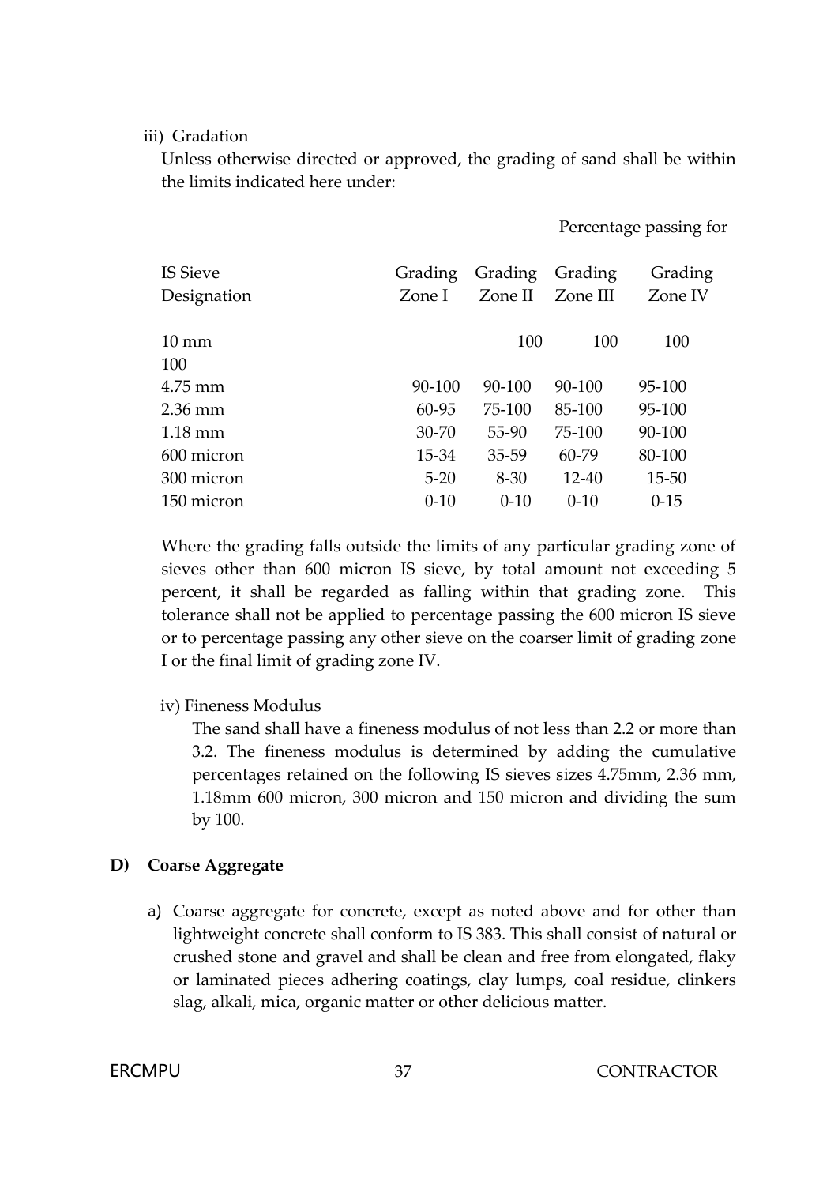iii) Gradation

Unless otherwise directed or approved, the grading of sand shall be within the limits indicated here under:

Percentage passing for

| IS Sieve Designation | Grading Zone I | Grading Zone II | Grading Zone III | Grading Zone IV |
|---|---|---|---|---|
| 10 mm | 100 | 100 | 100 | 100 |
| 4.75 mm | 90-100 | 90-100 | 90-100 | 95-100 |
| 2.36 mm | 60-95 | 75-100 | 85-100 | 95-100 |
| 1.18 mm | 30-70 | 55-90 | 75-100 | 90-100 |
| 600 micron | 15-34 | 35-59 | 60-79 | 80-100 |
| 300 micron | 5-20 | 8-30 | 12-40 | 15-50 |
| 150 micron | 0-10 | 0-10 | 0-10 | 0-15 |

Where the grading falls outside the limits of any particular grading zone of sieves other than 600 micron IS sieve, by total amount not exceeding 5 percent, it shall be regarded as falling within that grading zone. This tolerance shall not be applied to percentage passing the 600 micron IS sieve or to percentage passing any other sieve on the coarser limit of grading zone I or the final limit of grading zone IV.

iv) Fineness Modulus

The sand shall have a fineness modulus of not less than 2.2 or more than 3.2. The fineness modulus is determined by adding the cumulative percentages retained on the following IS sieves sizes 4.75mm, 2.36 mm, 1.18mm 600 micron, 300 micron and 150 micron and dividing the sum by 100.

**D) Coarse Aggregate**

a) Coarse aggregate for concrete, except as noted above and for other than lightweight concrete shall conform to IS 383. This shall consist of natural or crushed stone and gravel and shall be clean and free from elongated, flaky or laminated pieces adhering coatings, clay lumps, coal residue, clinkers slag, alkali, mica, organic matter or other delicious matter.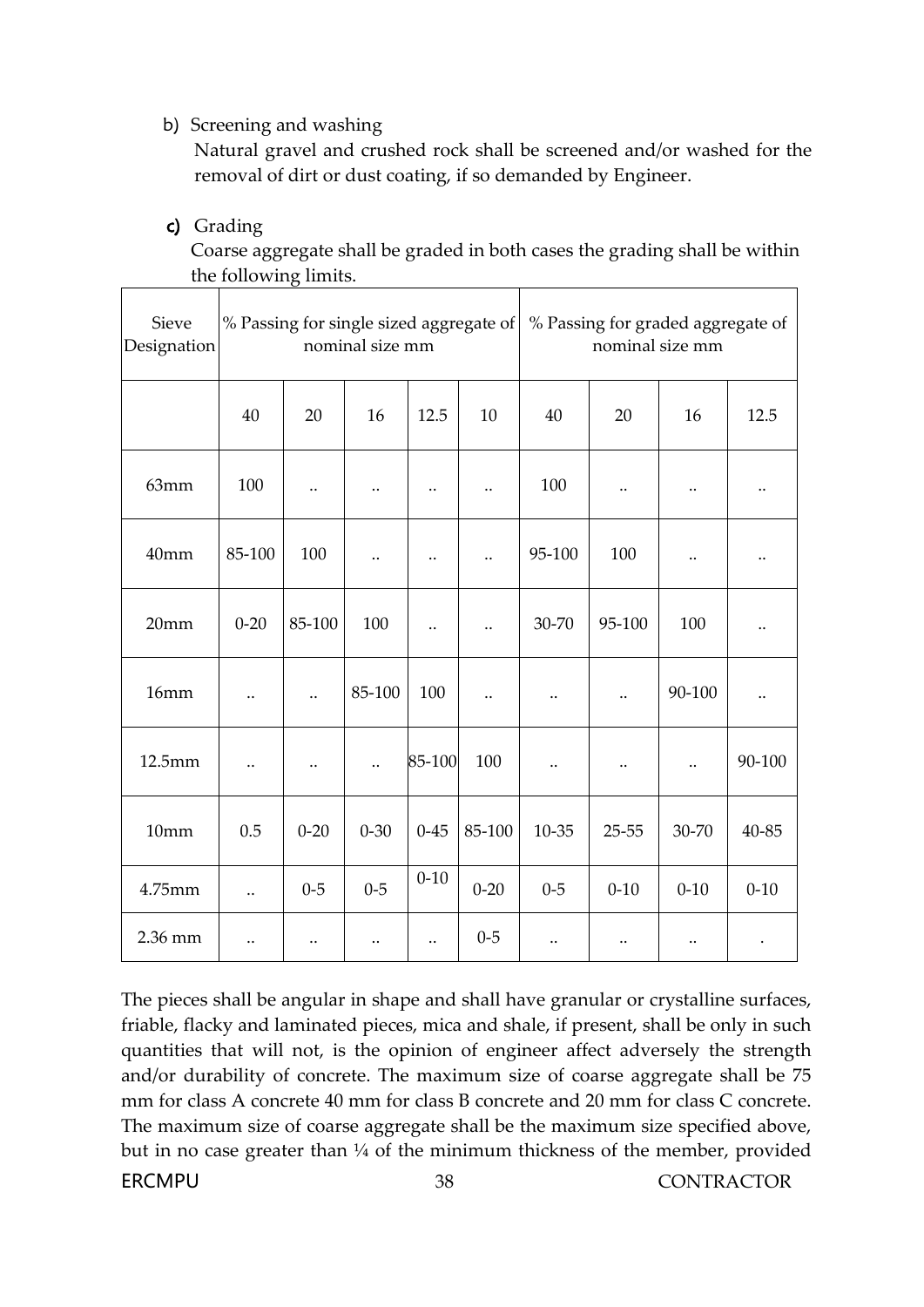b) Screening and washing

Natural gravel and crushed rock shall be screened and/or washed for the removal of dirt or dust coating, if so demanded by Engineer.

c) Grading

Coarse aggregate shall be graded in both cases the grading shall be within the following limits.

| Sieve Designation | % Passing for single sized aggregate of nominal size mm | | | | | % Passing for graded aggregate of nominal size mm | | | |
|---|---|---|---|---|---|---|---|---|---|
| | 40 | 20 | 16 | 12.5 | 10 | 40 | 20 | 16 | 12.5 |
| 63mm | 100 | .. | .. | .. | .. | 100 | .. | .. | .. |
| 40mm | 85-100 | 100 | .. | .. | .. | 95-100 | 100 | .. | .. |
| 20mm | 0-20 | 85-100 | 100 | .. | .. | 30-70 | 95-100 | 100 | .. |
| 16mm | .. | .. | 85-100 | 100 | .. | .. | .. | 90-100 | .. |
| 12.5mm | .. | .. | .. | 85-100 | 100 | .. | .. | .. | 90-100 |
| 10mm | 0.5 | 0-20 | 0-30 | 0-45 | 85-100 | 10-35 | 25-55 | 30-70 | 40-85 |
| 4.75mm | .. | 0-5 | 0-5 | 0-10 | 0-20 | 0-5 | 0-10 | 0-10 | 0-10 |
| 2.36 mm | .. | .. | .. | .. | 0-5 | .. | .. | .. | . |

The pieces shall be angular in shape and shall have granular or crystalline surfaces, friable, flacky and laminated pieces, mica and shale, if present, shall be only in such quantities that will not, is the opinion of engineer affect adversely the strength and/or durability of concrete. The maximum size of coarse aggregate shall be 75 mm for class A concrete 40 mm for class B concrete and 20 mm for class C concrete. The maximum size of coarse aggregate shall be the maximum size specified above, but in no case greater than ¼ of the minimum thickness of the member, provided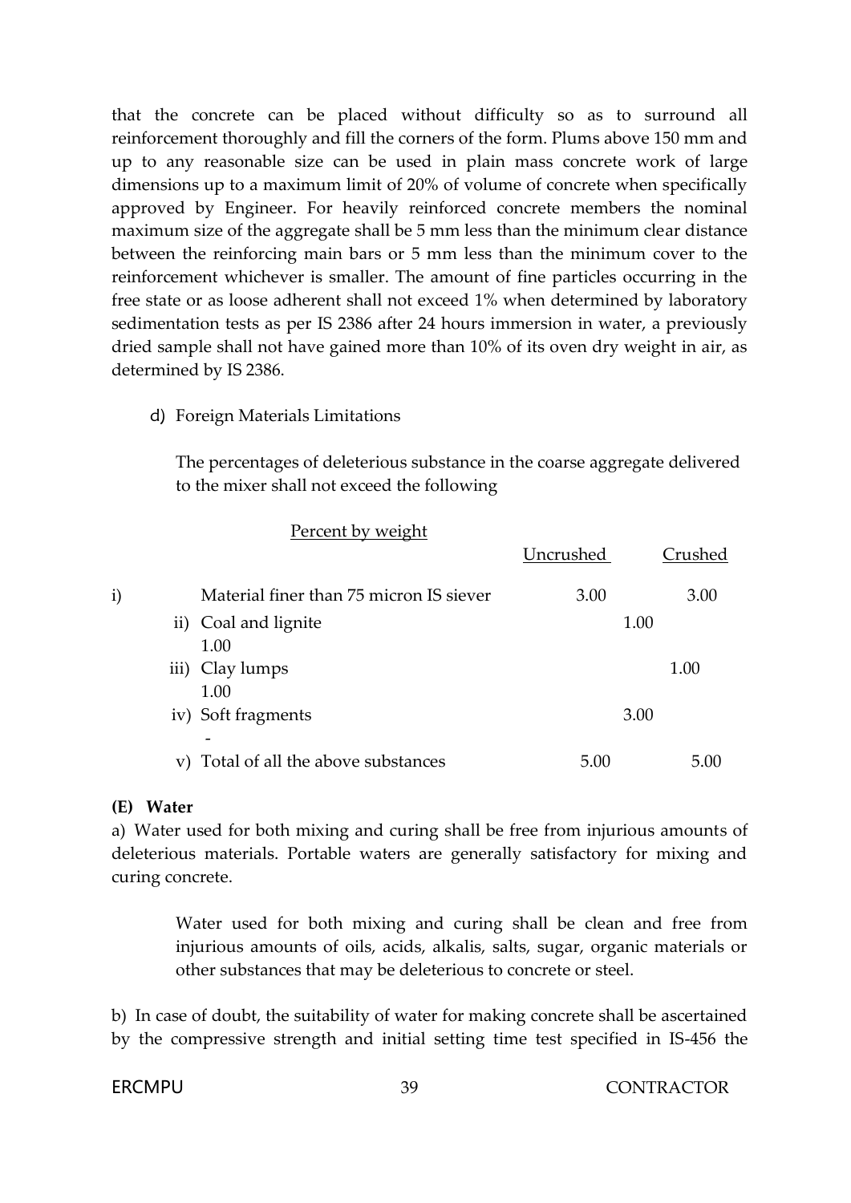that the concrete can be placed without difficulty so as to surround all reinforcement thoroughly and fill the corners of the form. Plums above 150 mm and up to any reasonable size can be used in plain mass concrete work of large dimensions up to a maximum limit of 20% of volume of concrete when specifically approved by Engineer. For heavily reinforced concrete members the nominal maximum size of the aggregate shall be 5 mm less than the minimum clear distance between the reinforcing main bars or 5 mm less than the minimum cover to the reinforcement whichever is smaller. The amount of fine particles occurring in the free state or as loose adherent shall not exceed 1% when determined by laboratory sedimentation tests as per IS 2386 after 24 hours immersion in water, a previously dried sample shall not have gained more than 10% of its oven dry weight in air, as determined by IS 2386.

d) Foreign Materials Limitations

The percentages of deleterious substance in the coarse aggregate delivered to the mixer shall not exceed the following

| | Percent by weight | Uncrushed | Crushed |
|---|---|---|---|
| i) | Material finer than 75 micron IS siever | 3.00 | 3.00 |
| ii) | Coal and lignite | 1.00 | 1.00 |
| iii) | Clay lumps | 1.00 | 1.00 |
| iv) | Soft fragments | 3.00 | - |
| v) | Total of all the above substances | 5.00 | 5.00 |

**(E) Water**

a) Water used for both mixing and curing shall be free from injurious amounts of deleterious materials. Portable waters are generally satisfactory for mixing and curing concrete.

Water used for both mixing and curing shall be clean and free from injurious amounts of oils, acids, alkalis, salts, sugar, organic materials or other substances that may be deleterious to concrete or steel.

b) In case of doubt, the suitability of water for making concrete shall be ascertained by the compressive strength and initial setting time test specified in IS-456 the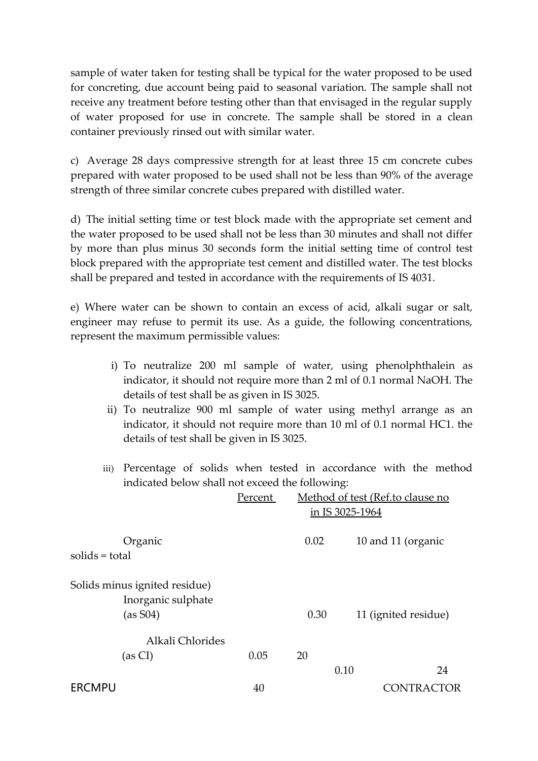sample of water taken for testing shall be typical for the water proposed to be used for concreting, due account being paid to seasonal variation. The sample shall not receive any treatment before testing other than that envisaged in the regular supply of water proposed for use in concrete. The sample shall be stored in a clean container previously rinsed out with similar water.

c) Average 28 days compressive strength for at least three 15 cm concrete cubes prepared with water proposed to be used shall not be less than 90% of the average strength of three similar concrete cubes prepared with distilled water.

d) The initial setting time or test block made with the appropriate set cement and the water proposed to be used shall not be less than 30 minutes and shall not differ by more than plus minus 30 seconds form the initial setting time of control test block prepared with the appropriate test cement and distilled water. The test blocks shall be prepared and tested in accordance with the requirements of IS 4031.

e) Where water can be shown to contain an excess of acid, alkali sugar or salt, engineer may refuse to permit its use. As a guide, the following concentrations, represent the maximum permissible values:

i) To neutralize 200 ml sample of water, using phenolphthalein as indicator, it should not require more than 2 ml of 0.1 normal NaOH. The details of test shall be as given in IS 3025.

ii) To neutralize 900 ml sample of water using methyl arrange as an indicator, it should not require more than 10 ml of 0.1 normal HC1. the details of test shall be given in IS 3025.

iii) Percentage of solids when tested in accordance with the method indicated below shall not exceed the following:

| | Percent | Method of test (Ref.to clause no in IS 3025-1964 |
|---|---|---|
| Organic solids = total Solids minus ignited residue) | 0.02 | 10 and 11 (organic |
| Inorganic sulphate (as S04) | 0.30 | 11 (ignited residue) |
| Alkali Chlorides (as CI) | 0.05 | 20 |
| | 0.10 | 24 |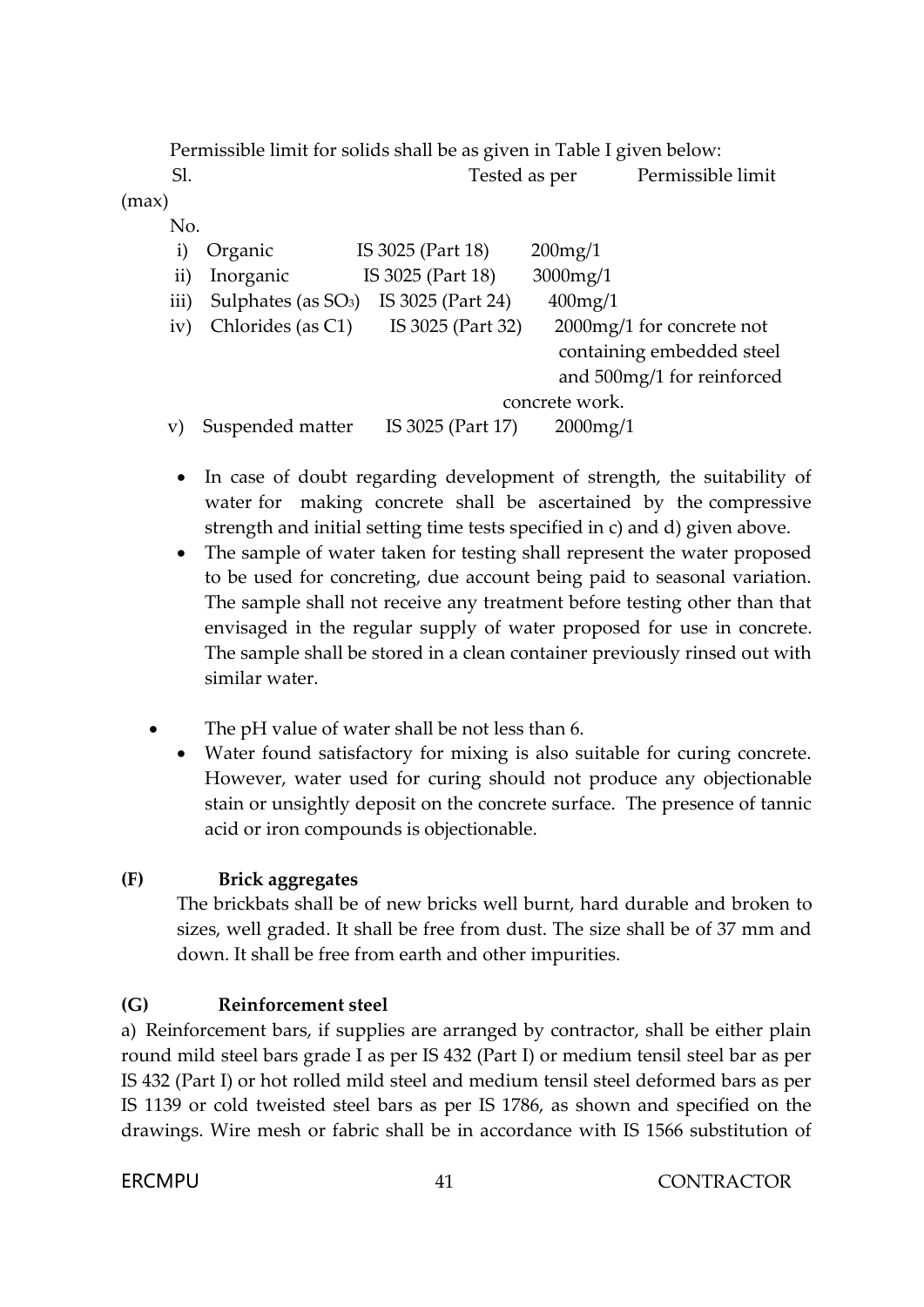Permissible limit for solids shall be as given in Table I given below:

| Sl. No. | | Tested as per | Permissible limit (max) |
|---|---|---|---|
| i) | Organic | IS 3025 (Part 18) | 200mg/1 |
| ii) | Inorganic | IS 3025 (Part 18) | 3000mg/1 |
| iii) | Sulphates (as $SO_3$) | IS 3025 (Part 24) | 400mg/1 |
| iv) | Chlorides (as C1) | IS 3025 (Part 32) | 2000mg/1 for concrete not containing embedded steel and 500mg/1 for reinforced concrete work. |
| v) | Suspended matter | IS 3025 (Part 17) | 2000mg/1 |

- In case of doubt regarding development of strength, the suitability of water for making concrete shall be ascertained by the compressive strength and initial setting time tests specified in c) and d) given above.
- The sample of water taken for testing shall represent the water proposed to be used for concreting, due account being paid to seasonal variation. The sample shall not receive any treatment before testing other than that envisaged in the regular supply of water proposed for use in concrete. The sample shall be stored in a clean container previously rinsed out with similar water.
- The pH value of water shall be not less than 6.
- Water found satisfactory for mixing is also suitable for curing concrete. However, water used for curing should not produce any objectionable stain or unsightly deposit on the concrete surface. The presence of tannic acid or iron compounds is objectionable.

**(F) Brick aggregates**

The brickbats shall be of new bricks well burnt, hard durable and broken to sizes, well graded. It shall be free from dust. The size shall be of 37 mm and down. It shall be free from earth and other impurities.

**(G) Reinforcement steel**

a) Reinforcement bars, if supplies are arranged by contractor, shall be either plain round mild steel bars grade I as per IS 432 (Part I) or medium tensil steel bar as per IS 432 (Part I) or hot rolled mild steel and medium tensil steel deformed bars as per IS 1139 or cold tweisted steel bars as per IS 1786, as shown and specified on the drawings. Wire mesh or fabric shall be in accordance with IS 1566 substitution of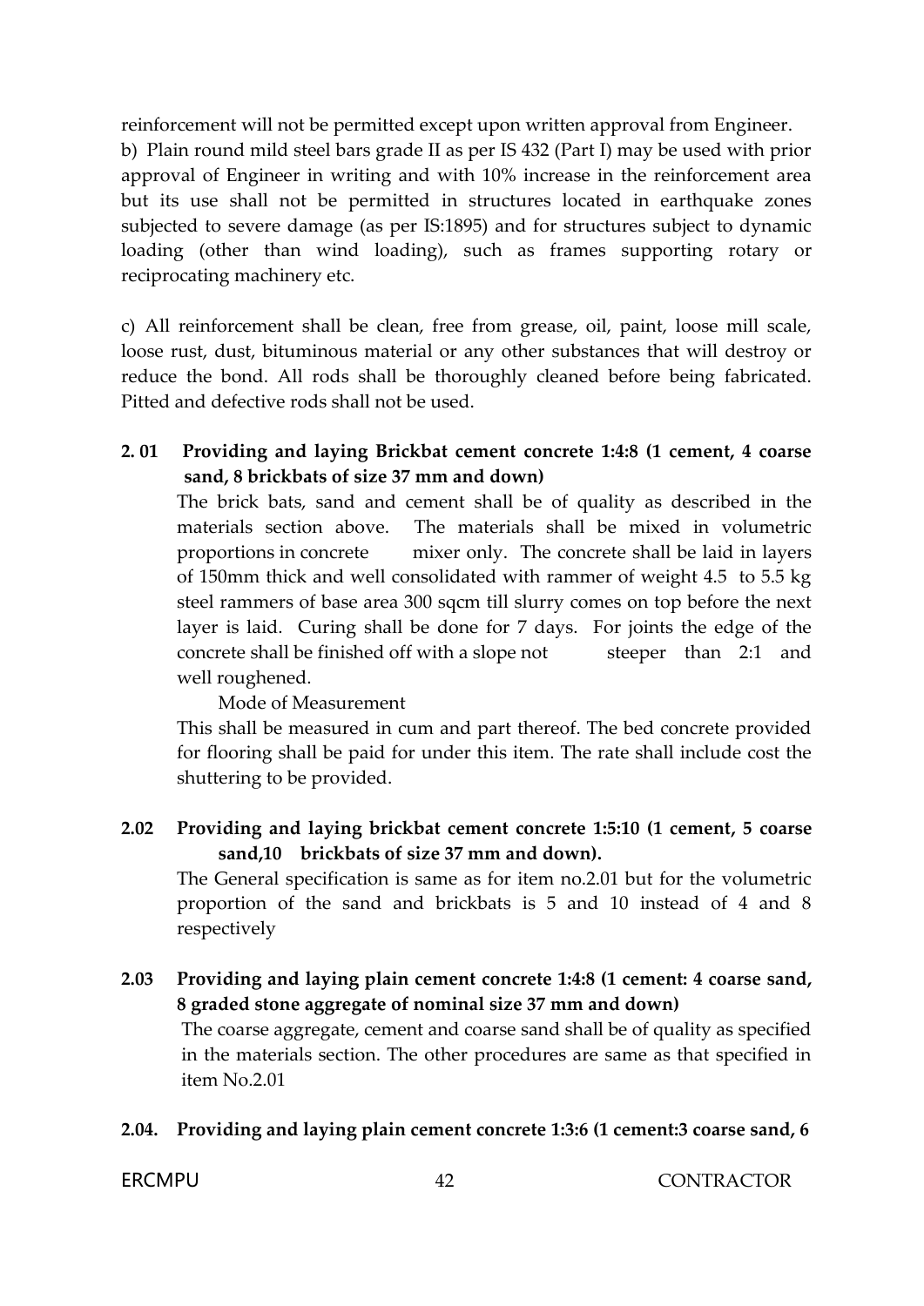reinforcement will not be permitted except upon written approval from Engineer.

b) Plain round mild steel bars grade II as per IS 432 (Part I) may be used with prior approval of Engineer in writing and with 10% increase in the reinforcement area but its use shall not be permitted in structures located in earthquake zones subjected to severe damage (as per IS:1895) and for structures subject to dynamic loading (other than wind loading), such as frames supporting rotary or reciprocating machinery etc.

c) All reinforcement shall be clean, free from grease, oil, paint, loose mill scale, loose rust, dust, bituminous material or any other substances that will destroy or reduce the bond. All rods shall be thoroughly cleaned before being fabricated. Pitted and defective rods shall not be used.

**2. 01 Providing and laying Brickbat cement concrete 1:4:8 (1 cement, 4 coarse sand, 8 brickbats of size 37 mm and down)**

The brick bats, sand and cement shall be of quality as described in the materials section above. The materials shall be mixed in volumetric proportions in concrete mixer only. The concrete shall be laid in layers of 150mm thick and well consolidated with rammer of weight 4.5 to 5.5 kg steel rammers of base area 300 sqcm till slurry comes on top before the next layer is laid. Curing shall be done for 7 days. For joints the edge of the concrete shall be finished off with a slope not steeper than 2:1 and well roughened.

Mode of Measurement

This shall be measured in cum and part thereof. The bed concrete provided for flooring shall be paid for under this item. The rate shall include cost the shuttering to be provided.

**2.02 Providing and laying brickbat cement concrete 1:5:10 (1 cement, 5 coarse sand,10 brickbats of size 37 mm and down).**

The General specification is same as for item no.2.01 but for the volumetric proportion of the sand and brickbats is 5 and 10 instead of 4 and 8 respectively

**2.03 Providing and laying plain cement concrete 1:4:8 (1 cement: 4 coarse sand, 8 graded stone aggregate of nominal size 37 mm and down)**

The coarse aggregate, cement and coarse sand shall be of quality as specified in the materials section. The other procedures are same as that specified in item No.2.01

**2.04. Providing and laying plain cement concrete 1:3:6 (1 cement:3 coarse sand, 6**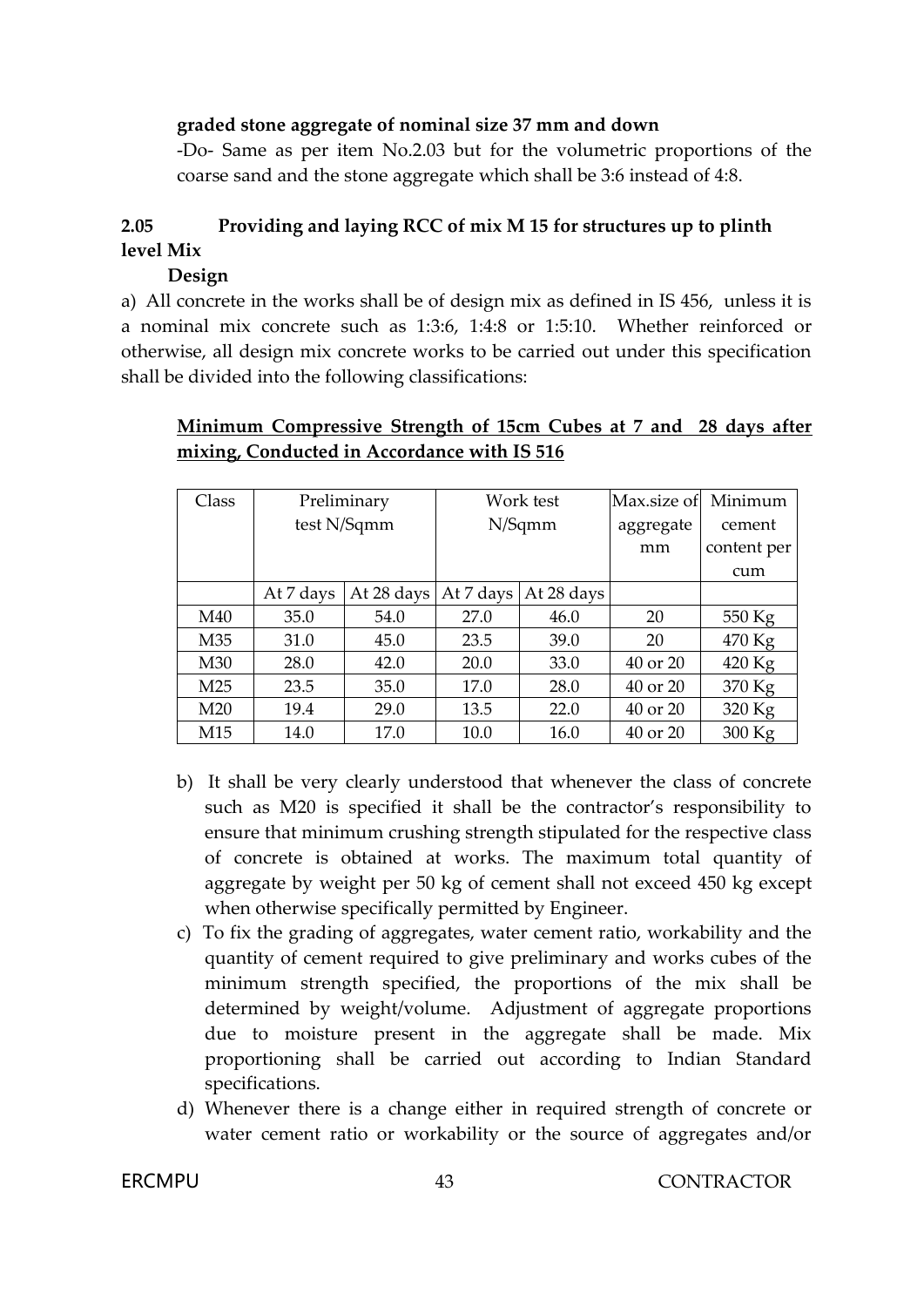**graded stone aggregate of nominal size 37 mm and down**

-Do- Same as per item No.2.03 but for the volumetric proportions of the coarse sand and the stone aggregate which shall be 3:6 instead of 4:8.

## 2.05 Providing and laying RCC of mix M 15 for structures up to plinth level Mix

**Design**

a) All concrete in the works shall be of design mix as defined in IS 456, unless it is a nominal mix concrete such as 1:3:6, 1:4:8 or 1:5:10. Whether reinforced or otherwise, all design mix concrete works to be carried out under this specification shall be divided into the following classifications:

**Minimum Compressive Strength of 15cm Cubes at 7 and 28 days after mixing, Conducted in Accordance with IS 516**

| Class | Preliminary test N/Sqmm | | Work test N/Sqmm | | Max.size of aggregate mm | Minimum cement content per cum |
|---|---|---|---|---|---|---|
| | At 7 days | At 28 days | At 7 days | At 28 days | | |
| M40 | 35.0 | 54.0 | 27.0 | 46.0 | 20 | 550 Kg |
| M35 | 31.0 | 45.0 | 23.5 | 39.0 | 20 | 470 Kg |
| M30 | 28.0 | 42.0 | 20.0 | 33.0 | 40 or 20 | 420 Kg |
| M25 | 23.5 | 35.0 | 17.0 | 28.0 | 40 or 20 | 370 Kg |
| M20 | 19.4 | 29.0 | 13.5 | 22.0 | 40 or 20 | 320 Kg |
| M15 | 14.0 | 17.0 | 10.0 | 16.0 | 40 or 20 | 300 Kg |

b) It shall be very clearly understood that whenever the class of concrete such as M20 is specified it shall be the contractor's responsibility to ensure that minimum crushing strength stipulated for the respective class of concrete is obtained at works. The maximum total quantity of aggregate by weight per 50 kg of cement shall not exceed 450 kg except when otherwise specifically permitted by Engineer.

c) To fix the grading of aggregates, water cement ratio, workability and the quantity of cement required to give preliminary and works cubes of the minimum strength specified, the proportions of the mix shall be determined by weight/volume. Adjustment of aggregate proportions due to moisture present in the aggregate shall be made. Mix proportioning shall be carried out according to Indian Standard specifications.

d) Whenever there is a change either in required strength of concrete or water cement ratio or workability or the source of aggregates and/or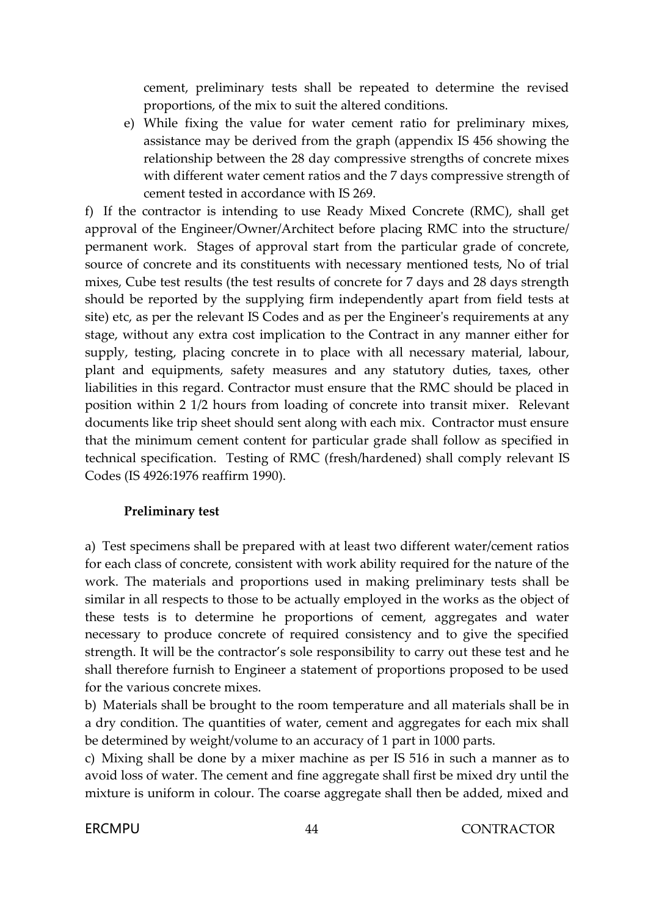cement, preliminary tests shall be repeated to determine the revised proportions, of the mix to suit the altered conditions.

e) While fixing the value for water cement ratio for preliminary mixes, assistance may be derived from the graph (appendix IS 456 showing the relationship between the 28 day compressive strengths of concrete mixes with different water cement ratios and the 7 days compressive strength of cement tested in accordance with IS 269.

f) If the contractor is intending to use Ready Mixed Concrete (RMC), shall get approval of the Engineer/Owner/Architect before placing RMC into the structure/ permanent work. Stages of approval start from the particular grade of concrete, source of concrete and its constituents with necessary mentioned tests, No of trial mixes, Cube test results (the test results of concrete for 7 days and 28 days strength should be reported by the supplying firm independently apart from field tests at site) etc, as per the relevant IS Codes and as per the Engineer's requirements at any stage, without any extra cost implication to the Contract in any manner either for supply, testing, placing concrete in to place with all necessary material, labour, plant and equipments, safety measures and any statutory duties, taxes, other liabilities in this regard. Contractor must ensure that the RMC should be placed in position within 2 1/2 hours from loading of concrete into transit mixer. Relevant documents like trip sheet should sent along with each mix. Contractor must ensure that the minimum cement content for particular grade shall follow as specified in technical specification. Testing of RMC (fresh/hardened) shall comply relevant IS Codes (IS 4926:1976 reaffirm 1990).

**Preliminary test**

a) Test specimens shall be prepared with at least two different water/cement ratios for each class of concrete, consistent with work ability required for the nature of the work. The materials and proportions used in making preliminary tests shall be similar in all respects to those to be actually employed in the works as the object of these tests is to determine he proportions of cement, aggregates and water necessary to produce concrete of required consistency and to give the specified strength. It will be the contractor's sole responsibility to carry out these test and he shall therefore furnish to Engineer a statement of proportions proposed to be used for the various concrete mixes.

b) Materials shall be brought to the room temperature and all materials shall be in a dry condition. The quantities of water, cement and aggregates for each mix shall be determined by weight/volume to an accuracy of 1 part in 1000 parts.

c) Mixing shall be done by a mixer machine as per IS 516 in such a manner as to avoid loss of water. The cement and fine aggregate shall first be mixed dry until the mixture is uniform in colour. The coarse aggregate shall then be added, mixed and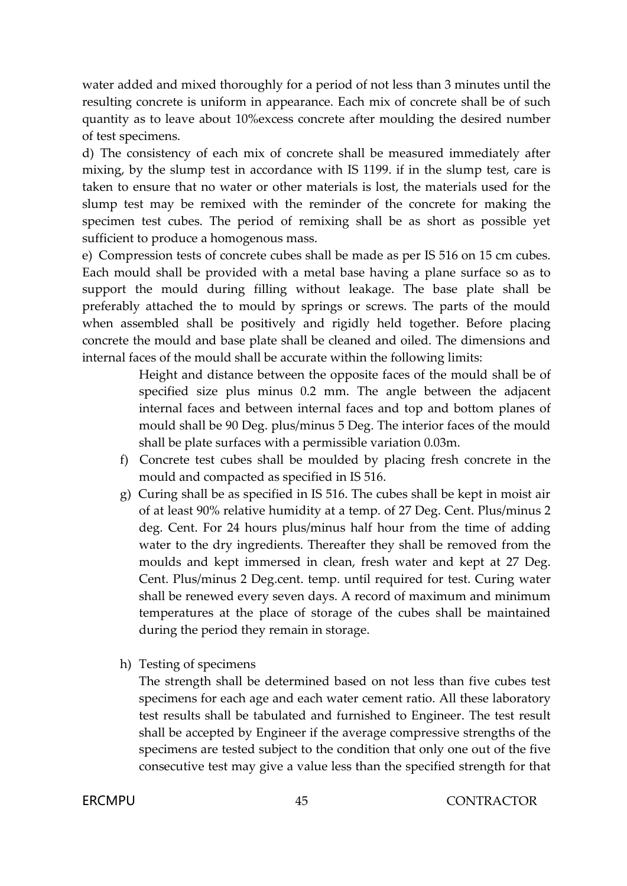water added and mixed thoroughly for a period of not less than 3 minutes until the resulting concrete is uniform in appearance. Each mix of concrete shall be of such quantity as to leave about 10%excess concrete after moulding the desired number of test specimens.

d) The consistency of each mix of concrete shall be measured immediately after mixing, by the slump test in accordance with IS 1199. if in the slump test, care is taken to ensure that no water or other materials is lost, the materials used for the slump test may be remixed with the reminder of the concrete for making the specimen test cubes. The period of remixing shall be as short as possible yet sufficient to produce a homogenous mass.

e) Compression tests of concrete cubes shall be made as per IS 516 on 15 cm cubes. Each mould shall be provided with a metal base having a plane surface so as to support the mould during filling without leakage. The base plate shall be preferably attached the to mould by springs or screws. The parts of the mould when assembled shall be positively and rigidly held together. Before placing concrete the mould and base plate shall be cleaned and oiled. The dimensions and internal faces of the mould shall be accurate within the following limits:

Height and distance between the opposite faces of the mould shall be of specified size plus minus 0.2 mm. The angle between the adjacent internal faces and between internal faces and top and bottom planes of mould shall be 90 Deg. plus/minus 5 Deg. The interior faces of the mould shall be plate surfaces with a permissible variation 0.03m.

f) Concrete test cubes shall be moulded by placing fresh concrete in the mould and compacted as specified in IS 516.

g) Curing shall be as specified in IS 516. The cubes shall be kept in moist air of at least 90% relative humidity at a temp. of 27 Deg. Cent. Plus/minus 2 deg. Cent. For 24 hours plus/minus half hour from the time of adding water to the dry ingredients. Thereafter they shall be removed from the moulds and kept immersed in clean, fresh water and kept at 27 Deg. Cent. Plus/minus 2 Deg.cent. temp. until required for test. Curing water shall be renewed every seven days. A record of maximum and minimum temperatures at the place of storage of the cubes shall be maintained during the period they remain in storage.

h) Testing of specimens

The strength shall be determined based on not less than five cubes test specimens for each age and each water cement ratio. All these laboratory test results shall be tabulated and furnished to Engineer. The test result shall be accepted by Engineer if the average compressive strengths of the specimens are tested subject to the condition that only one out of the five consecutive test may give a value less than the specified strength for that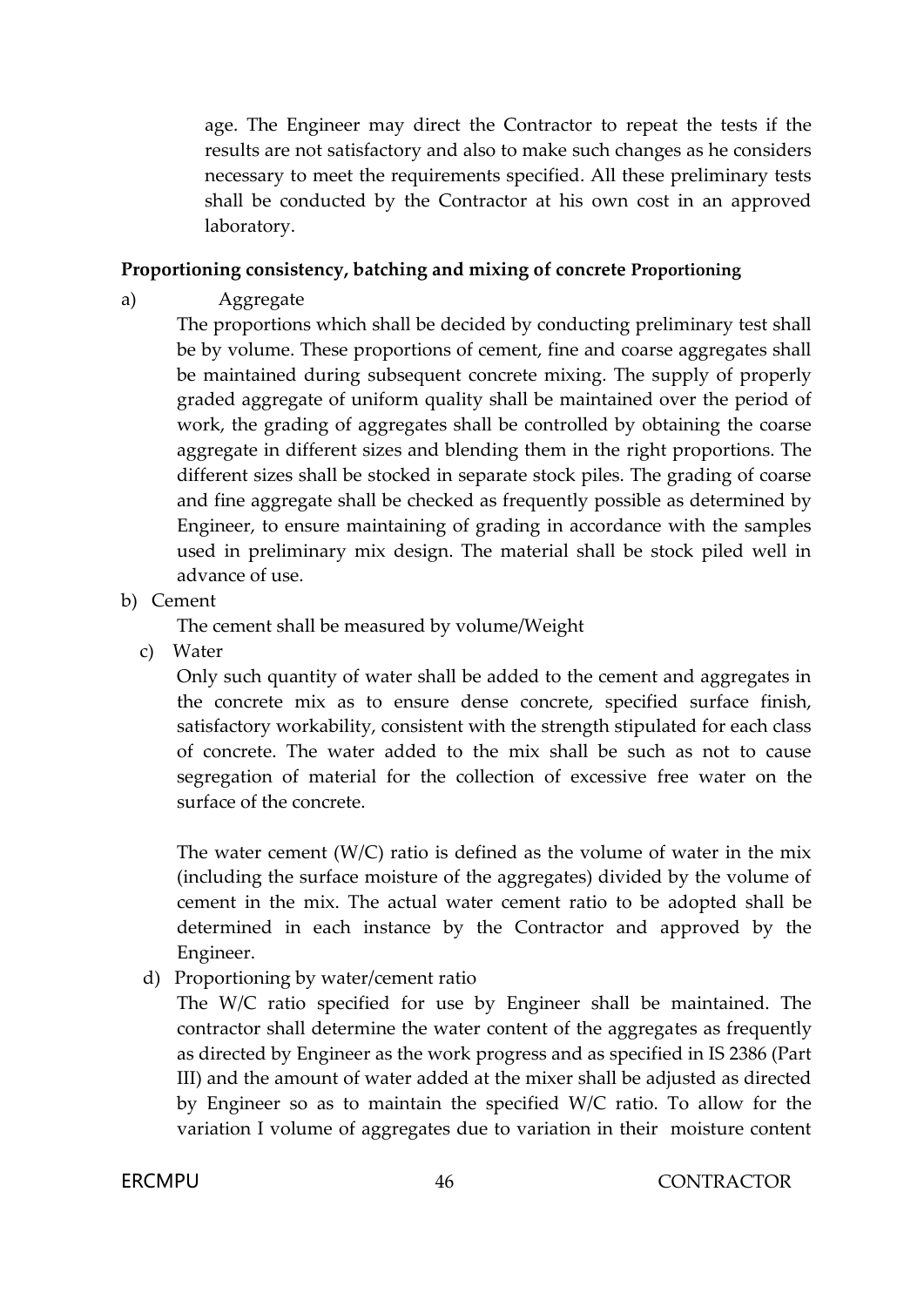age. The Engineer may direct the Contractor to repeat the tests if the results are not satisfactory and also to make such changes as he considers necessary to meet the requirements specified. All these preliminary tests shall be conducted by the Contractor at his own cost in an approved laboratory.

**Proportioning consistency, batching and mixing of concrete Proportioning**

a) Aggregate

The proportions which shall be decided by conducting preliminary test shall be by volume. These proportions of cement, fine and coarse aggregates shall be maintained during subsequent concrete mixing. The supply of properly graded aggregate of uniform quality shall be maintained over the period of work, the grading of aggregates shall be controlled by obtaining the coarse aggregate in different sizes and blending them in the right proportions. The different sizes shall be stocked in separate stock piles. The grading of coarse and fine aggregate shall be checked as frequently possible as determined by Engineer, to ensure maintaining of grading in accordance with the samples used in preliminary mix design. The material shall be stock piled well in advance of use.

b) Cement

The cement shall be measured by volume/Weight

c) Water

Only such quantity of water shall be added to the cement and aggregates in the concrete mix as to ensure dense concrete, specified surface finish, satisfactory workability, consistent with the strength stipulated for each class of concrete. The water added to the mix shall be such as not to cause segregation of material for the collection of excessive free water on the surface of the concrete.

The water cement (W/C) ratio is defined as the volume of water in the mix (including the surface moisture of the aggregates) divided by the volume of cement in the mix. The actual water cement ratio to be adopted shall be determined in each instance by the Contractor and approved by the Engineer.

d) Proportioning by water/cement ratio

The W/C ratio specified for use by Engineer shall be maintained. The contractor shall determine the water content of the aggregates as frequently as directed by Engineer as the work progress and as specified in IS 2386 (Part III) and the amount of water added at the mixer shall be adjusted as directed by Engineer so as to maintain the specified W/C ratio. To allow for the variation I volume of aggregates due to variation in their moisture content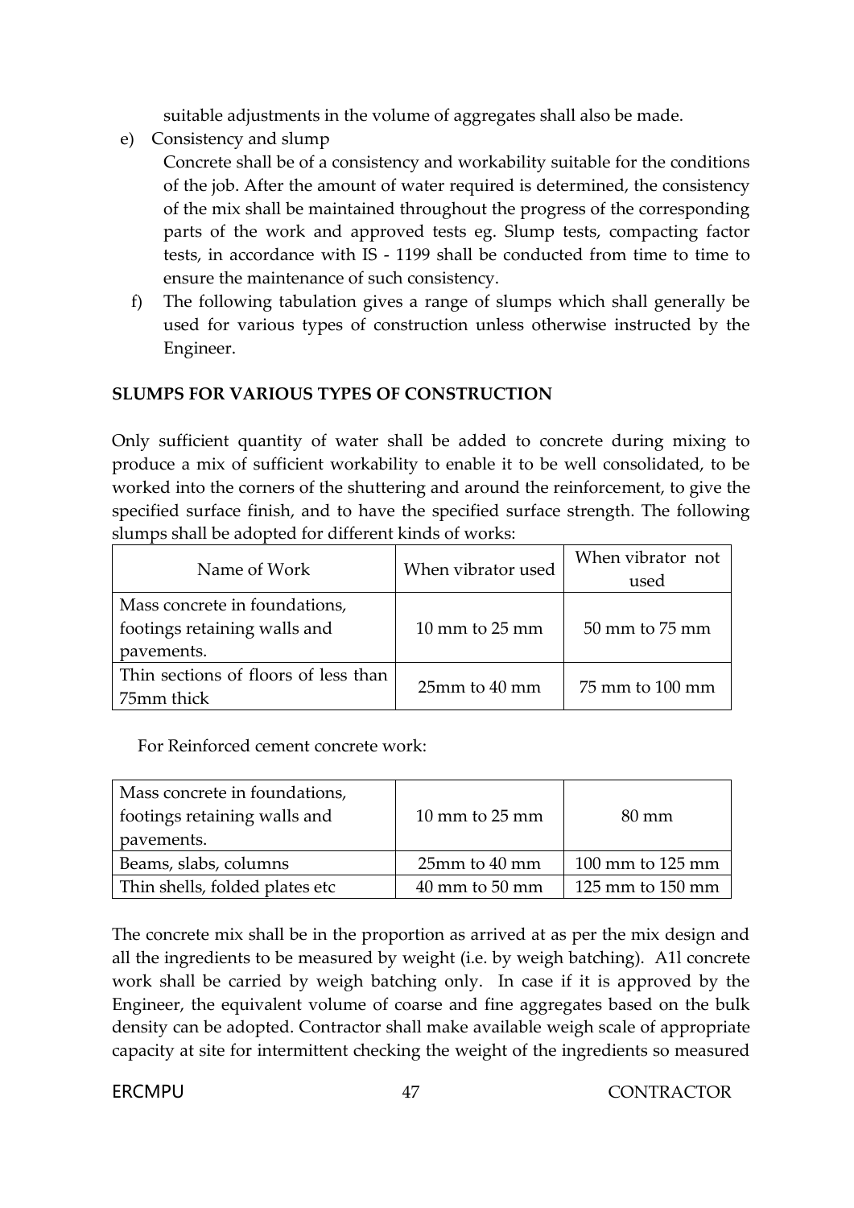suitable adjustments in the volume of aggregates shall also be made.

e) Consistency and slump

Concrete shall be of a consistency and workability suitable for the conditions of the job. After the amount of water required is determined, the consistency of the mix shall be maintained throughout the progress of the corresponding parts of the work and approved tests eg. Slump tests, compacting factor tests, in accordance with IS - 1199 shall be conducted from time to time to ensure the maintenance of such consistency.

f) The following tabulation gives a range of slumps which shall generally be used for various types of construction unless otherwise instructed by the Engineer.

**SLUMPS FOR VARIOUS TYPES OF CONSTRUCTION**

Only sufficient quantity of water shall be added to concrete during mixing to produce a mix of sufficient workability to enable it to be well consolidated, to be worked into the corners of the shuttering and around the reinforcement, to give the specified surface finish, and to have the specified surface strength. The following slumps shall be adopted for different kinds of works:

| Name of Work | When vibrator used | When vibrator not used |
|---|---|---|
| Mass concrete in foundations, footings retaining walls and pavements. | 10 mm to 25 mm | 50 mm to 75 mm |
| Thin sections of floors of less than 75mm thick | 25mm to 40 mm | 75 mm to 100 mm |

For Reinforced cement concrete work:

| | | |
|---|---|---|
| Mass concrete in foundations, footings retaining walls and pavements. | 10 mm to 25 mm | 80 mm |
| Beams, slabs, columns | 25mm to 40 mm | 100 mm to 125 mm |
| Thin shells, folded plates etc | 40 mm to 50 mm | 125 mm to 150 mm |

The concrete mix shall be in the proportion as arrived at as per the mix design and all the ingredients to be measured by weight (i.e. by weigh batching). A1l concrete work shall be carried by weigh batching only. In case if it is approved by the Engineer, the equivalent volume of coarse and fine aggregates based on the bulk density can be adopted. Contractor shall make available weigh scale of appropriate capacity at site for intermittent checking the weight of the ingredients so measured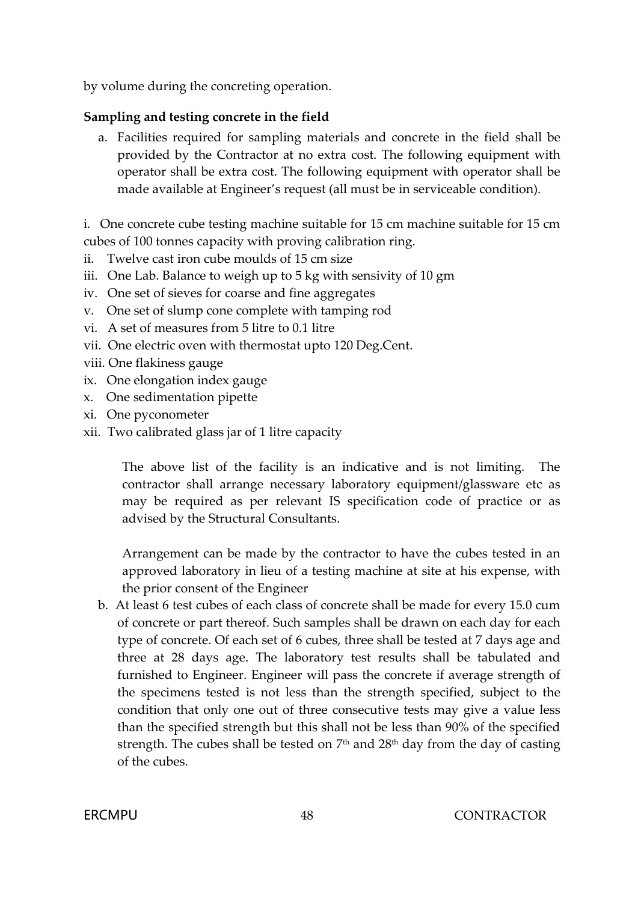by volume during the concreting operation.

**Sampling and testing concrete in the field**

a. Facilities required for sampling materials and concrete in the field shall be provided by the Contractor at no extra cost. The following equipment with operator shall be extra cost. The following equipment with operator shall be made available at Engineer's request (all must be in serviceable condition).

i. One concrete cube testing machine suitable for 15 cm machine suitable for 15 cm cubes of 100 tonnes capacity with proving calibration ring.
ii. Twelve cast iron cube moulds of 15 cm size
iii. One Lab. Balance to weigh up to 5 kg with sensivity of 10 gm
iv. One set of sieves for coarse and fine aggregates
v. One set of slump cone complete with tamping rod
vi. A set of measures from 5 litre to 0.1 litre
vii. One electric oven with thermostat upto 120 Deg.Cent.
viii. One flakiness gauge
ix. One elongation index gauge
x. One sedimentation pipette
xi. One pyconometer
xii. Two calibrated glass jar of 1 litre capacity

The above list of the facility is an indicative and is not limiting. The contractor shall arrange necessary laboratory equipment/glassware etc as may be required as per relevant IS specification code of practice or as advised by the Structural Consultants.

Arrangement can be made by the contractor to have the cubes tested in an approved laboratory in lieu of a testing machine at site at his expense, with the prior consent of the Engineer

b. At least 6 test cubes of each class of concrete shall be made for every 15.0 cum of concrete or part thereof. Such samples shall be drawn on each day for each type of concrete. Of each set of 6 cubes, three shall be tested at 7 days age and three at 28 days age. The laboratory test results shall be tabulated and furnished to Engineer. Engineer will pass the concrete if average strength of the specimens tested is not less than the strength specified, subject to the condition that only one out of three consecutive tests may give a value less than the specified strength but this shall not be less than 90% of the specified strength. The cubes shall be tested on 7th and 28th day from the day of casting of the cubes.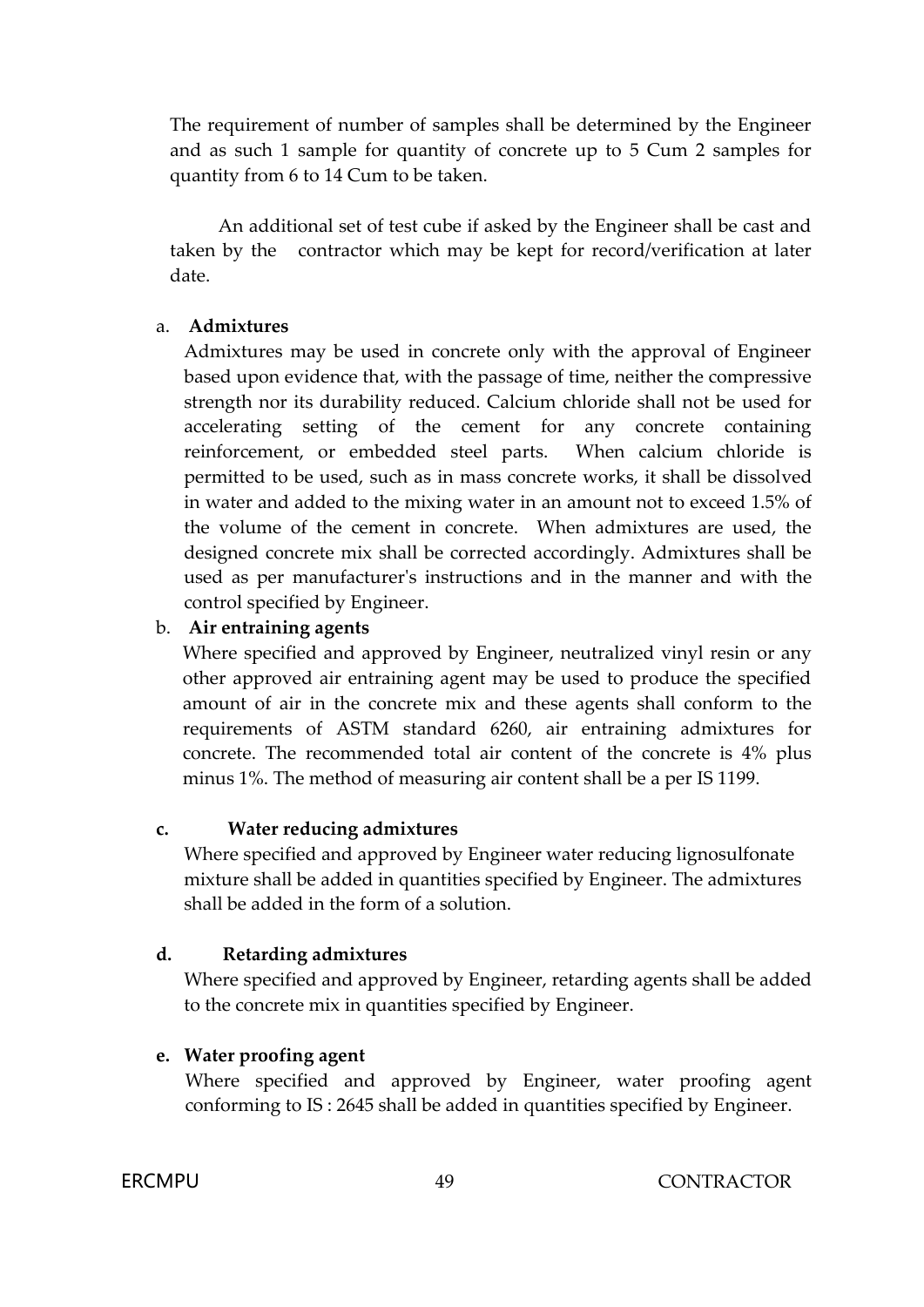The requirement of number of samples shall be determined by the Engineer and as such 1 sample for quantity of concrete up to 5 Cum 2 samples for quantity from 6 to 14 Cum to be taken.

An additional set of test cube if asked by the Engineer shall be cast and taken by the contractor which may be kept for record/verification at later date.

a. **Admixtures**

Admixtures may be used in concrete only with the approval of Engineer based upon evidence that, with the passage of time, neither the compressive strength nor its durability reduced. Calcium chloride shall not be used for accelerating setting of the cement for any concrete containing reinforcement, or embedded steel parts. When calcium chloride is permitted to be used, such as in mass concrete works, it shall be dissolved in water and added to the mixing water in an amount not to exceed 1.5% of the volume of the cement in concrete. When admixtures are used, the designed concrete mix shall be corrected accordingly. Admixtures shall be used as per manufacturer's instructions and in the manner and with the control specified by Engineer.

b. **Air entraining agents**

Where specified and approved by Engineer, neutralized vinyl resin or any other approved air entraining agent may be used to produce the specified amount of air in the concrete mix and these agents shall conform to the requirements of ASTM standard 6260, air entraining admixtures for concrete. The recommended total air content of the concrete is 4% plus minus 1%. The method of measuring air content shall be a per IS 1199.

**c. Water reducing admixtures**

Where specified and approved by Engineer water reducing lignosulfonate mixture shall be added in quantities specified by Engineer. The admixtures shall be added in the form of a solution.

**d. Retarding admixtures**

Where specified and approved by Engineer, retarding agents shall be added to the concrete mix in quantities specified by Engineer.

**e. Water proofing agent**

Where specified and approved by Engineer, water proofing agent conforming to IS : 2645 shall be added in quantities specified by Engineer.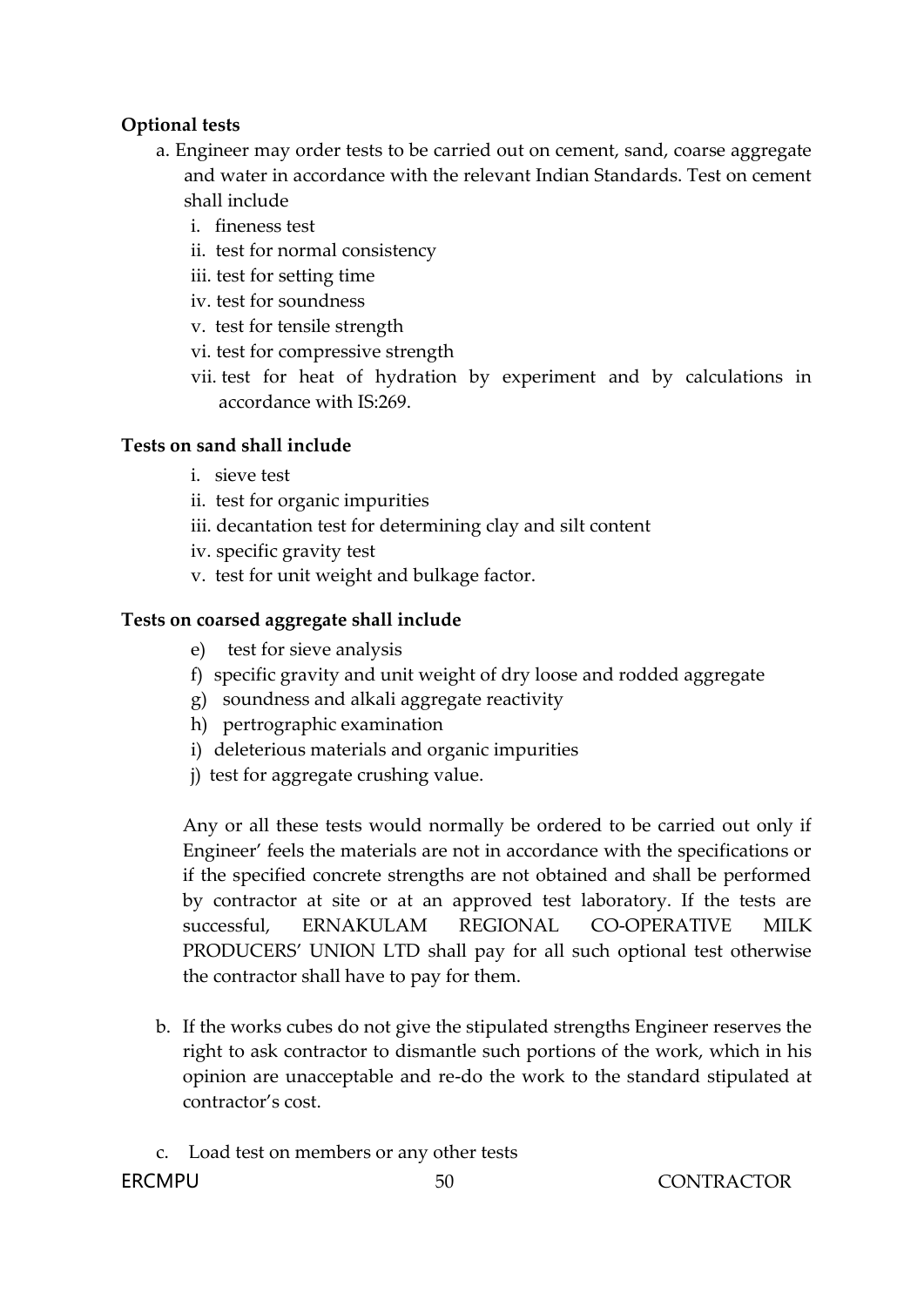**Optional tests**

a. Engineer may order tests to be carried out on cement, sand, coarse aggregate and water in accordance with the relevant Indian Standards. Test on cement shall include

   i. fineness test
   ii. test for normal consistency
   iii. test for setting time
   iv. test for soundness
   v. test for tensile strength
   vi. test for compressive strength
   vii. test for heat of hydration by experiment and by calculations in accordance with IS:269.

**Tests on sand shall include**

   i. sieve test
   ii. test for organic impurities
   iii. decantation test for determining clay and silt content
   iv. specific gravity test
   v. test for unit weight and bulkage factor.

**Tests on coarsed aggregate shall include**

   e) test for sieve analysis
   f) specific gravity and unit weight of dry loose and rodded aggregate
   g) soundness and alkali aggregate reactivity
   h) pertrographic examination
   i) deleterious materials and organic impurities
   j) test for aggregate crushing value.

Any or all these tests would normally be ordered to be carried out only if Engineer' feels the materials are not in accordance with the specifications or if the specified concrete strengths are not obtained and shall be performed by contractor at site or at an approved test laboratory. If the tests are successful, ERNAKULAM REGIONAL CO-OPERATIVE MILK PRODUCERS' UNION LTD shall pay for all such optional test otherwise the contractor shall have to pay for them.

b. If the works cubes do not give the stipulated strengths Engineer reserves the right to ask contractor to dismantle such portions of the work, which in his opinion are unacceptable and re-do the work to the standard stipulated at contractor's cost.

c. Load test on members or any other tests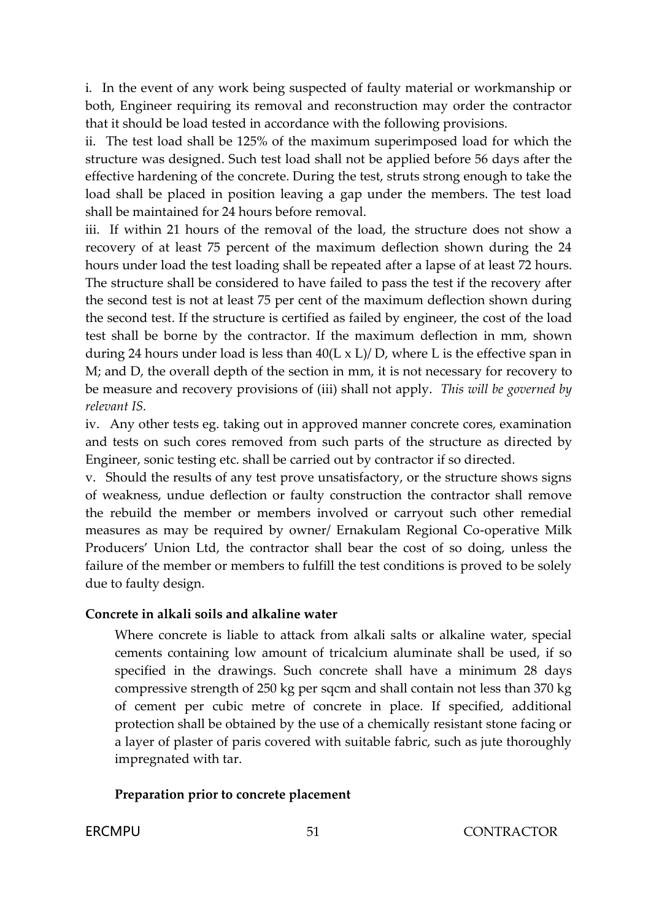i. In the event of any work being suspected of faulty material or workmanship or both, Engineer requiring its removal and reconstruction may order the contractor that it should be load tested in accordance with the following provisions.

ii. The test load shall be 125% of the maximum superimposed load for which the structure was designed. Such test load shall not be applied before 56 days after the effective hardening of the concrete. During the test, struts strong enough to take the load shall be placed in position leaving a gap under the members. The test load shall be maintained for 24 hours before removal.

iii. If within 21 hours of the removal of the load, the structure does not show a recovery of at least 75 percent of the maximum deflection shown during the 24 hours under load the test loading shall be repeated after a lapse of at least 72 hours. The structure shall be considered to have failed to pass the test if the recovery after the second test is not at least 75 per cent of the maximum deflection shown during the second test. If the structure is certified as failed by engineer, the cost of the load test shall be borne by the contractor. If the maximum deflection in mm, shown during 24 hours under load is less than $40(L \times L)/D$, where L is the effective span in M; and D, the overall depth of the section in mm, it is not necessary for recovery to be measure and recovery provisions of (iii) shall not apply. *This will be governed by relevant IS.*

iv. Any other tests eg. taking out in approved manner concrete cores, examination and tests on such cores removed from such parts of the structure as directed by Engineer, sonic testing etc. shall be carried out by contractor if so directed.

v. Should the results of any test prove unsatisfactory, or the structure shows signs of weakness, undue deflection or faulty construction the contractor shall remove the rebuild the member or members involved or carryout such other remedial measures as may be required by owner/ Ernakulam Regional Co-operative Milk Producers' Union Ltd, the contractor shall bear the cost of so doing, unless the failure of the member or members to fulfill the test conditions is proved to be solely due to faulty design.

**Concrete in alkali soils and alkaline water**

Where concrete is liable to attack from alkali salts or alkaline water, special cements containing low amount of tricalcium aluminate shall be used, if so specified in the drawings. Such concrete shall have a minimum 28 days compressive strength of 250 kg per sqcm and shall contain not less than 370 kg of cement per cubic metre of concrete in place. If specified, additional protection shall be obtained by the use of a chemically resistant stone facing or a layer of plaster of paris covered with suitable fabric, such as jute thoroughly impregnated with tar.

**Preparation prior to concrete placement**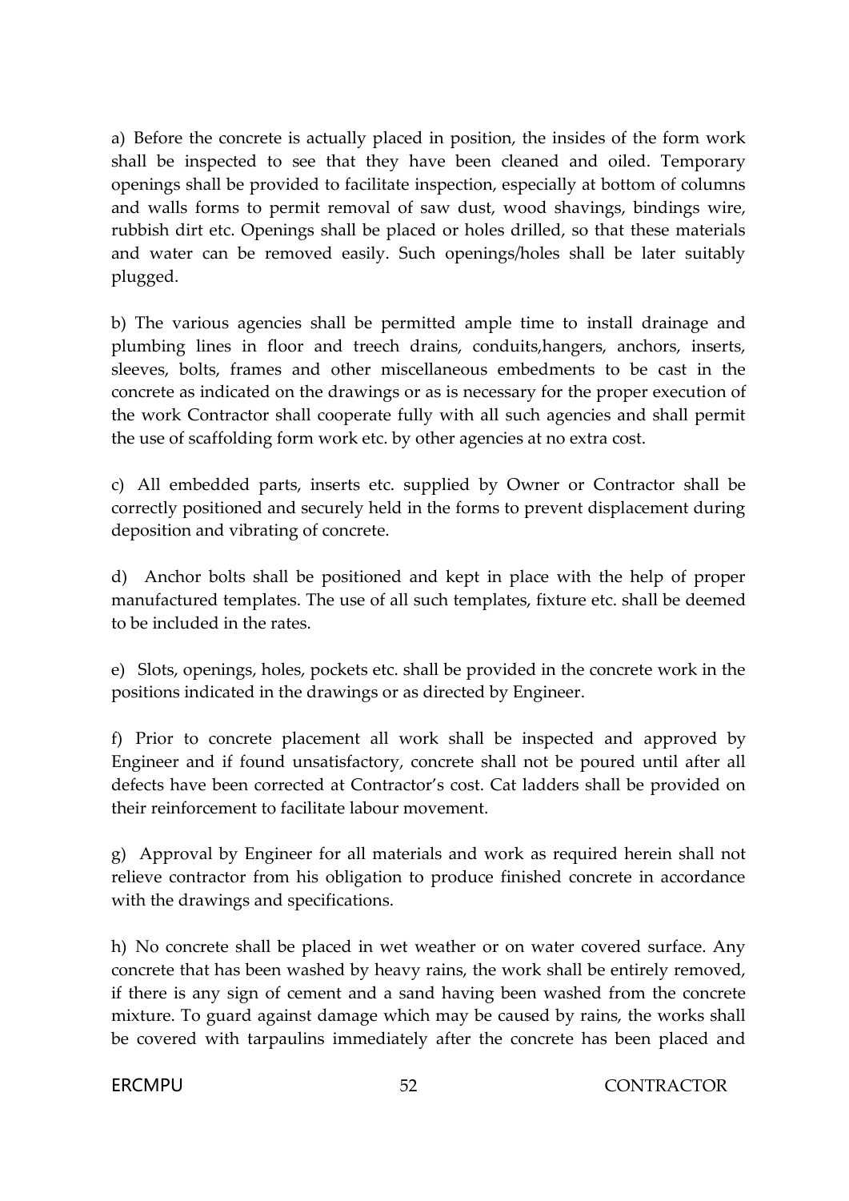a) Before the concrete is actually placed in position, the insides of the form work shall be inspected to see that they have been cleaned and oiled. Temporary openings shall be provided to facilitate inspection, especially at bottom of columns and walls forms to permit removal of saw dust, wood shavings, bindings wire, rubbish dirt etc. Openings shall be placed or holes drilled, so that these materials and water can be removed easily. Such openings/holes shall be later suitably plugged.

b) The various agencies shall be permitted ample time to install drainage and plumbing lines in floor and treech drains, conduits,hangers, anchors, inserts, sleeves, bolts, frames and other miscellaneous embedments to be cast in the concrete as indicated on the drawings or as is necessary for the proper execution of the work Contractor shall cooperate fully with all such agencies and shall permit the use of scaffolding form work etc. by other agencies at no extra cost.

c) All embedded parts, inserts etc. supplied by Owner or Contractor shall be correctly positioned and securely held in the forms to prevent displacement during deposition and vibrating of concrete.

d) Anchor bolts shall be positioned and kept in place with the help of proper manufactured templates. The use of all such templates, fixture etc. shall be deemed to be included in the rates.

e) Slots, openings, holes, pockets etc. shall be provided in the concrete work in the positions indicated in the drawings or as directed by Engineer.

f) Prior to concrete placement all work shall be inspected and approved by Engineer and if found unsatisfactory, concrete shall not be poured until after all defects have been corrected at Contractor's cost. Cat ladders shall be provided on their reinforcement to facilitate labour movement.

g) Approval by Engineer for all materials and work as required herein shall not relieve contractor from his obligation to produce finished concrete in accordance with the drawings and specifications.

h) No concrete shall be placed in wet weather or on water covered surface. Any concrete that has been washed by heavy rains, the work shall be entirely removed, if there is any sign of cement and a sand having been washed from the concrete mixture. To guard against damage which may be caused by rains, the works shall be covered with tarpaulins immediately after the concrete has been placed and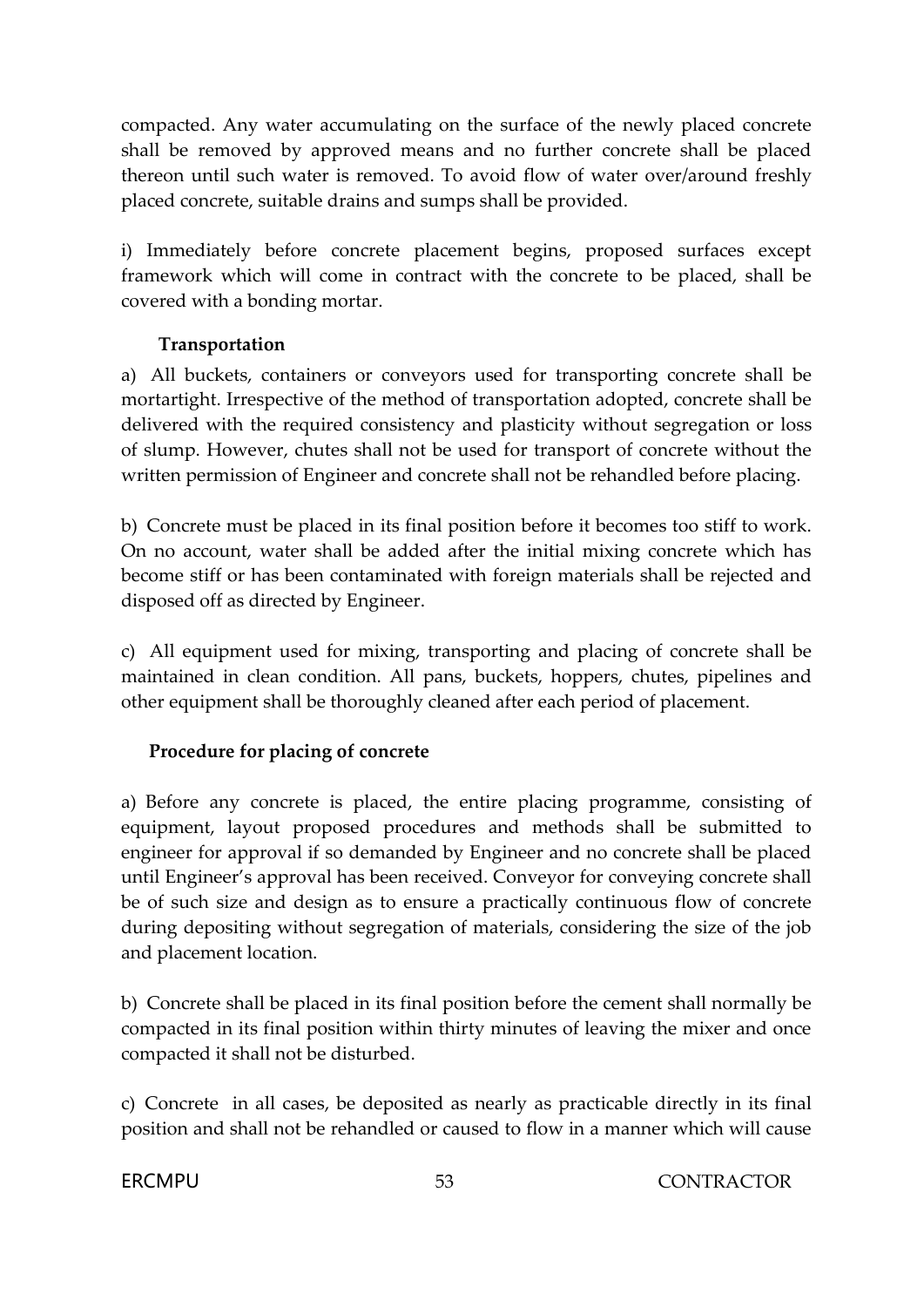compacted. Any water accumulating on the surface of the newly placed concrete shall be removed by approved means and no further concrete shall be placed thereon until such water is removed. To avoid flow of water over/around freshly placed concrete, suitable drains and sumps shall be provided.

i) Immediately before concrete placement begins, proposed surfaces except framework which will come in contract with the concrete to be placed, shall be covered with a bonding mortar.

**Transportation**

a) All buckets, containers or conveyors used for transporting concrete shall be mortartight. Irrespective of the method of transportation adopted, concrete shall be delivered with the required consistency and plasticity without segregation or loss of slump. However, chutes shall not be used for transport of concrete without the written permission of Engineer and concrete shall not be rehandled before placing.

b) Concrete must be placed in its final position before it becomes too stiff to work. On no account, water shall be added after the initial mixing concrete which has become stiff or has been contaminated with foreign materials shall be rejected and disposed off as directed by Engineer.

c) All equipment used for mixing, transporting and placing of concrete shall be maintained in clean condition. All pans, buckets, hoppers, chutes, pipelines and other equipment shall be thoroughly cleaned after each period of placement.

**Procedure for placing of concrete**

a) Before any concrete is placed, the entire placing programme, consisting of equipment, layout proposed procedures and methods shall be submitted to engineer for approval if so demanded by Engineer and no concrete shall be placed until Engineer's approval has been received. Conveyor for conveying concrete shall be of such size and design as to ensure a practically continuous flow of concrete during depositing without segregation of materials, considering the size of the job and placement location.

b) Concrete shall be placed in its final position before the cement shall normally be compacted in its final position within thirty minutes of leaving the mixer and once compacted it shall not be disturbed.

c) Concrete in all cases, be deposited as nearly as practicable directly in its final position and shall not be rehandled or caused to flow in a manner which will cause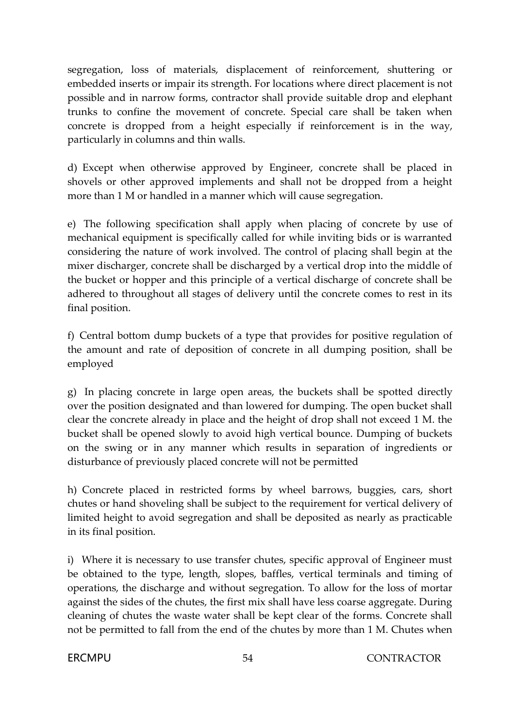segregation, loss of materials, displacement of reinforcement, shuttering or embedded inserts or impair its strength. For locations where direct placement is not possible and in narrow forms, contractor shall provide suitable drop and elephant trunks to confine the movement of concrete. Special care shall be taken when concrete is dropped from a height especially if reinforcement is in the way, particularly in columns and thin walls.

d) Except when otherwise approved by Engineer, concrete shall be placed in shovels or other approved implements and shall not be dropped from a height more than 1 M or handled in a manner which will cause segregation.

e) The following specification shall apply when placing of concrete by use of mechanical equipment is specifically called for while inviting bids or is warranted considering the nature of work involved. The control of placing shall begin at the mixer discharger, concrete shall be discharged by a vertical drop into the middle of the bucket or hopper and this principle of a vertical discharge of concrete shall be adhered to throughout all stages of delivery until the concrete comes to rest in its final position.

f) Central bottom dump buckets of a type that provides for positive regulation of the amount and rate of deposition of concrete in all dumping position, shall be employed

g) In placing concrete in large open areas, the buckets shall be spotted directly over the position designated and than lowered for dumping. The open bucket shall clear the concrete already in place and the height of drop shall not exceed 1 M. the bucket shall be opened slowly to avoid high vertical bounce. Dumping of buckets on the swing or in any manner which results in separation of ingredients or disturbance of previously placed concrete will not be permitted

h) Concrete placed in restricted forms by wheel barrows, buggies, cars, short chutes or hand shoveling shall be subject to the requirement for vertical delivery of limited height to avoid segregation and shall be deposited as nearly as practicable in its final position.

i) Where it is necessary to use transfer chutes, specific approval of Engineer must be obtained to the type, length, slopes, baffles, vertical terminals and timing of operations, the discharge and without segregation. To allow for the loss of mortar against the sides of the chutes, the first mix shall have less coarse aggregate. During cleaning of chutes the waste water shall be kept clear of the forms. Concrete shall not be permitted to fall from the end of the chutes by more than 1 M. Chutes when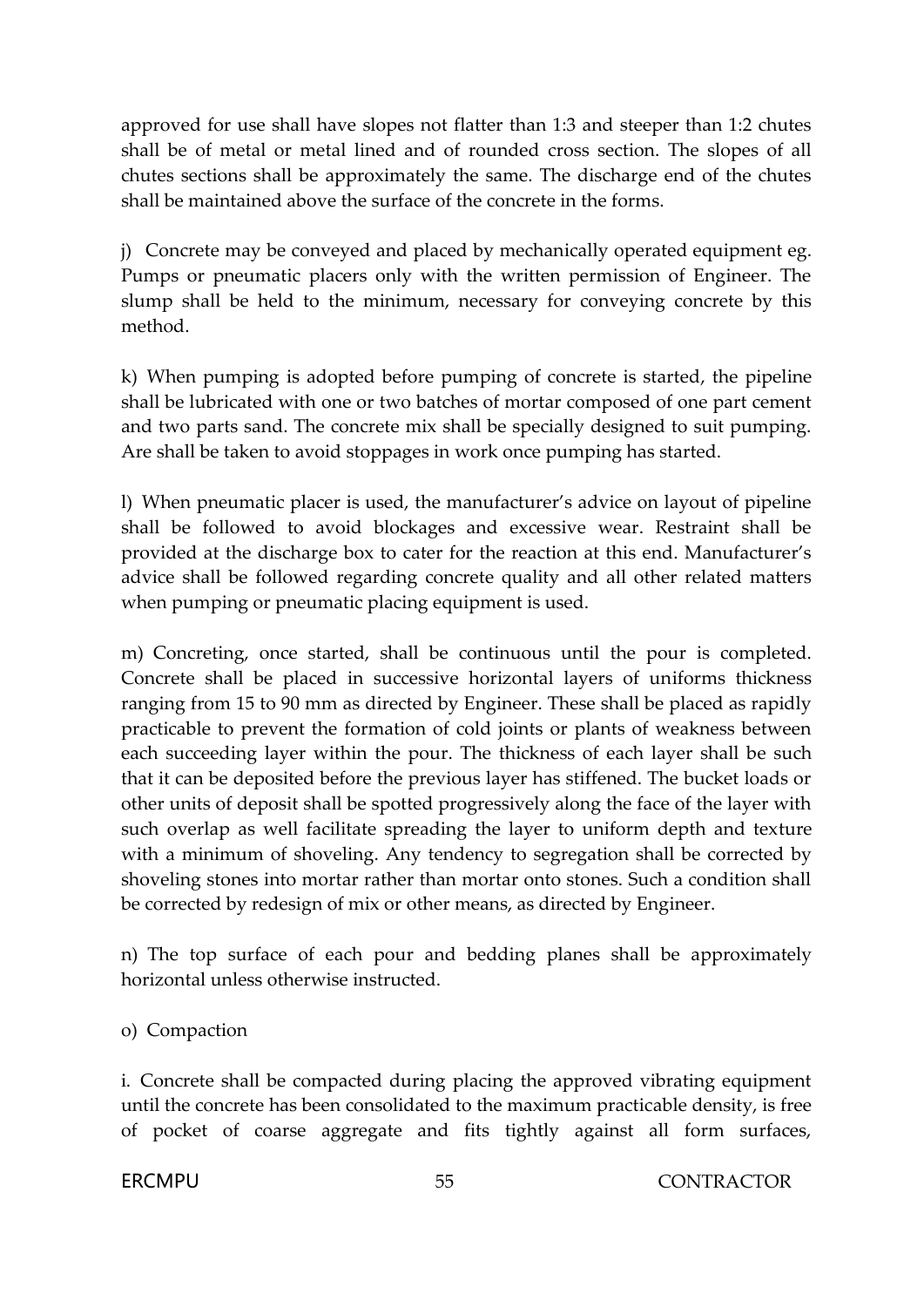approved for use shall have slopes not flatter than 1:3 and steeper than 1:2 chutes shall be of metal or metal lined and of rounded cross section. The slopes of all chutes sections shall be approximately the same. The discharge end of the chutes shall be maintained above the surface of the concrete in the forms.

j) Concrete may be conveyed and placed by mechanically operated equipment eg. Pumps or pneumatic placers only with the written permission of Engineer. The slump shall be held to the minimum, necessary for conveying concrete by this method.

k) When pumping is adopted before pumping of concrete is started, the pipeline shall be lubricated with one or two batches of mortar composed of one part cement and two parts sand. The concrete mix shall be specially designed to suit pumping. Are shall be taken to avoid stoppages in work once pumping has started.

l) When pneumatic placer is used, the manufacturer's advice on layout of pipeline shall be followed to avoid blockages and excessive wear. Restraint shall be provided at the discharge box to cater for the reaction at this end. Manufacturer's advice shall be followed regarding concrete quality and all other related matters when pumping or pneumatic placing equipment is used.

m) Concreting, once started, shall be continuous until the pour is completed. Concrete shall be placed in successive horizontal layers of uniforms thickness ranging from 15 to 90 mm as directed by Engineer. These shall be placed as rapidly practicable to prevent the formation of cold joints or plants of weakness between each succeeding layer within the pour. The thickness of each layer shall be such that it can be deposited before the previous layer has stiffened. The bucket loads or other units of deposit shall be spotted progressively along the face of the layer with such overlap as well facilitate spreading the layer to uniform depth and texture with a minimum of shoveling. Any tendency to segregation shall be corrected by shoveling stones into mortar rather than mortar onto stones. Such a condition shall be corrected by redesign of mix or other means, as directed by Engineer.

n) The top surface of each pour and bedding planes shall be approximately horizontal unless otherwise instructed.

o) Compaction

i. Concrete shall be compacted during placing the approved vibrating equipment until the concrete has been consolidated to the maximum practicable density, is free of pocket of coarse aggregate and fits tightly against all form surfaces,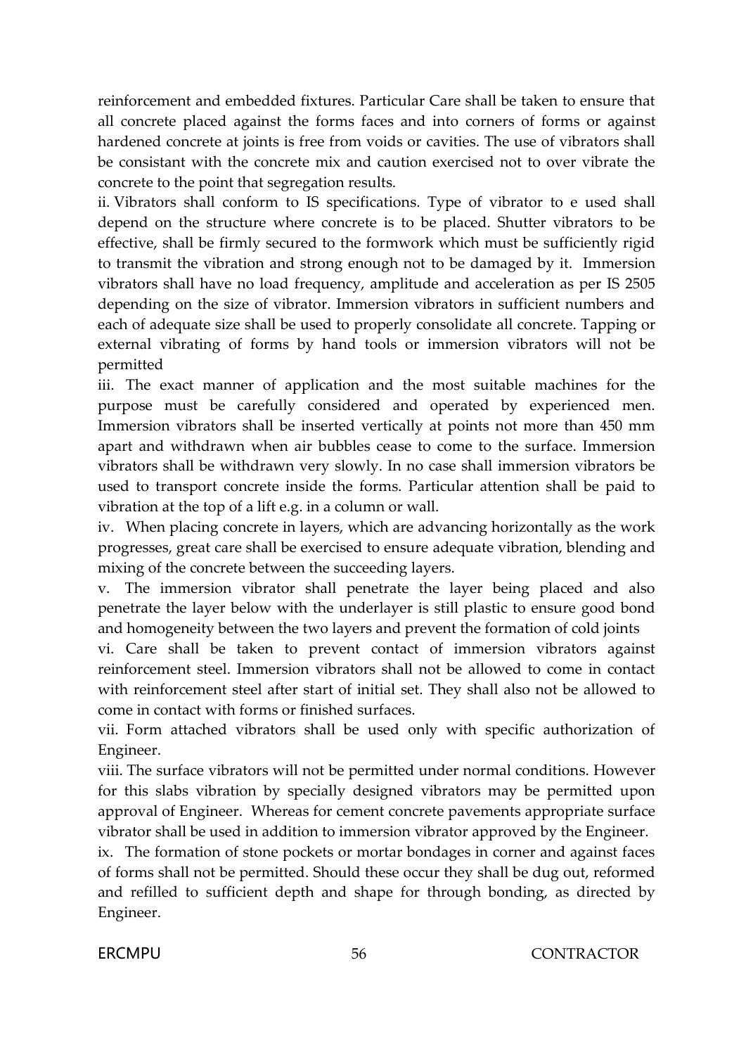reinforcement and embedded fixtures. Particular Care shall be taken to ensure that all concrete placed against the forms faces and into corners of forms or against hardened concrete at joints is free from voids or cavities. The use of vibrators shall be consistant with the concrete mix and caution exercised not to over vibrate the concrete to the point that segregation results.

ii. Vibrators shall conform to IS specifications. Type of vibrator to e used shall depend on the structure where concrete is to be placed. Shutter vibrators to be effective, shall be firmly secured to the formwork which must be sufficiently rigid to transmit the vibration and strong enough not to be damaged by it. Immersion vibrators shall have no load frequency, amplitude and acceleration as per IS 2505 depending on the size of vibrator. Immersion vibrators in sufficient numbers and each of adequate size shall be used to properly consolidate all concrete. Tapping or external vibrating of forms by hand tools or immersion vibrators will not be permitted

iii. The exact manner of application and the most suitable machines for the purpose must be carefully considered and operated by experienced men. Immersion vibrators shall be inserted vertically at points not more than 450 mm apart and withdrawn when air bubbles cease to come to the surface. Immersion vibrators shall be withdrawn very slowly. In no case shall immersion vibrators be used to transport concrete inside the forms. Particular attention shall be paid to vibration at the top of a lift e.g. in a column or wall.

iv. When placing concrete in layers, which are advancing horizontally as the work progresses, great care shall be exercised to ensure adequate vibration, blending and mixing of the concrete between the succeeding layers.

v. The immersion vibrator shall penetrate the layer being placed and also penetrate the layer below with the underlayer is still plastic to ensure good bond and homogeneity between the two layers and prevent the formation of cold joints

vi. Care shall be taken to prevent contact of immersion vibrators against reinforcement steel. Immersion vibrators shall not be allowed to come in contact with reinforcement steel after start of initial set. They shall also not be allowed to come in contact with forms or finished surfaces.

vii. Form attached vibrators shall be used only with specific authorization of Engineer.

viii. The surface vibrators will not be permitted under normal conditions. However for this slabs vibration by specially designed vibrators may be permitted upon approval of Engineer. Whereas for cement concrete pavements appropriate surface vibrator shall be used in addition to immersion vibrator approved by the Engineer.

ix. The formation of stone pockets or mortar bondages in corner and against faces of forms shall not be permitted. Should these occur they shall be dug out, reformed and refilled to sufficient depth and shape for through bonding, as directed by Engineer.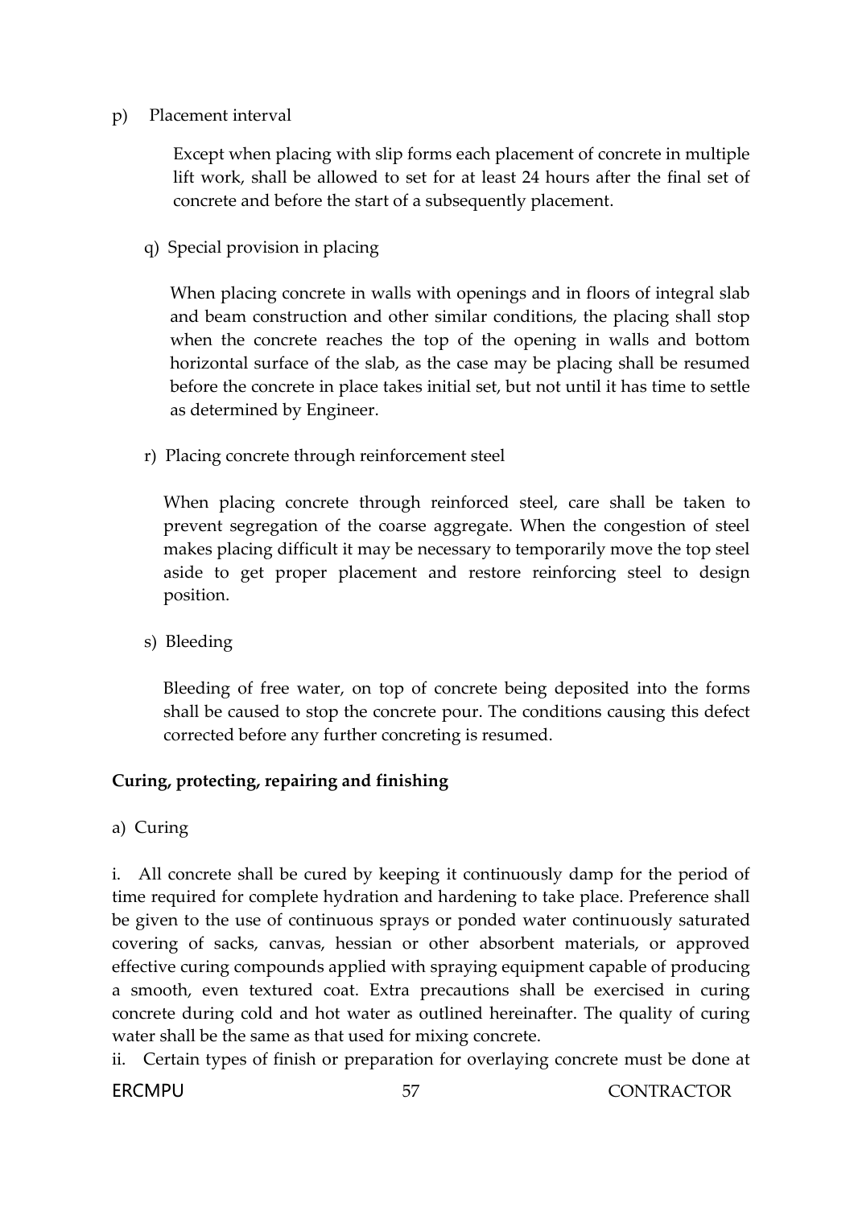p) Placement interval

Except when placing with slip forms each placement of concrete in multiple lift work, shall be allowed to set for at least 24 hours after the final set of concrete and before the start of a subsequently placement.

q) Special provision in placing

When placing concrete in walls with openings and in floors of integral slab and beam construction and other similar conditions, the placing shall stop when the concrete reaches the top of the opening in walls and bottom horizontal surface of the slab, as the case may be placing shall be resumed before the concrete in place takes initial set, but not until it has time to settle as determined by Engineer.

r) Placing concrete through reinforcement steel

When placing concrete through reinforced steel, care shall be taken to prevent segregation of the coarse aggregate. When the congestion of steel makes placing difficult it may be necessary to temporarily move the top steel aside to get proper placement and restore reinforcing steel to design position.

s) Bleeding

Bleeding of free water, on top of concrete being deposited into the forms shall be caused to stop the concrete pour. The conditions causing this defect corrected before any further concreting is resumed.

**Curing, protecting, repairing and finishing**

a) Curing

i. All concrete shall be cured by keeping it continuously damp for the period of time required for complete hydration and hardening to take place. Preference shall be given to the use of continuous sprays or ponded water continuously saturated covering of sacks, canvas, hessian or other absorbent materials, or approved effective curing compounds applied with spraying equipment capable of producing a smooth, even textured coat. Extra precautions shall be exercised in curing concrete during cold and hot water as outlined hereinafter. The quality of curing water shall be the same as that used for mixing concrete.

ii. Certain types of finish or preparation for overlaying concrete must be done at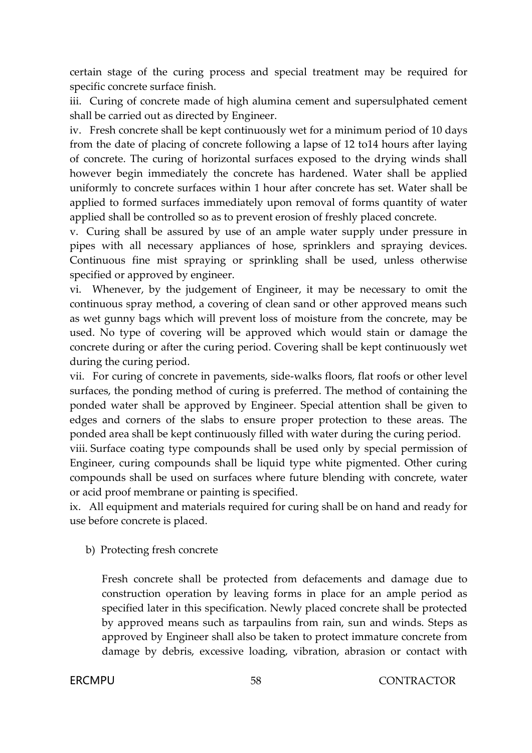certain stage of the curing process and special treatment may be required for specific concrete surface finish.

iii. Curing of concrete made of high alumina cement and supersulphated cement shall be carried out as directed by Engineer.

iv. Fresh concrete shall be kept continuously wet for a minimum period of 10 days from the date of placing of concrete following a lapse of 12 to14 hours after laying of concrete. The curing of horizontal surfaces exposed to the drying winds shall however begin immediately the concrete has hardened. Water shall be applied uniformly to concrete surfaces within 1 hour after concrete has set. Water shall be applied to formed surfaces immediately upon removal of forms quantity of water applied shall be controlled so as to prevent erosion of freshly placed concrete.

v. Curing shall be assured by use of an ample water supply under pressure in pipes with all necessary appliances of hose, sprinklers and spraying devices. Continuous fine mist spraying or sprinkling shall be used, unless otherwise specified or approved by engineer.

vi. Whenever, by the judgement of Engineer, it may be necessary to omit the continuous spray method, a covering of clean sand or other approved means such as wet gunny bags which will prevent loss of moisture from the concrete, may be used. No type of covering will be approved which would stain or damage the concrete during or after the curing period. Covering shall be kept continuously wet during the curing period.

vii. For curing of concrete in pavements, side-walks floors, flat roofs or other level surfaces, the ponding method of curing is preferred. The method of containing the ponded water shall be approved by Engineer. Special attention shall be given to edges and corners of the slabs to ensure proper protection to these areas. The ponded area shall be kept continuously filled with water during the curing period.

viii. Surface coating type compounds shall be used only by special permission of Engineer, curing compounds shall be liquid type white pigmented. Other curing compounds shall be used on surfaces where future blending with concrete, water or acid proof membrane or painting is specified.

ix. All equipment and materials required for curing shall be on hand and ready for use before concrete is placed.

b) Protecting fresh concrete

Fresh concrete shall be protected from defacements and damage due to construction operation by leaving forms in place for an ample period as specified later in this specification. Newly placed concrete shall be protected by approved means such as tarpaulins from rain, sun and winds. Steps as approved by Engineer shall also be taken to protect immature concrete from damage by debris, excessive loading, vibration, abrasion or contact with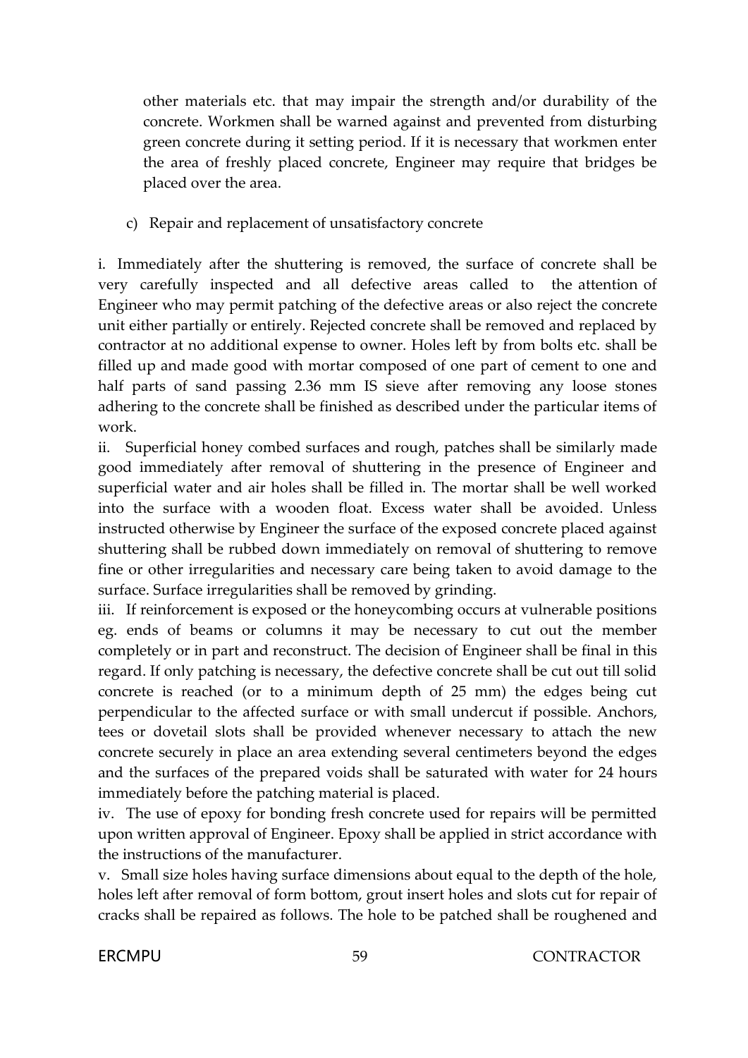other materials etc. that may impair the strength and/or durability of the concrete. Workmen shall be warned against and prevented from disturbing green concrete during it setting period. If it is necessary that workmen enter the area of freshly placed concrete, Engineer may require that bridges be placed over the area.

c) Repair and replacement of unsatisfactory concrete

i. Immediately after the shuttering is removed, the surface of concrete shall be very carefully inspected and all defective areas called to the attention of Engineer who may permit patching of the defective areas or also reject the concrete unit either partially or entirely. Rejected concrete shall be removed and replaced by contractor at no additional expense to owner. Holes left by from bolts etc. shall be filled up and made good with mortar composed of one part of cement to one and half parts of sand passing 2.36 mm IS sieve after removing any loose stones adhering to the concrete shall be finished as described under the particular items of work.

ii. Superficial honey combed surfaces and rough, patches shall be similarly made good immediately after removal of shuttering in the presence of Engineer and superficial water and air holes shall be filled in. The mortar shall be well worked into the surface with a wooden float. Excess water shall be avoided. Unless instructed otherwise by Engineer the surface of the exposed concrete placed against shuttering shall be rubbed down immediately on removal of shuttering to remove fine or other irregularities and necessary care being taken to avoid damage to the surface. Surface irregularities shall be removed by grinding.

iii. If reinforcement is exposed or the honeycombing occurs at vulnerable positions eg. ends of beams or columns it may be necessary to cut out the member completely or in part and reconstruct. The decision of Engineer shall be final in this regard. If only patching is necessary, the defective concrete shall be cut out till solid concrete is reached (or to a minimum depth of 25 mm) the edges being cut perpendicular to the affected surface or with small undercut if possible. Anchors, tees or dovetail slots shall be provided whenever necessary to attach the new concrete securely in place an area extending several centimeters beyond the edges and the surfaces of the prepared voids shall be saturated with water for 24 hours immediately before the patching material is placed.

iv. The use of epoxy for bonding fresh concrete used for repairs will be permitted upon written approval of Engineer. Epoxy shall be applied in strict accordance with the instructions of the manufacturer.

v. Small size holes having surface dimensions about equal to the depth of the hole, holes left after removal of form bottom, grout insert holes and slots cut for repair of cracks shall be repaired as follows. The hole to be patched shall be roughened and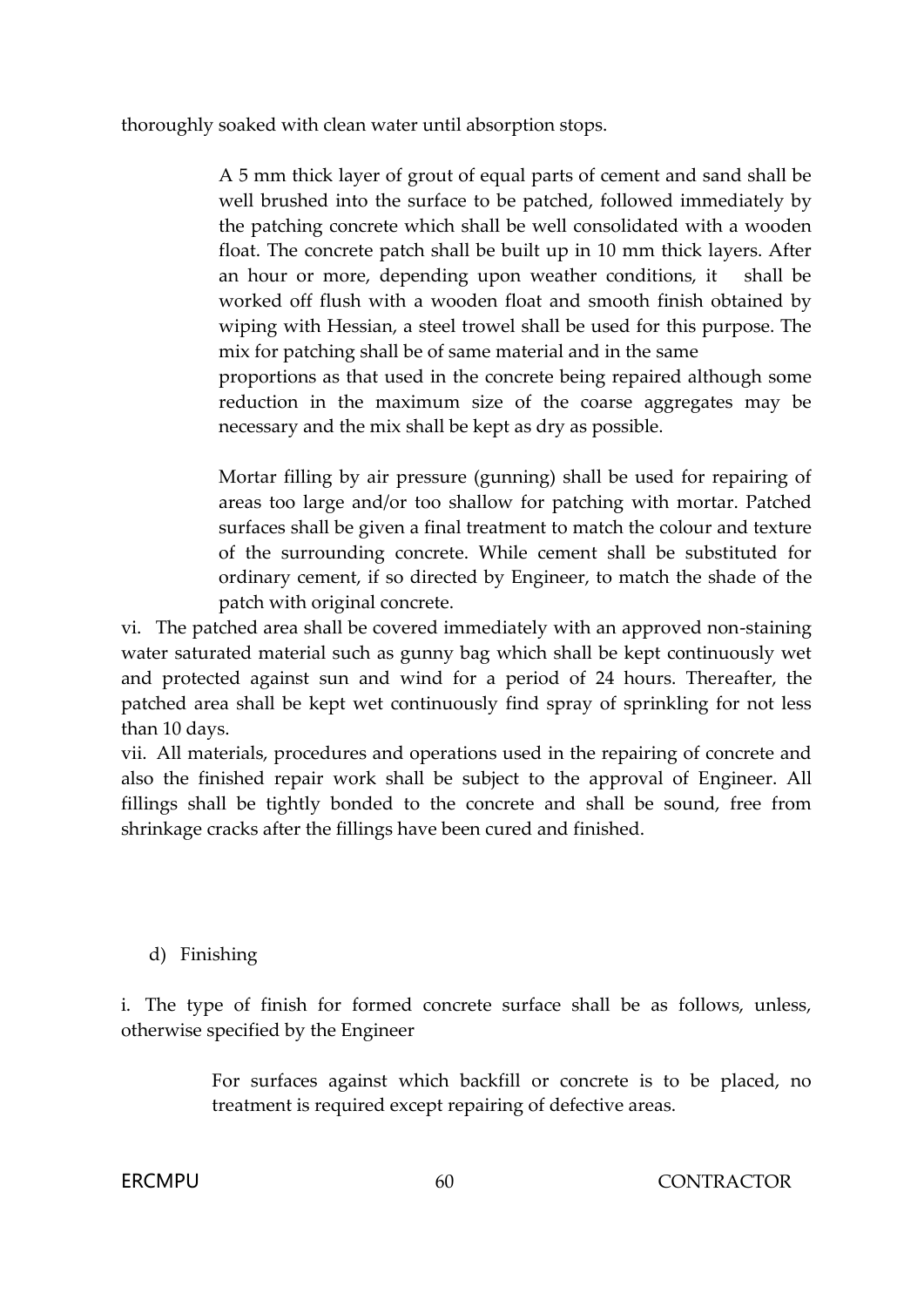thoroughly soaked with clean water until absorption stops.

A 5 mm thick layer of grout of equal parts of cement and sand shall be well brushed into the surface to be patched, followed immediately by the patching concrete which shall be well consolidated with a wooden float. The concrete patch shall be built up in 10 mm thick layers. After an hour or more, depending upon weather conditions, it shall be worked off flush with a wooden float and smooth finish obtained by wiping with Hessian, a steel trowel shall be used for this purpose. The mix for patching shall be of same material and in the same proportions as that used in the concrete being repaired although some reduction in the maximum size of the coarse aggregates may be necessary and the mix shall be kept as dry as possible.

Mortar filling by air pressure (gunning) shall be used for repairing of areas too large and/or too shallow for patching with mortar. Patched surfaces shall be given a final treatment to match the colour and texture of the surrounding concrete. While cement shall be substituted for ordinary cement, if so directed by Engineer, to match the shade of the patch with original concrete.

vi. The patched area shall be covered immediately with an approved non-staining water saturated material such as gunny bag which shall be kept continuously wet and protected against sun and wind for a period of 24 hours. Thereafter, the patched area shall be kept wet continuously find spray of sprinkling for not less than 10 days.

vii. All materials, procedures and operations used in the repairing of concrete and also the finished repair work shall be subject to the approval of Engineer. All fillings shall be tightly bonded to the concrete and shall be sound, free from shrinkage cracks after the fillings have been cured and finished.

d) Finishing

i. The type of finish for formed concrete surface shall be as follows, unless, otherwise specified by the Engineer

For surfaces against which backfill or concrete is to be placed, no treatment is required except repairing of defective areas.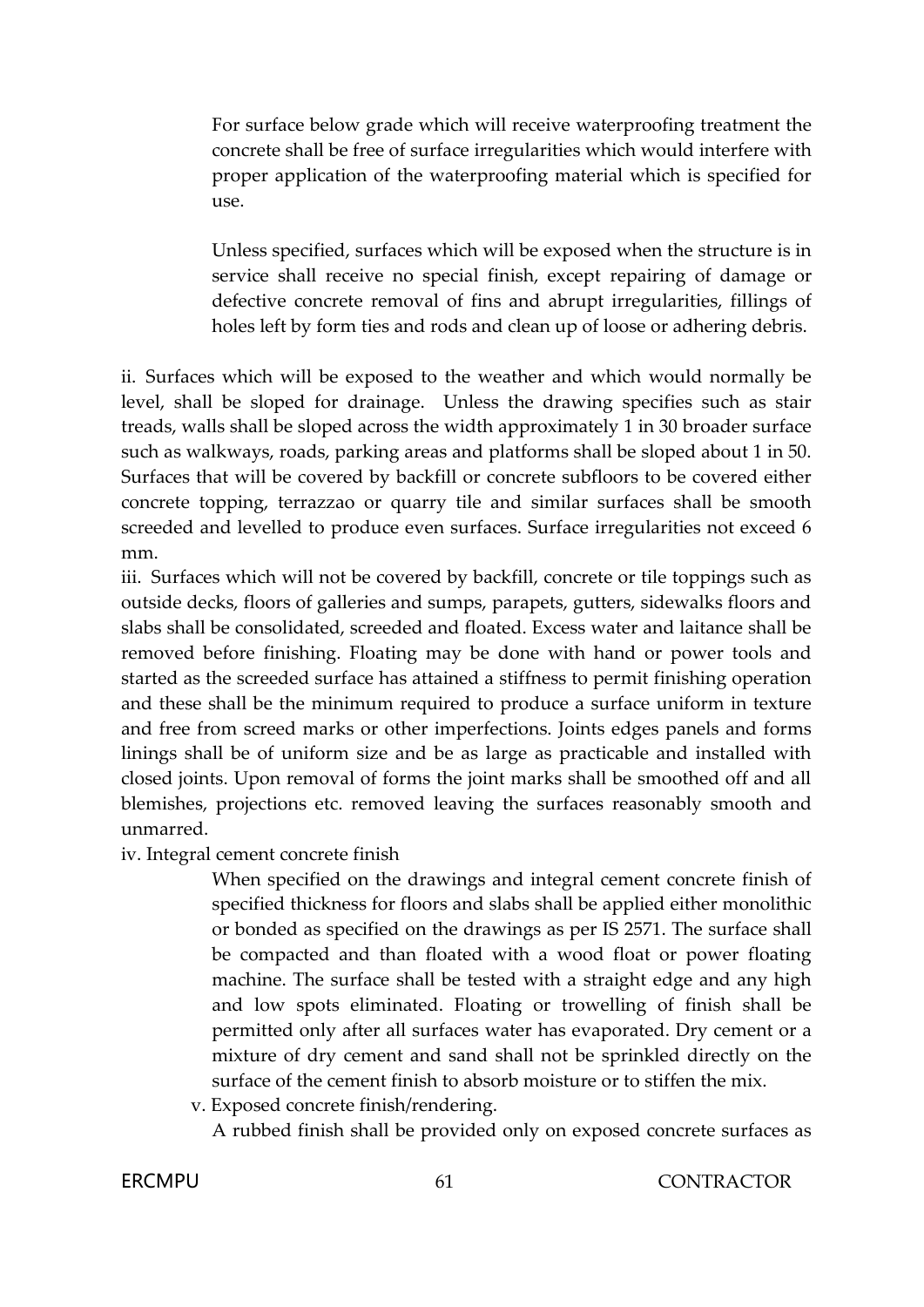For surface below grade which will receive waterproofing treatment the concrete shall be free of surface irregularities which would interfere with proper application of the waterproofing material which is specified for use.

Unless specified, surfaces which will be exposed when the structure is in service shall receive no special finish, except repairing of damage or defective concrete removal of fins and abrupt irregularities, fillings of holes left by form ties and rods and clean up of loose or adhering debris.

ii. Surfaces which will be exposed to the weather and which would normally be level, shall be sloped for drainage. Unless the drawing specifies such as stair treads, walls shall be sloped across the width approximately 1 in 30 broader surface such as walkways, roads, parking areas and platforms shall be sloped about 1 in 50. Surfaces that will be covered by backfill or concrete subfloors to be covered either concrete topping, terrazzao or quarry tile and similar surfaces shall be smooth screeded and levelled to produce even surfaces. Surface irregularities not exceed 6 mm.

iii. Surfaces which will not be covered by backfill, concrete or tile toppings such as outside decks, floors of galleries and sumps, parapets, gutters, sidewalks floors and slabs shall be consolidated, screeded and floated. Excess water and laitance shall be removed before finishing. Floating may be done with hand or power tools and started as the screeded surface has attained a stiffness to permit finishing operation and these shall be the minimum required to produce a surface uniform in texture and free from screed marks or other imperfections. Joints edges panels and forms linings shall be of uniform size and be as large as practicable and installed with closed joints. Upon removal of forms the joint marks shall be smoothed off and all blemishes, projections etc. removed leaving the surfaces reasonably smooth and unmarred.

iv. Integral cement concrete finish

When specified on the drawings and integral cement concrete finish of specified thickness for floors and slabs shall be applied either monolithic or bonded as specified on the drawings as per IS 2571. The surface shall be compacted and than floated with a wood float or power floating machine. The surface shall be tested with a straight edge and any high and low spots eliminated. Floating or trowelling of finish shall be permitted only after all surfaces water has evaporated. Dry cement or a mixture of dry cement and sand shall not be sprinkled directly on the surface of the cement finish to absorb moisture or to stiffen the mix.

v. Exposed concrete finish/rendering.

A rubbed finish shall be provided only on exposed concrete surfaces as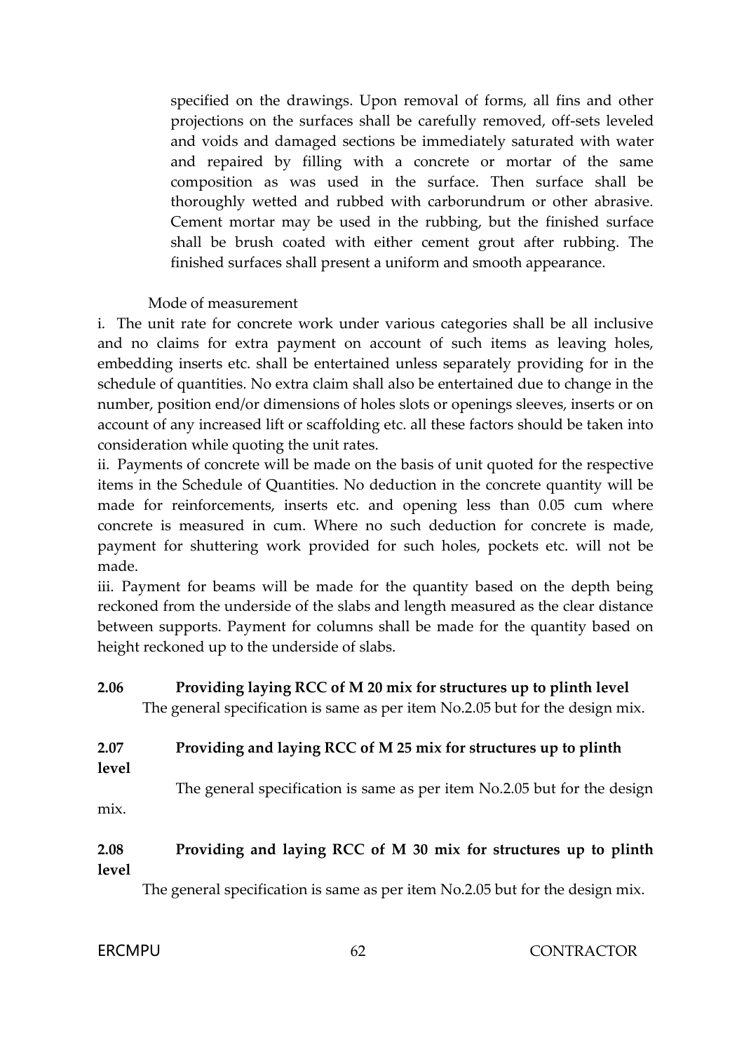specified on the drawings. Upon removal of forms, all fins and other projections on the surfaces shall be carefully removed, off-sets leveled and voids and damaged sections be immediately saturated with water and repaired by filling with a concrete or mortar of the same composition as was used in the surface. Then surface shall be thoroughly wetted and rubbed with carborundrum or other abrasive. Cement mortar may be used in the rubbing, but the finished surface shall be brush coated with either cement grout after rubbing. The finished surfaces shall present a uniform and smooth appearance.

Mode of measurement

i. The unit rate for concrete work under various categories shall be all inclusive and no claims for extra payment on account of such items as leaving holes, embedding inserts etc. shall be entertained unless separately providing for in the schedule of quantities. No extra claim shall also be entertained due to change in the number, position end/or dimensions of holes slots or openings sleeves, inserts or on account of any increased lift or scaffolding etc. all these factors should be taken into consideration while quoting the unit rates.

ii. Payments of concrete will be made on the basis of unit quoted for the respective items in the Schedule of Quantities. No deduction in the concrete quantity will be made for reinforcements, inserts etc. and opening less than 0.05 cum where concrete is measured in cum. Where no such deduction for concrete is made, payment for shuttering work provided for such holes, pockets etc. will not be made.

iii. Payment for beams will be made for the quantity based on the depth being reckoned from the underside of the slabs and length measured as the clear distance between supports. Payment for columns shall be made for the quantity based on height reckoned up to the underside of slabs.

**2.06 Providing laying RCC of M 20 mix for structures up to plinth level**

The general specification is same as per item No.2.05 but for the design mix.

**2.07 Providing and laying RCC of M 25 mix for structures up to plinth level**

The general specification is same as per item No.2.05 but for the design mix.

**2.08 Providing and laying RCC of M 30 mix for structures up to plinth level**

The general specification is same as per item No.2.05 but for the design mix.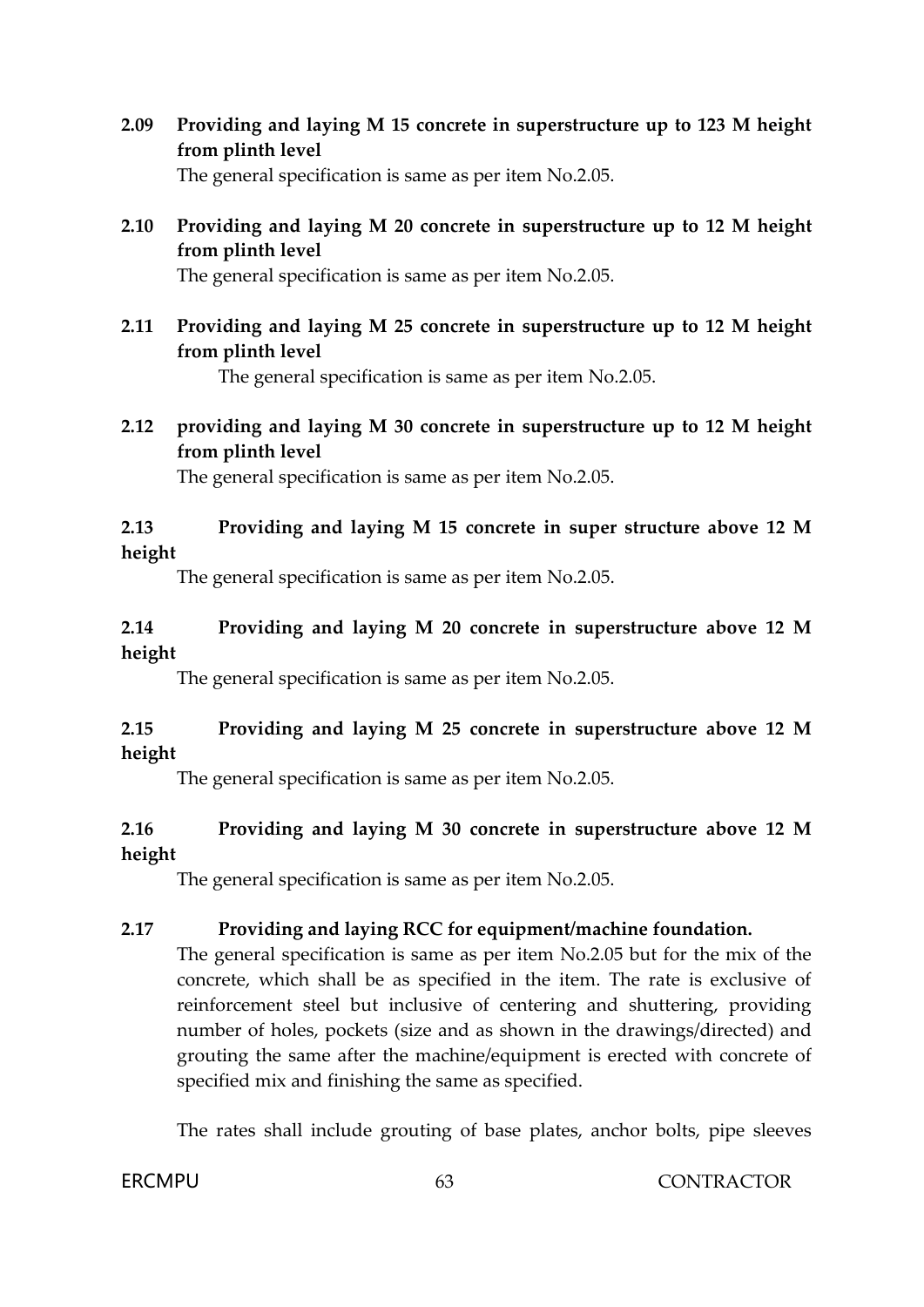**2.09 Providing and laying M 15 concrete in superstructure up to 123 M height from plinth level**

The general specification is same as per item No.2.05.

**2.10 Providing and laying M 20 concrete in superstructure up to 12 M height from plinth level**

The general specification is same as per item No.2.05.

**2.11 Providing and laying M 25 concrete in superstructure up to 12 M height from plinth level**

The general specification is same as per item No.2.05.

**2.12 providing and laying M 30 concrete in superstructure up to 12 M height from plinth level**

The general specification is same as per item No.2.05.

**2.13 Providing and laying M 15 concrete in super structure above 12 M height**

The general specification is same as per item No.2.05.

**2.14 Providing and laying M 20 concrete in superstructure above 12 M height**

The general specification is same as per item No.2.05.

**2.15 Providing and laying M 25 concrete in superstructure above 12 M height**

The general specification is same as per item No.2.05.

**2.16 Providing and laying M 30 concrete in superstructure above 12 M height**

The general specification is same as per item No.2.05.

**2.17 Providing and laying RCC for equipment/machine foundation.**

The general specification is same as per item No.2.05 but for the mix of the concrete, which shall be as specified in the item. The rate is exclusive of reinforcement steel but inclusive of centering and shuttering, providing number of holes, pockets (size and as shown in the drawings/directed) and grouting the same after the machine/equipment is erected with concrete of specified mix and finishing the same as specified.

The rates shall include grouting of base plates, anchor bolts, pipe sleeves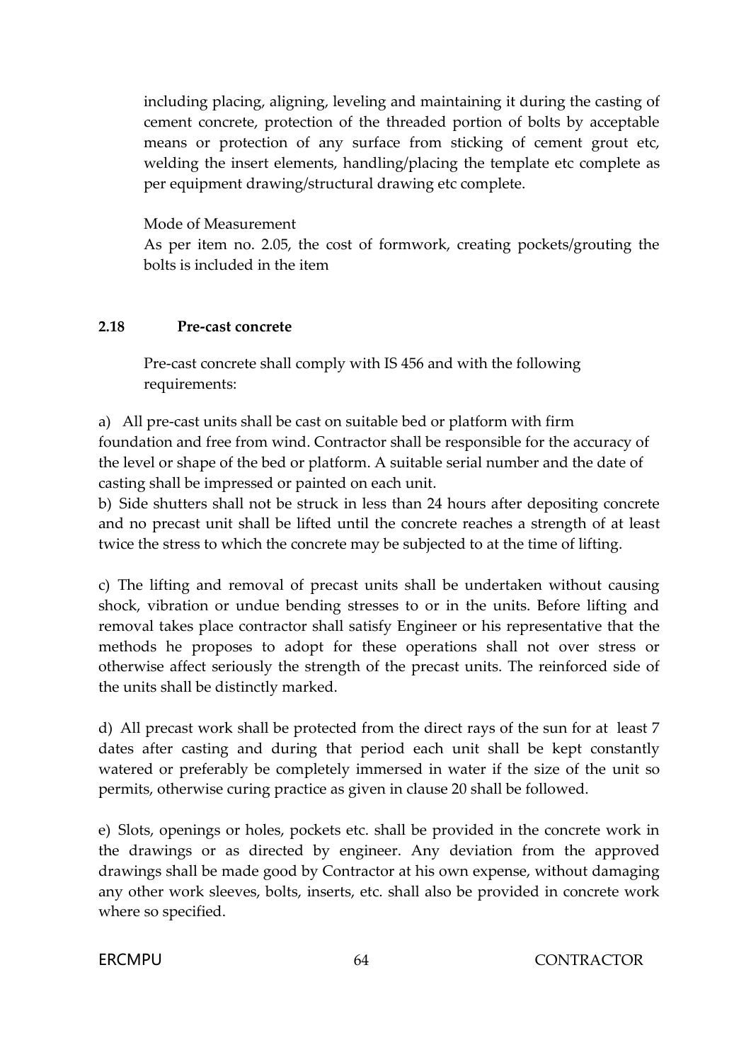including placing, aligning, leveling and maintaining it during the casting of cement concrete, protection of the threaded portion of bolts by acceptable means or protection of any surface from sticking of cement grout etc, welding the insert elements, handling/placing the template etc complete as per equipment drawing/structural drawing etc complete.

Mode of Measurement

As per item no. 2.05, the cost of formwork, creating pockets/grouting the bolts is included in the item

### 2.18 Pre-cast concrete

Pre-cast concrete shall comply with IS 456 and with the following requirements:

a) All pre-cast units shall be cast on suitable bed or platform with firm foundation and free from wind. Contractor shall be responsible for the accuracy of the level or shape of the bed or platform. A suitable serial number and the date of casting shall be impressed or painted on each unit.

b) Side shutters shall not be struck in less than 24 hours after depositing concrete and no precast unit shall be lifted until the concrete reaches a strength of at least twice the stress to which the concrete may be subjected to at the time of lifting.

c) The lifting and removal of precast units shall be undertaken without causing shock, vibration or undue bending stresses to or in the units. Before lifting and removal takes place contractor shall satisfy Engineer or his representative that the methods he proposes to adopt for these operations shall not over stress or otherwise affect seriously the strength of the precast units. The reinforced side of the units shall be distinctly marked.

d) All precast work shall be protected from the direct rays of the sun for at least 7 dates after casting and during that period each unit shall be kept constantly watered or preferably be completely immersed in water if the size of the unit so permits, otherwise curing practice as given in clause 20 shall be followed.

e) Slots, openings or holes, pockets etc. shall be provided in the concrete work in the drawings or as directed by engineer. Any deviation from the approved drawings shall be made good by Contractor at his own expense, without damaging any other work sleeves, bolts, inserts, etc. shall also be provided in concrete work where so specified.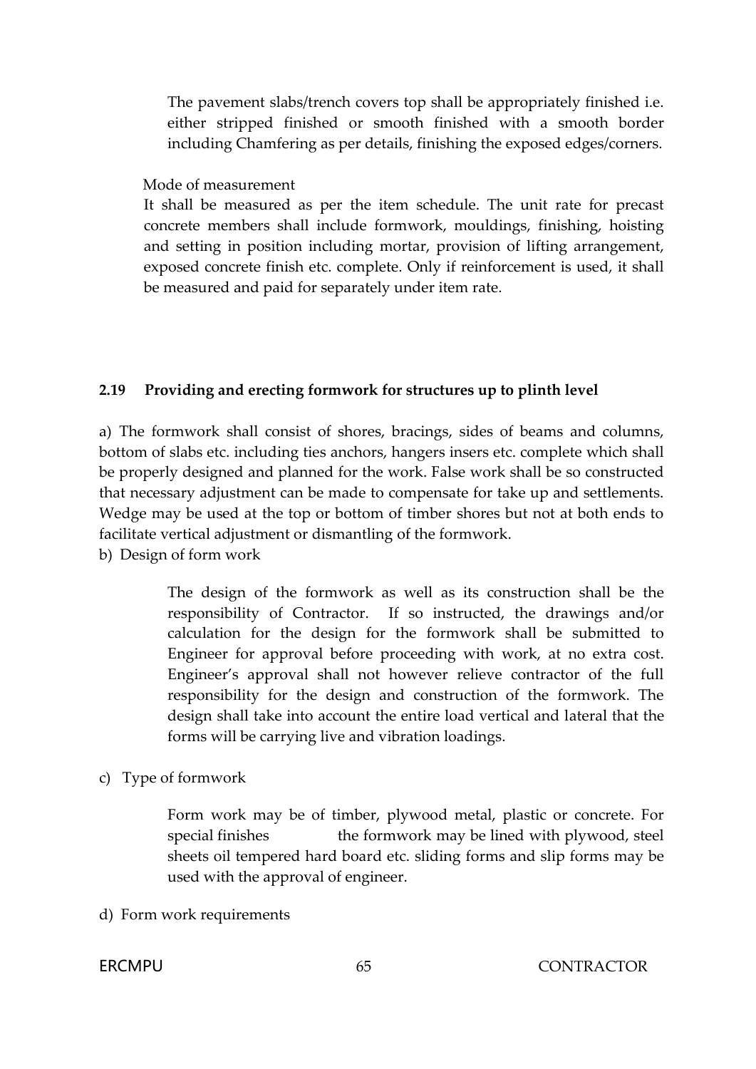The pavement slabs/trench covers top shall be appropriately finished i.e. either stripped finished or smooth finished with a smooth border including Chamfering as per details, finishing the exposed edges/corners.

Mode of measurement

It shall be measured as per the item schedule. The unit rate for precast concrete members shall include formwork, mouldings, finishing, hoisting and setting in position including mortar, provision of lifting arrangement, exposed concrete finish etc. complete. Only if reinforcement is used, it shall be measured and paid for separately under item rate.

## 2.19 Providing and erecting formwork for structures up to plinth level

a) The formwork shall consist of shores, bracings, sides of beams and columns, bottom of slabs etc. including ties anchors, hangers insers etc. complete which shall be properly designed and planned for the work. False work shall be so constructed that necessary adjustment can be made to compensate for take up and settlements. Wedge may be used at the top or bottom of timber shores but not at both ends to facilitate vertical adjustment or dismantling of the formwork.

b) Design of form work

The design of the formwork as well as its construction shall be the responsibility of Contractor. If so instructed, the drawings and/or calculation for the design for the formwork shall be submitted to Engineer for approval before proceeding with work, at no extra cost. Engineer's approval shall not however relieve contractor of the full responsibility for the design and construction of the formwork. The design shall take into account the entire load vertical and lateral that the forms will be carrying live and vibration loadings.

c) Type of formwork

Form work may be of timber, plywood metal, plastic or concrete. For special finishes the formwork may be lined with plywood, steel sheets oil tempered hard board etc. sliding forms and slip forms may be used with the approval of engineer.

d) Form work requirements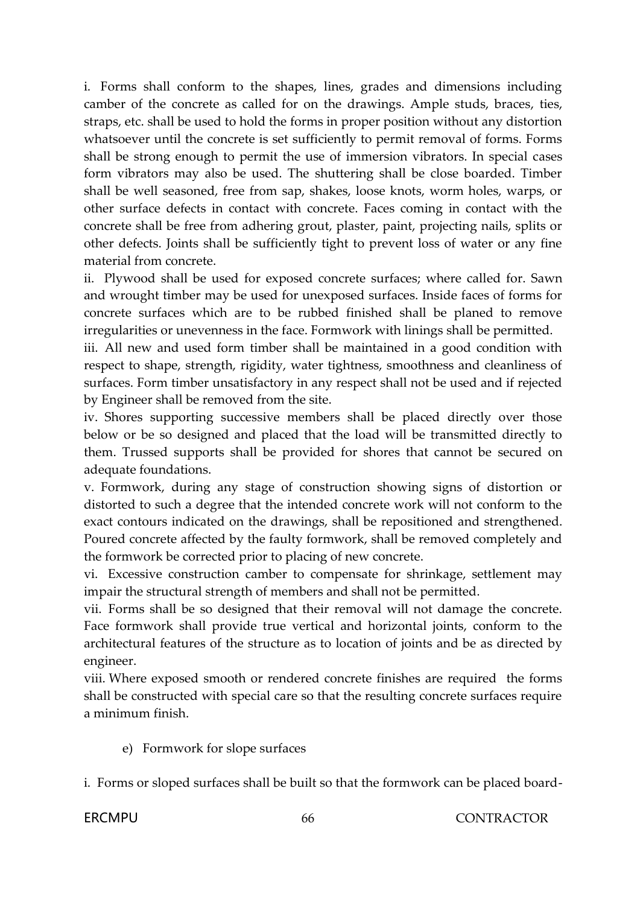i. Forms shall conform to the shapes, lines, grades and dimensions including camber of the concrete as called for on the drawings. Ample studs, braces, ties, straps, etc. shall be used to hold the forms in proper position without any distortion whatsoever until the concrete is set sufficiently to permit removal of forms. Forms shall be strong enough to permit the use of immersion vibrators. In special cases form vibrators may also be used. The shuttering shall be close boarded. Timber shall be well seasoned, free from sap, shakes, loose knots, worm holes, warps, or other surface defects in contact with concrete. Faces coming in contact with the concrete shall be free from adhering grout, plaster, paint, projecting nails, splits or other defects. Joints shall be sufficiently tight to prevent loss of water or any fine material from concrete.

ii. Plywood shall be used for exposed concrete surfaces; where called for. Sawn and wrought timber may be used for unexposed surfaces. Inside faces of forms for concrete surfaces which are to be rubbed finished shall be planed to remove irregularities or unevenness in the face. Formwork with linings shall be permitted.

iii. All new and used form timber shall be maintained in a good condition with respect to shape, strength, rigidity, water tightness, smoothness and cleanliness of surfaces. Form timber unsatisfactory in any respect shall not be used and if rejected by Engineer shall be removed from the site.

iv. Shores supporting successive members shall be placed directly over those below or be so designed and placed that the load will be transmitted directly to them. Trussed supports shall be provided for shores that cannot be secured on adequate foundations.

v. Formwork, during any stage of construction showing signs of distortion or distorted to such a degree that the intended concrete work will not conform to the exact contours indicated on the drawings, shall be repositioned and strengthened. Poured concrete affected by the faulty formwork, shall be removed completely and the formwork be corrected prior to placing of new concrete.

vi. Excessive construction camber to compensate for shrinkage, settlement may impair the structural strength of members and shall not be permitted.

vii. Forms shall be so designed that their removal will not damage the concrete. Face formwork shall provide true vertical and horizontal joints, conform to the architectural features of the structure as to location of joints and be as directed by engineer.

viii. Where exposed smooth or rendered concrete finishes are required the forms shall be constructed with special care so that the resulting concrete surfaces require a minimum finish.

e) Formwork for slope surfaces

i. Forms or sloped surfaces shall be built so that the formwork can be placed board-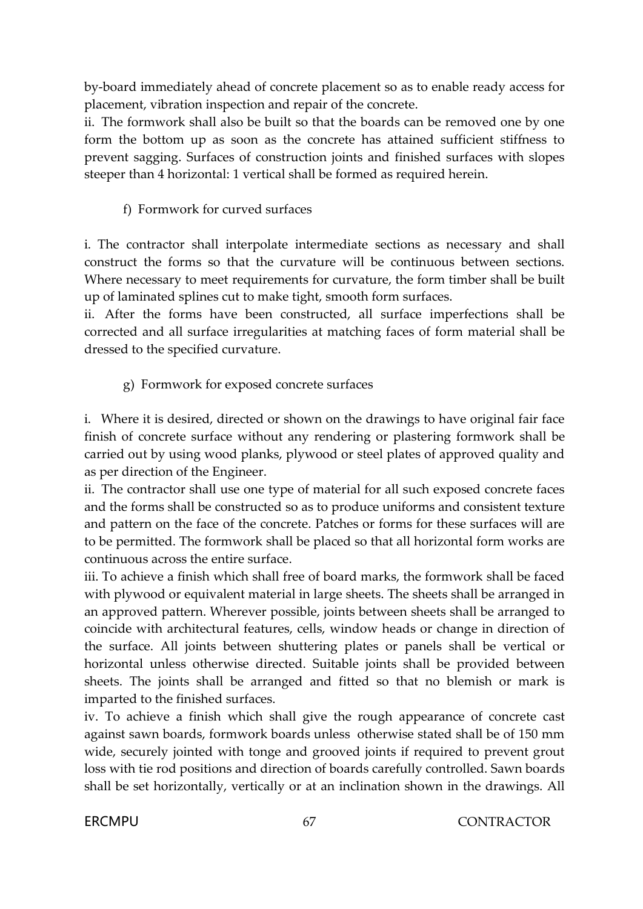by-board immediately ahead of concrete placement so as to enable ready access for placement, vibration inspection and repair of the concrete.

ii. The formwork shall also be built so that the boards can be removed one by one form the bottom up as soon as the concrete has attained sufficient stiffness to prevent sagging. Surfaces of construction joints and finished surfaces with slopes steeper than 4 horizontal: 1 vertical shall be formed as required herein.

f) Formwork for curved surfaces

i. The contractor shall interpolate intermediate sections as necessary and shall construct the forms so that the curvature will be continuous between sections. Where necessary to meet requirements for curvature, the form timber shall be built up of laminated splines cut to make tight, smooth form surfaces.

ii. After the forms have been constructed, all surface imperfections shall be corrected and all surface irregularities at matching faces of form material shall be dressed to the specified curvature.

g) Formwork for exposed concrete surfaces

i. Where it is desired, directed or shown on the drawings to have original fair face finish of concrete surface without any rendering or plastering formwork shall be carried out by using wood planks, plywood or steel plates of approved quality and as per direction of the Engineer.

ii. The contractor shall use one type of material for all such exposed concrete faces and the forms shall be constructed so as to produce uniforms and consistent texture and pattern on the face of the concrete. Patches or forms for these surfaces will are to be permitted. The formwork shall be placed so that all horizontal form works are continuous across the entire surface.

iii. To achieve a finish which shall free of board marks, the formwork shall be faced with plywood or equivalent material in large sheets. The sheets shall be arranged in an approved pattern. Wherever possible, joints between sheets shall be arranged to coincide with architectural features, cells, window heads or change in direction of the surface. All joints between shuttering plates or panels shall be vertical or horizontal unless otherwise directed. Suitable joints shall be provided between sheets. The joints shall be arranged and fitted so that no blemish or mark is imparted to the finished surfaces.

iv. To achieve a finish which shall give the rough appearance of concrete cast against sawn boards, formwork boards unless otherwise stated shall be of 150 mm wide, securely jointed with tonge and grooved joints if required to prevent grout loss with tie rod positions and direction of boards carefully controlled. Sawn boards shall be set horizontally, vertically or at an inclination shown in the drawings. All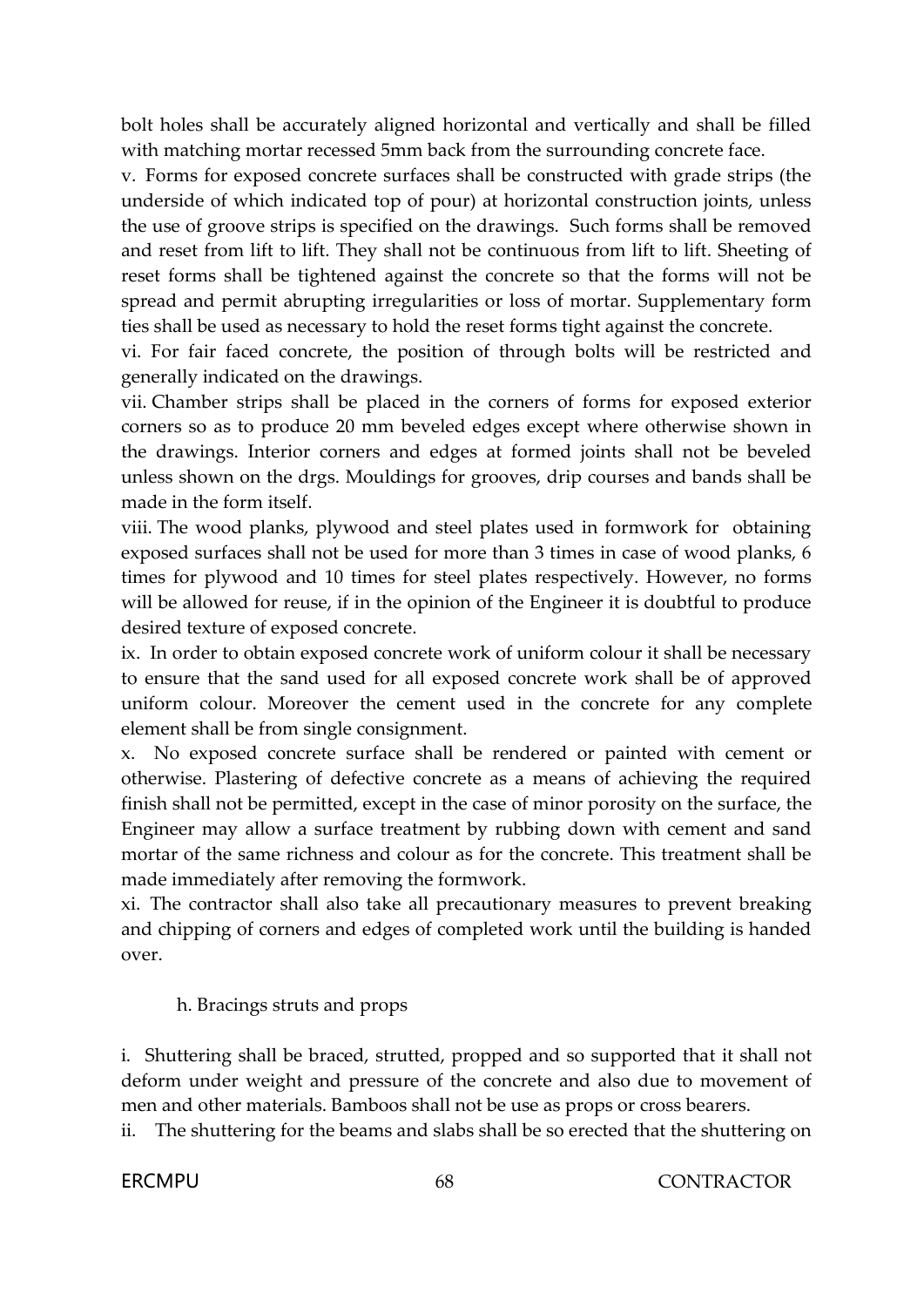bolt holes shall be accurately aligned horizontal and vertically and shall be filled with matching mortar recessed 5mm back from the surrounding concrete face.

v. Forms for exposed concrete surfaces shall be constructed with grade strips (the underside of which indicated top of pour) at horizontal construction joints, unless the use of groove strips is specified on the drawings. Such forms shall be removed and reset from lift to lift. They shall not be continuous from lift to lift. Sheeting of reset forms shall be tightened against the concrete so that the forms will not be spread and permit abrupting irregularities or loss of mortar. Supplementary form ties shall be used as necessary to hold the reset forms tight against the concrete.

vi. For fair faced concrete, the position of through bolts will be restricted and generally indicated on the drawings.

vii. Chamber strips shall be placed in the corners of forms for exposed exterior corners so as to produce 20 mm beveled edges except where otherwise shown in the drawings. Interior corners and edges at formed joints shall not be beveled unless shown on the drgs. Mouldings for grooves, drip courses and bands shall be made in the form itself.

viii. The wood planks, plywood and steel plates used in formwork for obtaining exposed surfaces shall not be used for more than 3 times in case of wood planks, 6 times for plywood and 10 times for steel plates respectively. However, no forms will be allowed for reuse, if in the opinion of the Engineer it is doubtful to produce desired texture of exposed concrete.

ix. In order to obtain exposed concrete work of uniform colour it shall be necessary to ensure that the sand used for all exposed concrete work shall be of approved uniform colour. Moreover the cement used in the concrete for any complete element shall be from single consignment.

x. No exposed concrete surface shall be rendered or painted with cement or otherwise. Plastering of defective concrete as a means of achieving the required finish shall not be permitted, except in the case of minor porosity on the surface, the Engineer may allow a surface treatment by rubbing down with cement and sand mortar of the same richness and colour as for the concrete. This treatment shall be made immediately after removing the formwork.

xi. The contractor shall also take all precautionary measures to prevent breaking and chipping of corners and edges of completed work until the building is handed over.

h. Bracings struts and props

i. Shuttering shall be braced, strutted, propped and so supported that it shall not deform under weight and pressure of the concrete and also due to movement of men and other materials. Bamboos shall not be use as props or cross bearers.

ii. The shuttering for the beams and slabs shall be so erected that the shuttering on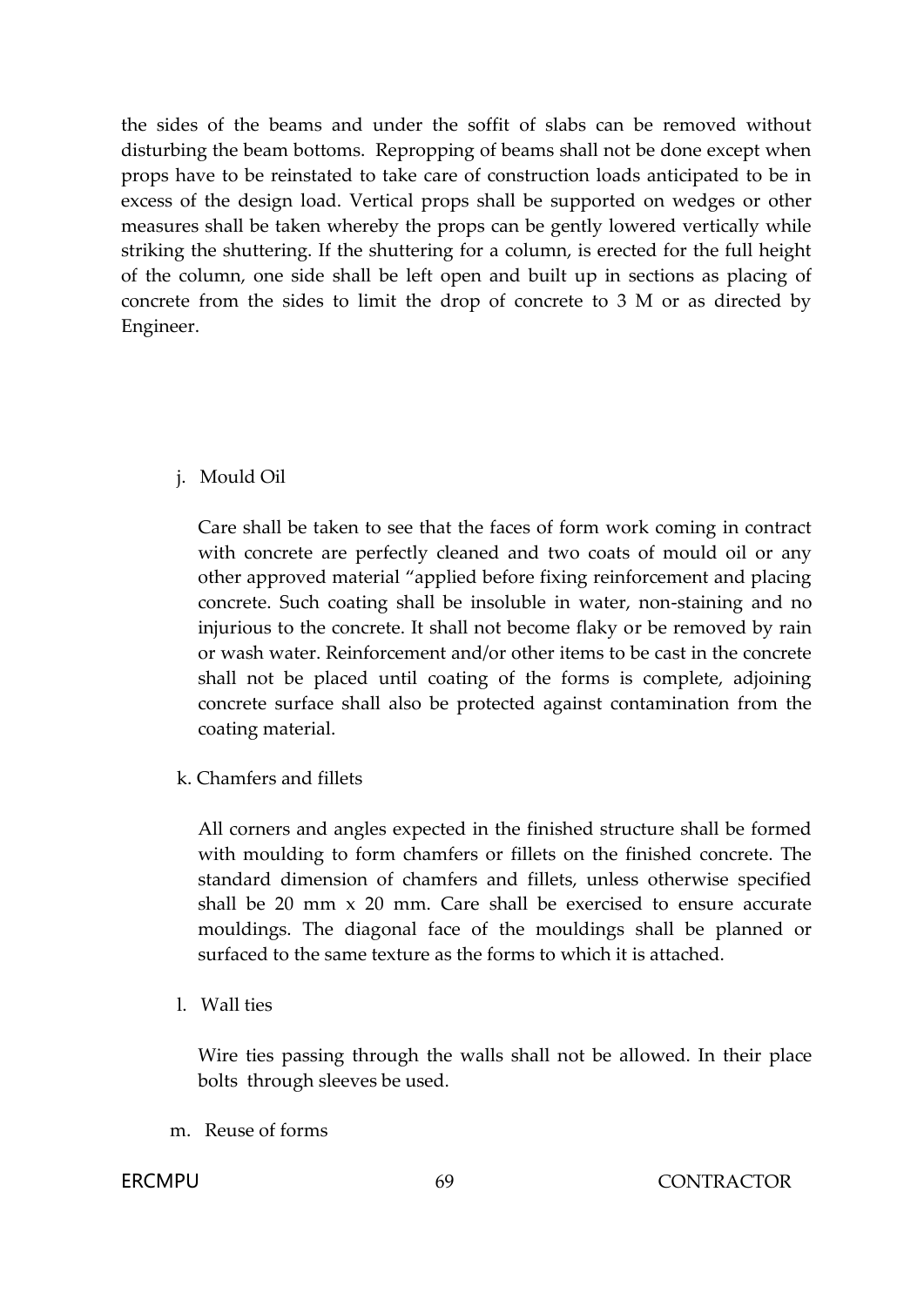the sides of the beams and under the soffit of slabs can be removed without disturbing the beam bottoms. Repropping of beams shall not be done except when props have to be reinstated to take care of construction loads anticipated to be in excess of the design load. Vertical props shall be supported on wedges or other measures shall be taken whereby the props can be gently lowered vertically while striking the shuttering. If the shuttering for a column, is erected for the full height of the column, one side shall be left open and built up in sections as placing of concrete from the sides to limit the drop of concrete to 3 M or as directed by Engineer.

j. Mould Oil

Care shall be taken to see that the faces of form work coming in contract with concrete are perfectly cleaned and two coats of mould oil or any other approved material "applied before fixing reinforcement and placing concrete. Such coating shall be insoluble in water, non-staining and no injurious to the concrete. It shall not become flaky or be removed by rain or wash water. Reinforcement and/or other items to be cast in the concrete shall not be placed until coating of the forms is complete, adjoining concrete surface shall also be protected against contamination from the coating material.

k. Chamfers and fillets

All corners and angles expected in the finished structure shall be formed with moulding to form chamfers or fillets on the finished concrete. The standard dimension of chamfers and fillets, unless otherwise specified shall be 20 mm x 20 mm. Care shall be exercised to ensure accurate mouldings. The diagonal face of the mouldings shall be planned or surfaced to the same texture as the forms to which it is attached.

l. Wall ties

Wire ties passing through the walls shall not be allowed. In their place bolts through sleeves be used.

m. Reuse of forms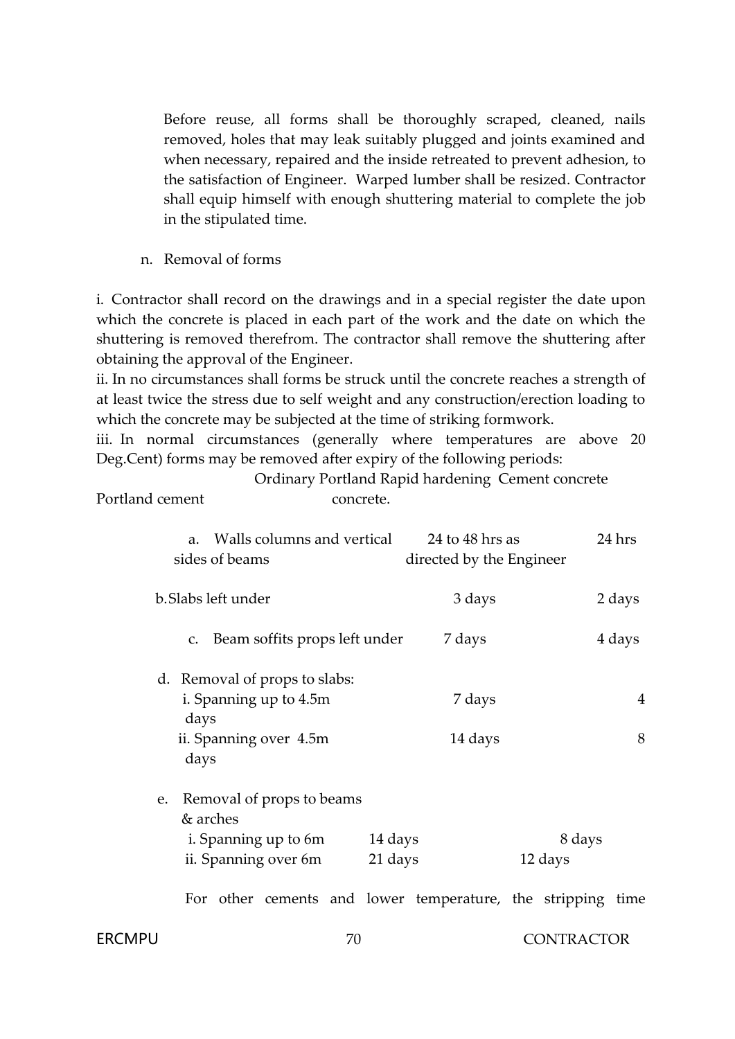Before reuse, all forms shall be thoroughly scraped, cleaned, nails removed, holes that may leak suitably plugged and joints examined and when necessary, repaired and the inside retreated to prevent adhesion, to the satisfaction of Engineer. Warped lumber shall be resized. Contractor shall equip himself with enough shuttering material to complete the job in the stipulated time.

n. Removal of forms

i. Contractor shall record on the drawings and in a special register the date upon which the concrete is placed in each part of the work and the date on which the shuttering is removed therefrom. The contractor shall remove the shuttering after obtaining the approval of the Engineer.

ii. In no circumstances shall forms be struck until the concrete reaches a strength of at least twice the stress due to self weight and any construction/erection loading to which the concrete may be subjected at the time of striking formwork.

iii. In normal circumstances (generally where temperatures are above 20 Deg.Cent) forms may be removed after expiry of the following periods:

| | Ordinary Portland cement | Rapid hardening Cement concrete Portland concrete. |
|---|---|---|
| a. Walls columns and vertical sides of beams | 24 to 48 hrs as directed by the Engineer | 24 hrs |
| b. Slabs left under | 3 days | 2 days |
| c. Beam soffits props left under | 7 days | 4 days |
| d. Removal of props to slabs: | | |
| i. Spanning up to 4.5m | 7 days | 4 days |
| ii. Spanning over 4.5m | 14 days | 8 days |
| e. Removal of props to beams & arches | | |
| i. Spanning up to 6m | 14 days | 8 days |
| ii. Spanning over 6m | 21 days | 12 days |

For other cements and lower temperature, the stripping time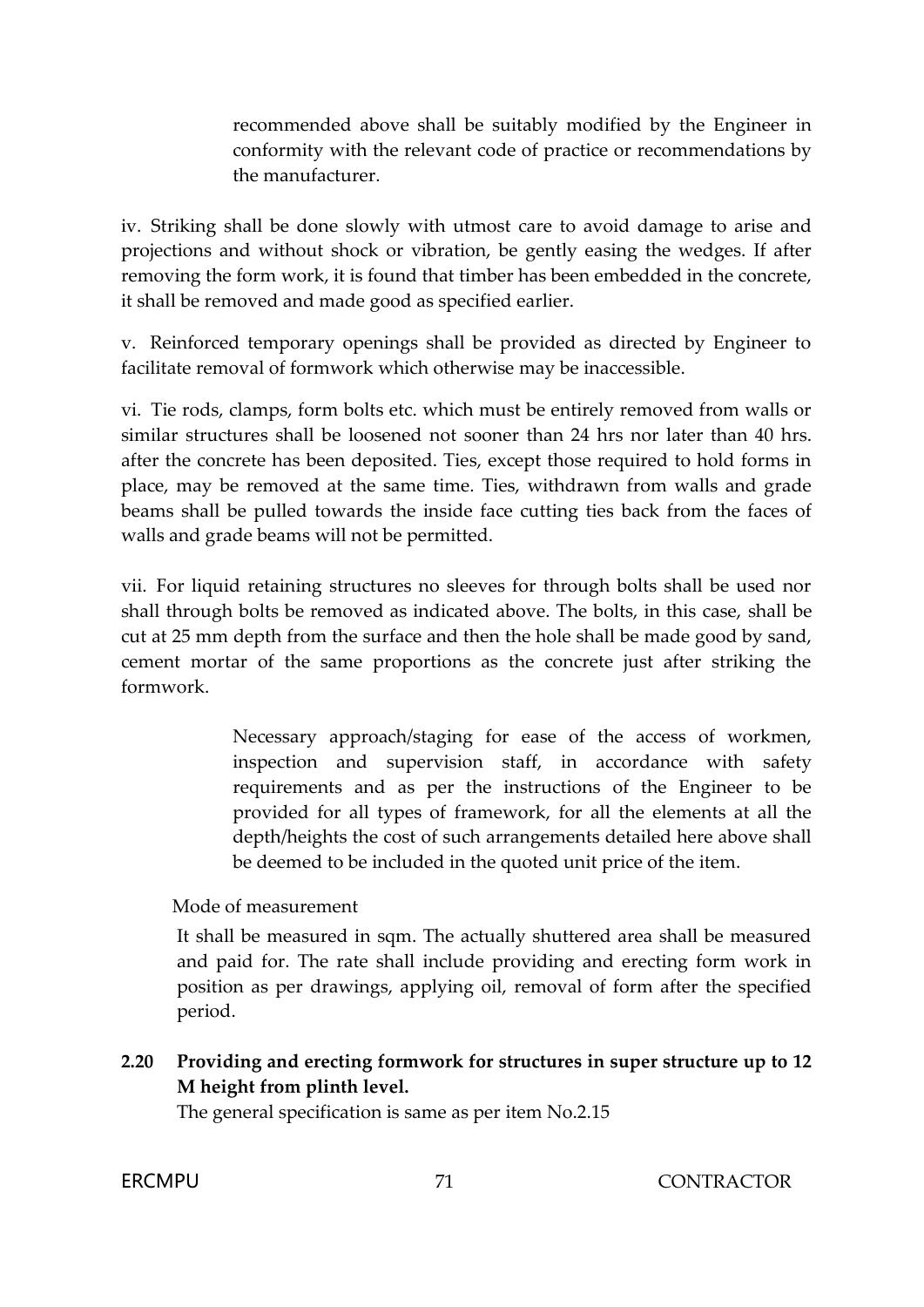recommended above shall be suitably modified by the Engineer in conformity with the relevant code of practice or recommendations by the manufacturer.

iv. Striking shall be done slowly with utmost care to avoid damage to arise and projections and without shock or vibration, be gently easing the wedges. If after removing the form work, it is found that timber has been embedded in the concrete, it shall be removed and made good as specified earlier.

v. Reinforced temporary openings shall be provided as directed by Engineer to facilitate removal of formwork which otherwise may be inaccessible.

vi. Tie rods, clamps, form bolts etc. which must be entirely removed from walls or similar structures shall be loosened not sooner than 24 hrs nor later than 40 hrs. after the concrete has been deposited. Ties, except those required to hold forms in place, may be removed at the same time. Ties, withdrawn from walls and grade beams shall be pulled towards the inside face cutting ties back from the faces of walls and grade beams will not be permitted.

vii. For liquid retaining structures no sleeves for through bolts shall be used nor shall through bolts be removed as indicated above. The bolts, in this case, shall be cut at 25 mm depth from the surface and then the hole shall be made good by sand, cement mortar of the same proportions as the concrete just after striking the formwork.

Necessary approach/staging for ease of the access of workmen, inspection and supervision staff, in accordance with safety requirements and as per the instructions of the Engineer to be provided for all types of framework, for all the elements at all the depth/heights the cost of such arrangements detailed here above shall be deemed to be included in the quoted unit price of the item.

Mode of measurement

It shall be measured in sqm. The actually shuttered area shall be measured and paid for. The rate shall include providing and erecting form work in position as per drawings, applying oil, removal of form after the specified period.

**2.20 Providing and erecting formwork for structures in super structure up to 12 M height from plinth level.**

The general specification is same as per item No.2.15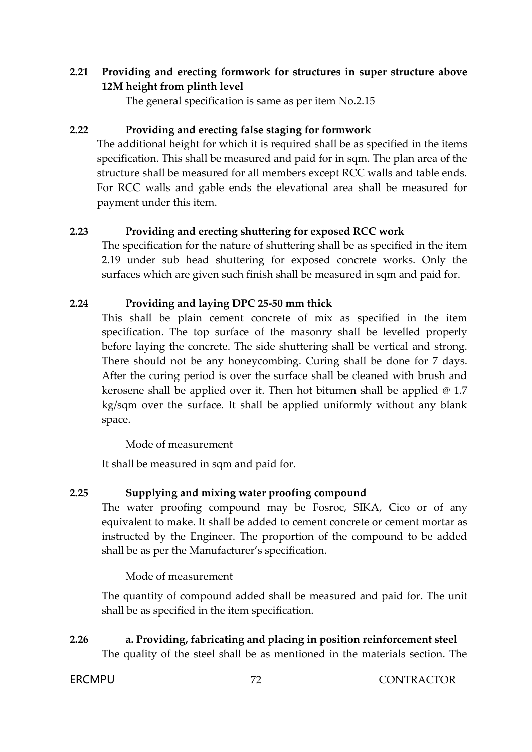**2.21 Providing and erecting formwork for structures in super structure above 12M height from plinth level**

The general specification is same as per item No.2.15

**2.22 Providing and erecting false staging for formwork**

The additional height for which it is required shall be as specified in the items specification. This shall be measured and paid for in sqm. The plan area of the structure shall be measured for all members except RCC walls and table ends. For RCC walls and gable ends the elevational area shall be measured for payment under this item.

**2.23 Providing and erecting shuttering for exposed RCC work**

The specification for the nature of shuttering shall be as specified in the item 2.19 under sub head shuttering for exposed concrete works. Only the surfaces which are given such finish shall be measured in sqm and paid for.

**2.24 Providing and laying DPC 25-50 mm thick**

This shall be plain cement concrete of mix as specified in the item specification. The top surface of the masonry shall be levelled properly before laying the concrete. The side shuttering shall be vertical and strong. There should not be any honeycombing. Curing shall be done for 7 days. After the curing period is over the surface shall be cleaned with brush and kerosene shall be applied over it. Then hot bitumen shall be applied @ 1.7 kg/sqm over the surface. It shall be applied uniformly without any blank space.

Mode of measurement

It shall be measured in sqm and paid for.

**2.25 Supplying and mixing water proofing compound**

The water proofing compound may be Fosroc, SIKA, Cico or of any equivalent to make. It shall be added to cement concrete or cement mortar as instructed by the Engineer. The proportion of the compound to be added shall be as per the Manufacturer's specification.

Mode of measurement

The quantity of compound added shall be measured and paid for. The unit shall be as specified in the item specification.

**2.26 a. Providing, fabricating and placing in position reinforcement steel**

The quality of the steel shall be as mentioned in the materials section. The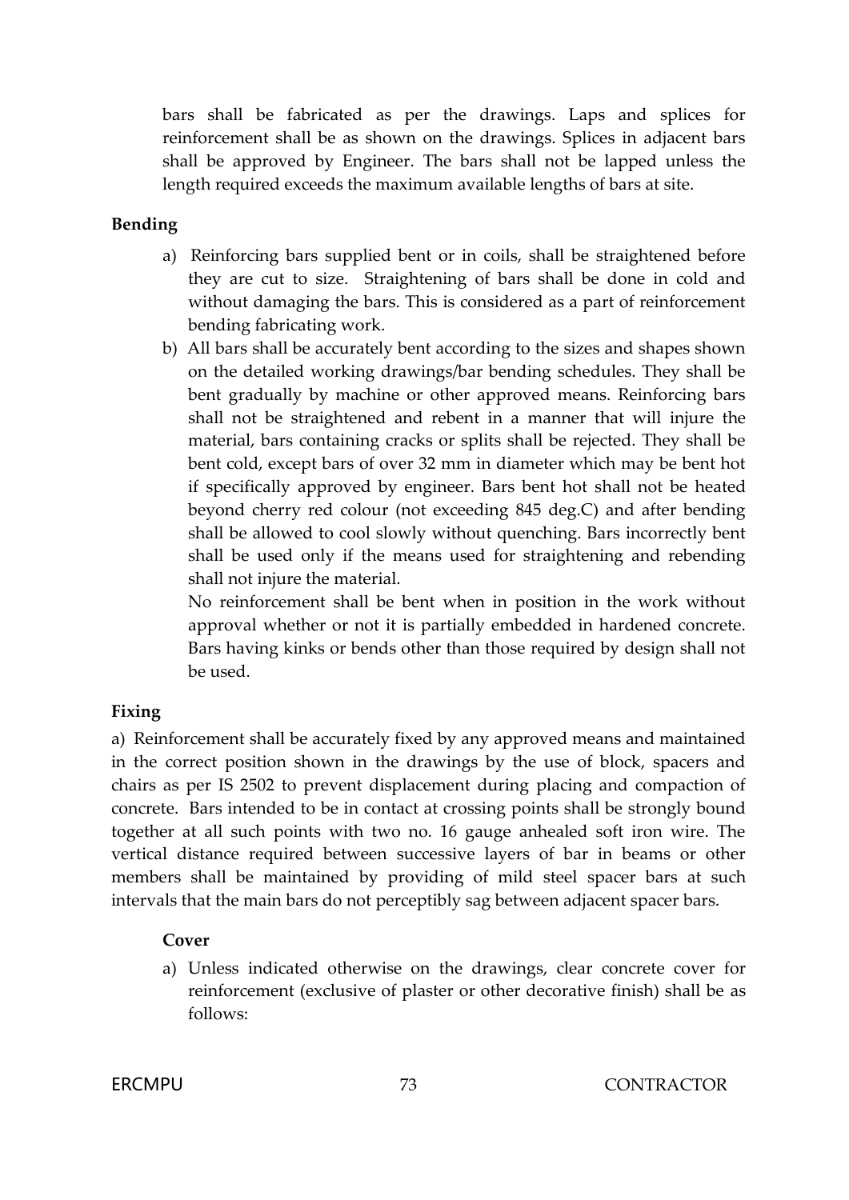bars shall be fabricated as per the drawings. Laps and splices for reinforcement shall be as shown on the drawings. Splices in adjacent bars shall be approved by Engineer. The bars shall not be lapped unless the length required exceeds the maximum available lengths of bars at site.

**Bending**

a) Reinforcing bars supplied bent or in coils, shall be straightened before they are cut to size. Straightening of bars shall be done in cold and without damaging the bars. This is considered as a part of reinforcement bending fabricating work.

b) All bars shall be accurately bent according to the sizes and shapes shown on the detailed working drawings/bar bending schedules. They shall be bent gradually by machine or other approved means. Reinforcing bars shall not be straightened and rebent in a manner that will injure the material, bars containing cracks or splits shall be rejected. They shall be bent cold, except bars of over 32 mm in diameter which may be bent hot if specifically approved by engineer. Bars bent hot shall not be heated beyond cherry red colour (not exceeding 845 deg.C) and after bending shall be allowed to cool slowly without quenching. Bars incorrectly bent shall be used only if the means used for straightening and rebending shall not injure the material.

   No reinforcement shall be bent when in position in the work without approval whether or not it is partially embedded in hardened concrete. Bars having kinks or bends other than those required by design shall not be used.

**Fixing**

a) Reinforcement shall be accurately fixed by any approved means and maintained in the correct position shown in the drawings by the use of block, spacers and chairs as per IS 2502 to prevent displacement during placing and compaction of concrete. Bars intended to be in contact at crossing points shall be strongly bound together at all such points with two no. 16 gauge anhealed soft iron wire. The vertical distance required between successive layers of bar in beams or other members shall be maintained by providing of mild steel spacer bars at such intervals that the main bars do not perceptibly sag between adjacent spacer bars.

**Cover**

a) Unless indicated otherwise on the drawings, clear concrete cover for reinforcement (exclusive of plaster or other decorative finish) shall be as follows: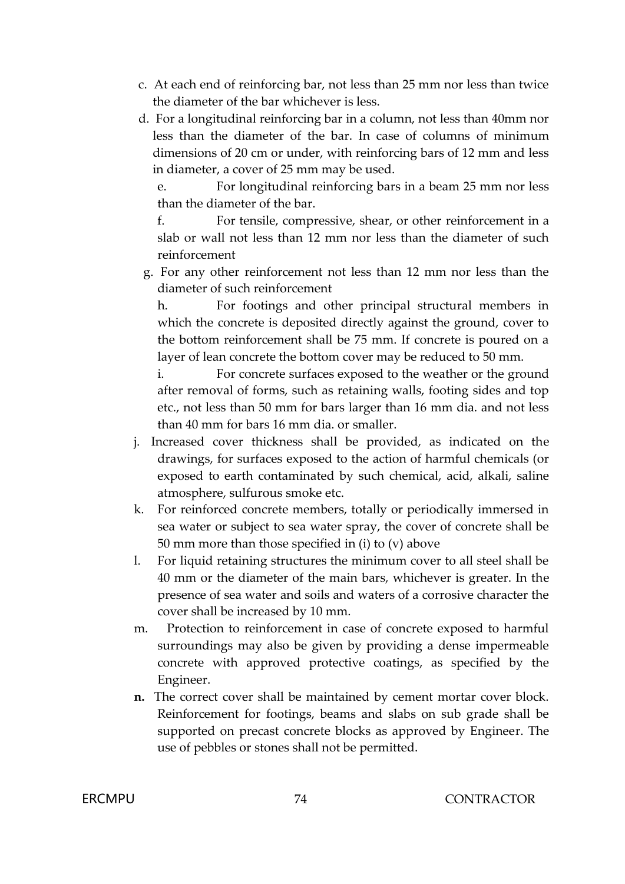c. At each end of reinforcing bar, not less than 25 mm nor less than twice the diameter of the bar whichever is less.

d. For a longitudinal reinforcing bar in a column, not less than 40mm nor less than the diameter of the bar. In case of columns of minimum dimensions of 20 cm or under, with reinforcing bars of 12 mm and less in diameter, a cover of 25 mm may be used.

e. For longitudinal reinforcing bars in a beam 25 mm nor less than the diameter of the bar.

f. For tensile, compressive, shear, or other reinforcement in a slab or wall not less than 12 mm nor less than the diameter of such reinforcement

g. For any other reinforcement not less than 12 mm nor less than the diameter of such reinforcement

h. For footings and other principal structural members in which the concrete is deposited directly against the ground, cover to the bottom reinforcement shall be 75 mm. If concrete is poured on a layer of lean concrete the bottom cover may be reduced to 50 mm.

i. For concrete surfaces exposed to the weather or the ground after removal of forms, such as retaining walls, footing sides and top etc., not less than 50 mm for bars larger than 16 mm dia. and not less than 40 mm for bars 16 mm dia. or smaller.

j. Increased cover thickness shall be provided, as indicated on the drawings, for surfaces exposed to the action of harmful chemicals (or exposed to earth contaminated by such chemical, acid, alkali, saline atmosphere, sulfurous smoke etc.

k. For reinforced concrete members, totally or periodically immersed in sea water or subject to sea water spray, the cover of concrete shall be 50 mm more than those specified in (i) to (v) above

l. For liquid retaining structures the minimum cover to all steel shall be 40 mm or the diameter of the main bars, whichever is greater. In the presence of sea water and soils and waters of a corrosive character the cover shall be increased by 10 mm.

m. Protection to reinforcement in case of concrete exposed to harmful surroundings may also be given by providing a dense impermeable concrete with approved protective coatings, as specified by the Engineer.

**n.** The correct cover shall be maintained by cement mortar cover block. Reinforcement for footings, beams and slabs on sub grade shall be supported on precast concrete blocks as approved by Engineer. The use of pebbles or stones shall not be permitted.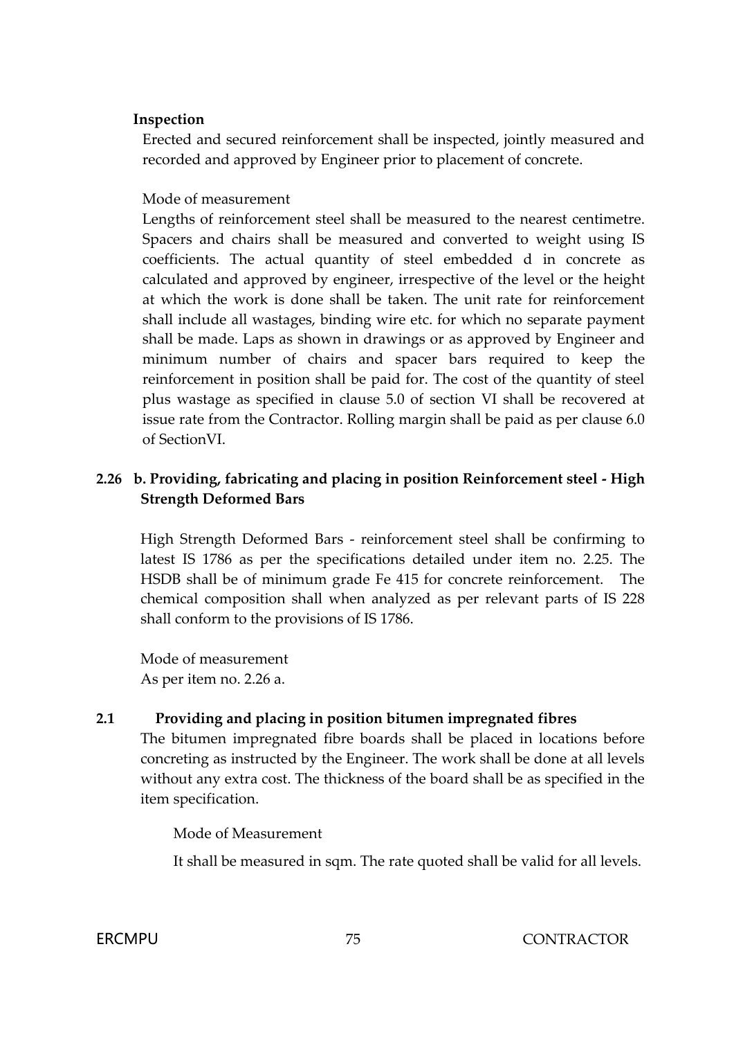**Inspection**

Erected and secured reinforcement shall be inspected, jointly measured and recorded and approved by Engineer prior to placement of concrete.

Mode of measurement

Lengths of reinforcement steel shall be measured to the nearest centimetre. Spacers and chairs shall be measured and converted to weight using IS coefficients. The actual quantity of steel embedded d in concrete as calculated and approved by engineer, irrespective of the level or the height at which the work is done shall be taken. The unit rate for reinforcement shall include all wastages, binding wire etc. for which no separate payment shall be made. Laps as shown in drawings or as approved by Engineer and minimum number of chairs and spacer bars required to keep the reinforcement in position shall be paid for. The cost of the quantity of steel plus wastage as specified in clause 5.0 of section VI shall be recovered at issue rate from the Contractor. Rolling margin shall be paid as per clause 6.0 of SectionVI.

**2.26 b. Providing, fabricating and placing in position Reinforcement steel - High Strength Deformed Bars**

High Strength Deformed Bars - reinforcement steel shall be confirming to latest IS 1786 as per the specifications detailed under item no. 2.25. The HSDB shall be of minimum grade Fe 415 for concrete reinforcement. The chemical composition shall when analyzed as per relevant parts of IS 228 shall conform to the provisions of IS 1786.

Mode of measurement

As per item no. 2.26 a.

**2.1 Providing and placing in position bitumen impregnated fibres**

The bitumen impregnated fibre boards shall be placed in locations before concreting as instructed by the Engineer. The work shall be done at all levels without any extra cost. The thickness of the board shall be as specified in the item specification.

Mode of Measurement

It shall be measured in sqm. The rate quoted shall be valid for all levels.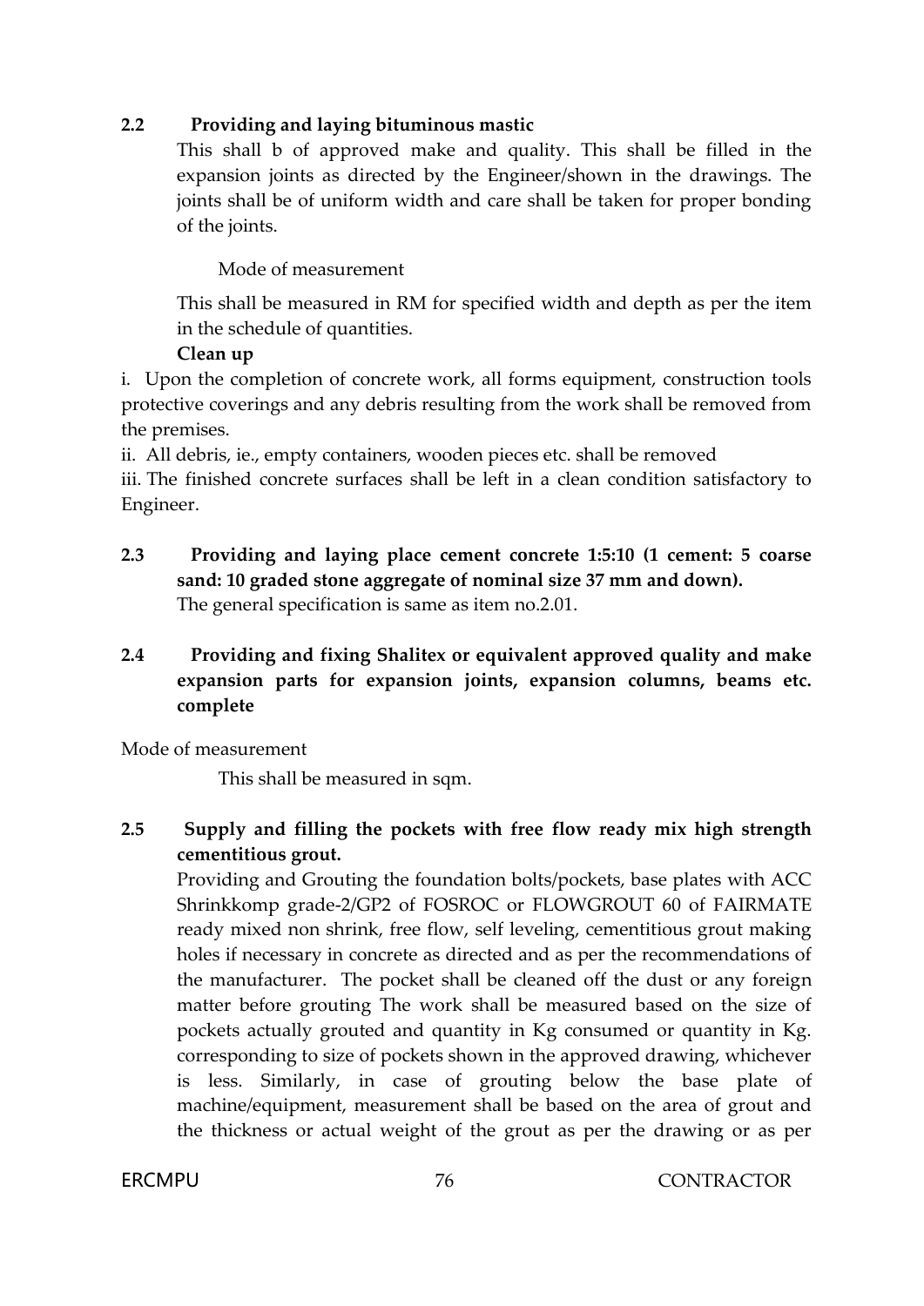**2.2 Providing and laying bituminous mastic**

This shall b of approved make and quality. This shall be filled in the expansion joints as directed by the Engineer/shown in the drawings. The joints shall be of uniform width and care shall be taken for proper bonding of the joints.

Mode of measurement

This shall be measured in RM for specified width and depth as per the item in the schedule of quantities.

**Clean up**

i. Upon the completion of concrete work, all forms equipment, construction tools protective coverings and any debris resulting from the work shall be removed from the premises.

ii. All debris, ie., empty containers, wooden pieces etc. shall be removed

iii. The finished concrete surfaces shall be left in a clean condition satisfactory to Engineer.

**2.3 Providing and laying place cement concrete 1:5:10 (1 cement: 5 coarse sand: 10 graded stone aggregate of nominal size 37 mm and down).**

The general specification is same as item no.2.01.

**2.4 Providing and fixing Shalitex or equivalent approved quality and make expansion parts for expansion joints, expansion columns, beams etc. complete**

Mode of measurement

This shall be measured in sqm.

**2.5 Supply and filling the pockets with free flow ready mix high strength cementitious grout.**

Providing and Grouting the foundation bolts/pockets, base plates with ACC Shrinkkomp grade-2/GP2 of FOSROC or FLOWGROUT 60 of FAIRMATE ready mixed non shrink, free flow, self leveling, cementitious grout making holes if necessary in concrete as directed and as per the recommendations of the manufacturer. The pocket shall be cleaned off the dust or any foreign matter before grouting The work shall be measured based on the size of pockets actually grouted and quantity in Kg consumed or quantity in Kg. corresponding to size of pockets shown in the approved drawing, whichever is less. Similarly, in case of grouting below the base plate of machine/equipment, measurement shall be based on the area of grout and the thickness or actual weight of the grout as per the drawing or as per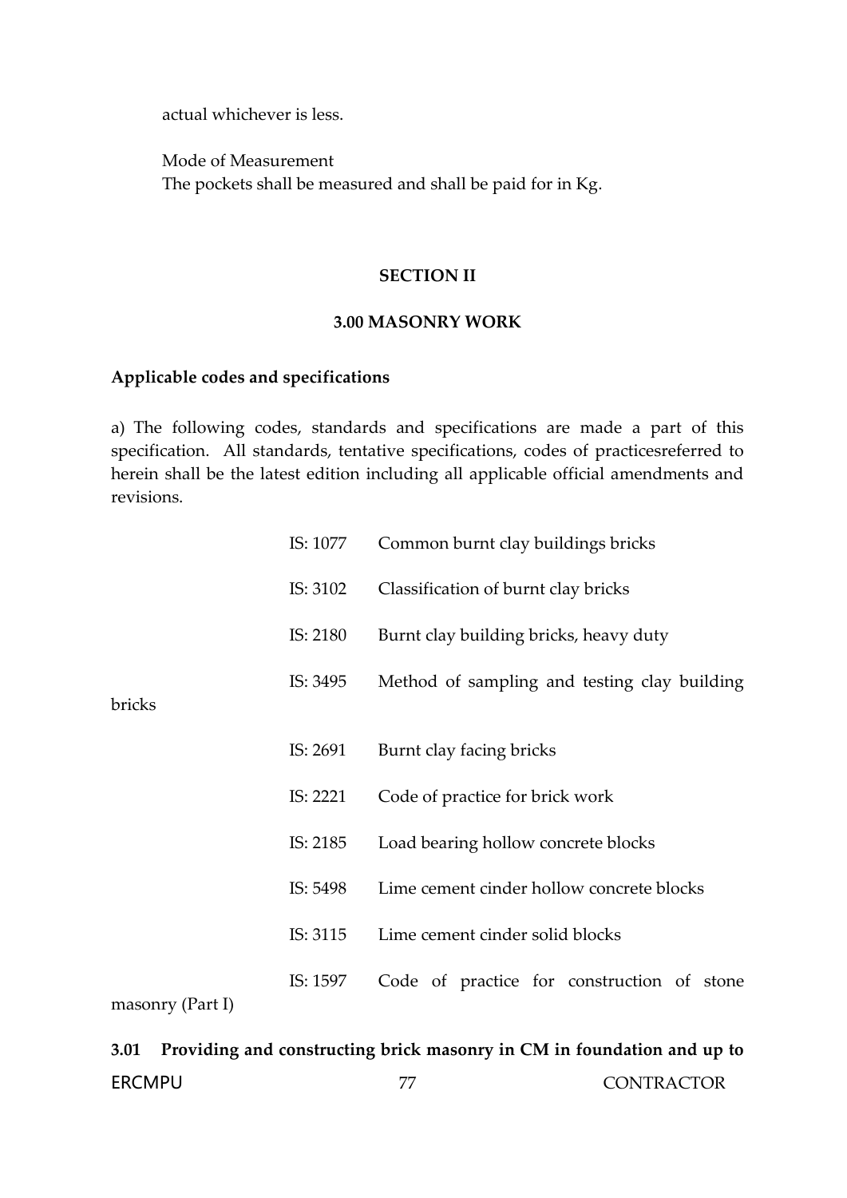actual whichever is less.

Mode of Measurement
The pockets shall be measured and shall be paid for in Kg.

## SECTION II

## 3.00 MASONRY WORK

**Applicable codes and specifications**

a) The following codes, standards and specifications are made a part of this specification. All standards, tentative specifications, codes of practicesreferred to herein shall be the latest edition including all applicable official amendments and revisions.

| | |
|---|---|
| IS: 1077 | Common burnt clay buildings bricks |
| IS: 3102 | Classification of burnt clay bricks |
| IS: 2180 | Burnt clay building bricks, heavy duty |
| IS: 3495 | Method of sampling and testing clay building bricks |
| IS: 2691 | Burnt clay facing bricks |
| IS: 2221 | Code of practice for brick work |
| IS: 2185 | Load bearing hollow concrete blocks |
| IS: 5498 | Lime cement cinder hollow concrete blocks |
| IS: 3115 | Lime cement cinder solid blocks |
| IS: 1597 | Code of practice for construction of stone masonry (Part I) |

**3.01 Providing and constructing brick masonry in CM in foundation and up to**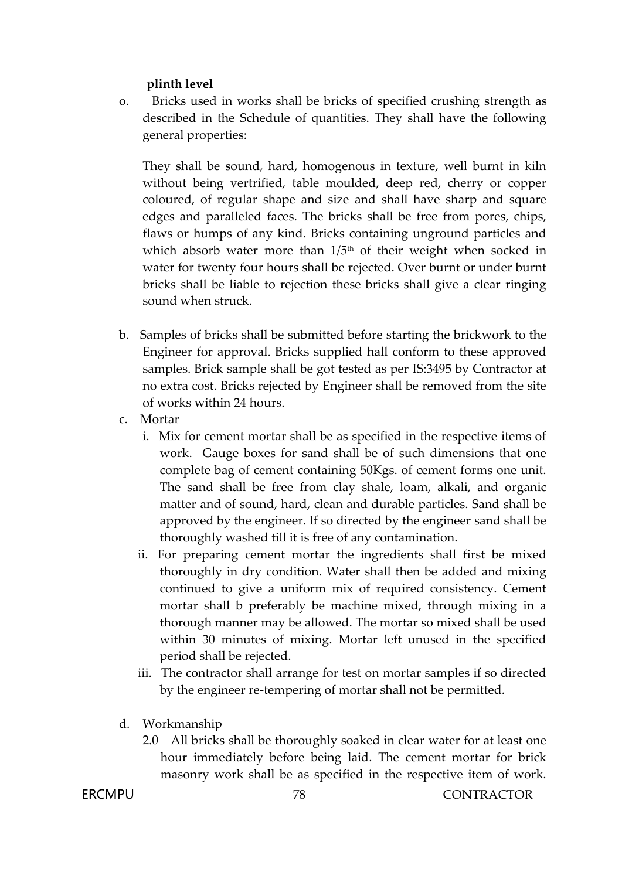**plinth level**

o. Bricks used in works shall be bricks of specified crushing strength as described in the Schedule of quantities. They shall have the following general properties:

They shall be sound, hard, homogenous in texture, well burnt in kiln without being vertrified, table moulded, deep red, cherry or copper coloured, of regular shape and size and shall have sharp and square edges and paralleled faces. The bricks shall be free from pores, chips, flaws or humps of any kind. Bricks containing unground particles and which absorb water more than 1/5th of their weight when socked in water for twenty four hours shall be rejected. Over burnt or under burnt bricks shall be liable to rejection these bricks shall give a clear ringing sound when struck.

b. Samples of bricks shall be submitted before starting the brickwork to the Engineer for approval. Bricks supplied hall conform to these approved samples. Brick sample shall be got tested as per IS:3495 by Contractor at no extra cost. Bricks rejected by Engineer shall be removed from the site of works within 24 hours.

c. Mortar

   i. Mix for cement mortar shall be as specified in the respective items of work. Gauge boxes for sand shall be of such dimensions that one complete bag of cement containing 50Kgs. of cement forms one unit. The sand shall be free from clay shale, loam, alkali, and organic matter and of sound, hard, clean and durable particles. Sand shall be approved by the engineer. If so directed by the engineer sand shall be thoroughly washed till it is free of any contamination.

   ii. For preparing cement mortar the ingredients shall first be mixed thoroughly in dry condition. Water shall then be added and mixing continued to give a uniform mix of required consistency. Cement mortar shall b preferably be machine mixed, through mixing in a thorough manner may be allowed. The mortar so mixed shall be used within 30 minutes of mixing. Mortar left unused in the specified period shall be rejected.

   iii. The contractor shall arrange for test on mortar samples if so directed by the engineer re-tempering of mortar shall not be permitted.

d. Workmanship

   2.0 All bricks shall be thoroughly soaked in clear water for at least one hour immediately before being laid. The cement mortar for brick masonry work shall be as specified in the respective item of work.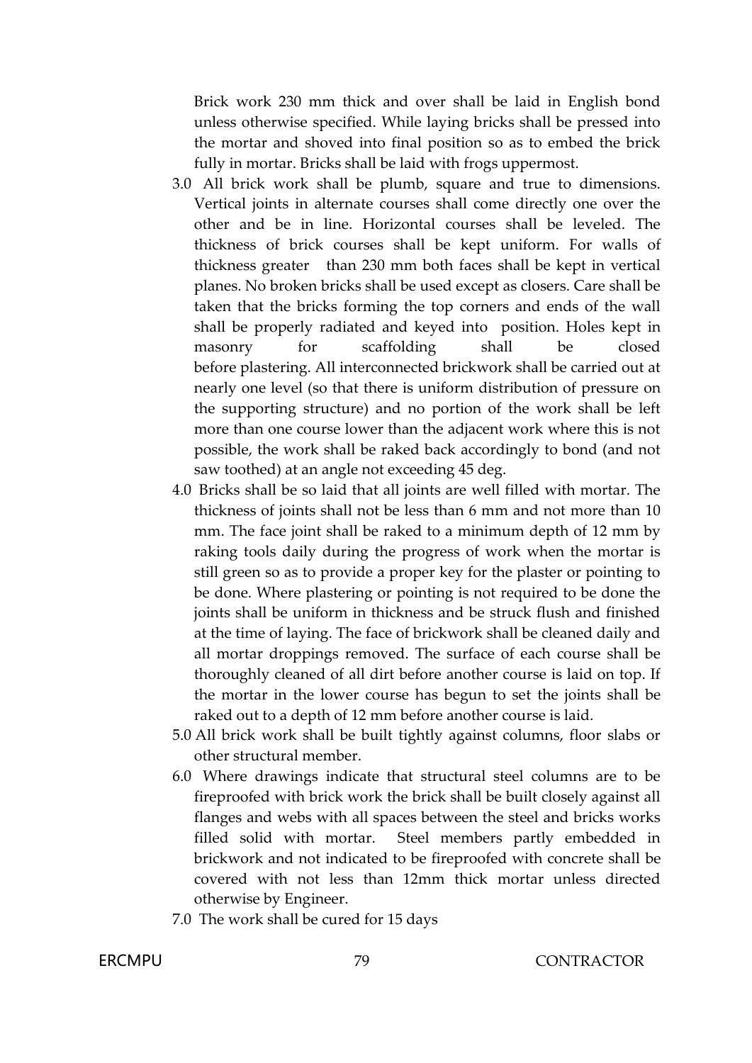Brick work 230 mm thick and over shall be laid in English bond unless otherwise specified. While laying bricks shall be pressed into the mortar and shoved into final position so as to embed the brick fully in mortar. Bricks shall be laid with frogs uppermost.

3.0 All brick work shall be plumb, square and true to dimensions. Vertical joints in alternate courses shall come directly one over the other and be in line. Horizontal courses shall be leveled. The thickness of brick courses shall be kept uniform. For walls of thickness greater than 230 mm both faces shall be kept in vertical planes. No broken bricks shall be used except as closers. Care shall be taken that the bricks forming the top corners and ends of the wall shall be properly radiated and keyed into position. Holes kept in masonry for scaffolding shall be closed before plastering. All interconnected brickwork shall be carried out at nearly one level (so that there is uniform distribution of pressure on the supporting structure) and no portion of the work shall be left more than one course lower than the adjacent work where this is not possible, the work shall be raked back accordingly to bond (and not saw toothed) at an angle not exceeding 45 deg.

4.0 Bricks shall be so laid that all joints are well filled with mortar. The thickness of joints shall not be less than 6 mm and not more than 10 mm. The face joint shall be raked to a minimum depth of 12 mm by raking tools daily during the progress of work when the mortar is still green so as to provide a proper key for the plaster or pointing to be done. Where plastering or pointing is not required to be done the joints shall be uniform in thickness and be struck flush and finished at the time of laying. The face of brickwork shall be cleaned daily and all mortar droppings removed. The surface of each course shall be thoroughly cleaned of all dirt before another course is laid on top. If the mortar in the lower course has begun to set the joints shall be raked out to a depth of 12 mm before another course is laid.

5.0 All brick work shall be built tightly against columns, floor slabs or other structural member.

6.0 Where drawings indicate that structural steel columns are to be fireproofed with brick work the brick shall be built closely against all flanges and webs with all spaces between the steel and bricks works filled solid with mortar. Steel members partly embedded in brickwork and not indicated to be fireproofed with concrete shall be covered with not less than 12mm thick mortar unless directed otherwise by Engineer.

7.0 The work shall be cured for 15 days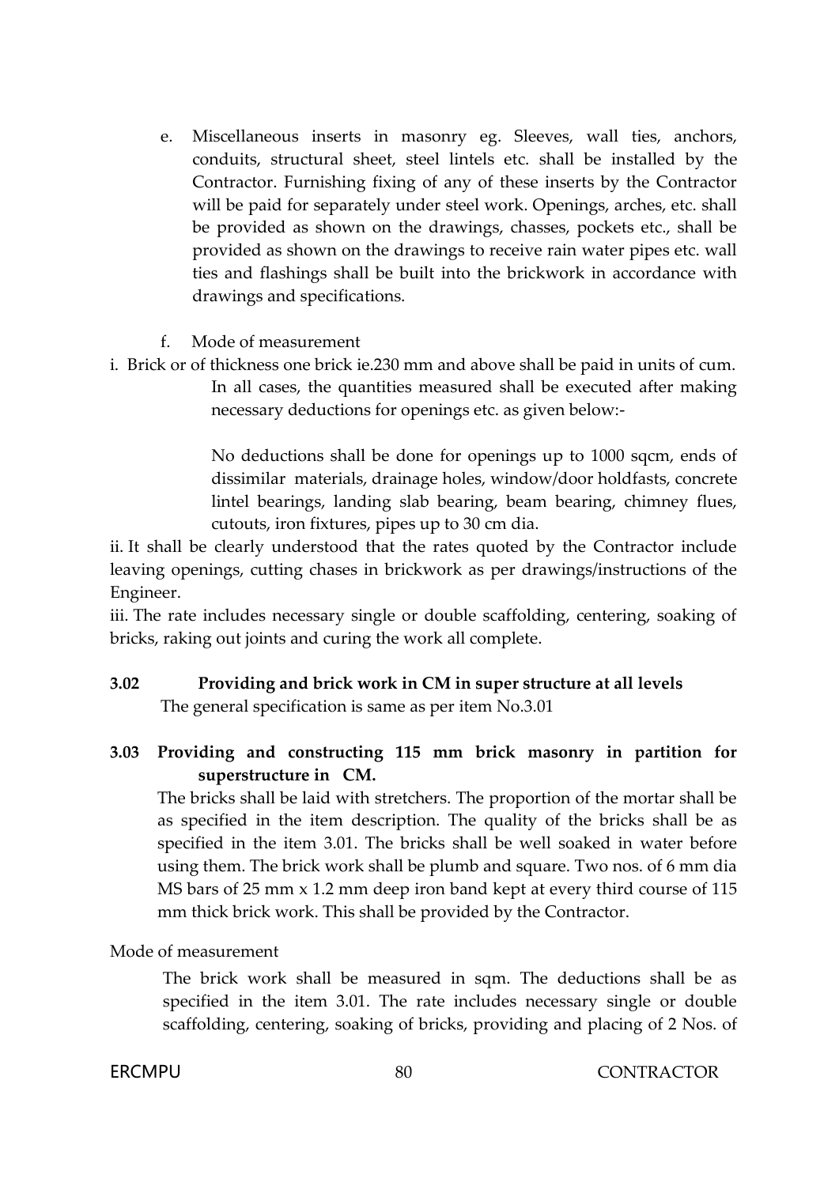e. Miscellaneous inserts in masonry eg. Sleeves, wall ties, anchors, conduits, structural sheet, steel lintels etc. shall be installed by the Contractor. Furnishing fixing of any of these inserts by the Contractor will be paid for separately under steel work. Openings, arches, etc. shall be provided as shown on the drawings, chasses, pockets etc., shall be provided as shown on the drawings to receive rain water pipes etc. wall ties and flashings shall be built into the brickwork in accordance with drawings and specifications.

f. Mode of measurement

i. Brick or of thickness one brick ie.230 mm and above shall be paid in units of cum. In all cases, the quantities measured shall be executed after making necessary deductions for openings etc. as given below:-

No deductions shall be done for openings up to 1000 sqcm, ends of dissimilar materials, drainage holes, window/door holdfasts, concrete lintel bearings, landing slab bearing, beam bearing, chimney flues, cutouts, iron fixtures, pipes up to 30 cm dia.

ii. It shall be clearly understood that the rates quoted by the Contractor include leaving openings, cutting chases in brickwork as per drawings/instructions of the Engineer.

iii. The rate includes necessary single or double scaffolding, centering, soaking of bricks, raking out joints and curing the work all complete.

**3.02 Providing and brick work in CM in super structure at all levels**

The general specification is same as per item No.3.01

**3.03 Providing and constructing 115 mm brick masonry in partition for superstructure in CM.**

The bricks shall be laid with stretchers. The proportion of the mortar shall be as specified in the item description. The quality of the bricks shall be as specified in the item 3.01. The bricks shall be well soaked in water before using them. The brick work shall be plumb and square. Two nos. of 6 mm dia MS bars of 25 mm x 1.2 mm deep iron band kept at every third course of 115 mm thick brick work. This shall be provided by the Contractor.

Mode of measurement

The brick work shall be measured in sqm. The deductions shall be as specified in the item 3.01. The rate includes necessary single or double scaffolding, centering, soaking of bricks, providing and placing of 2 Nos. of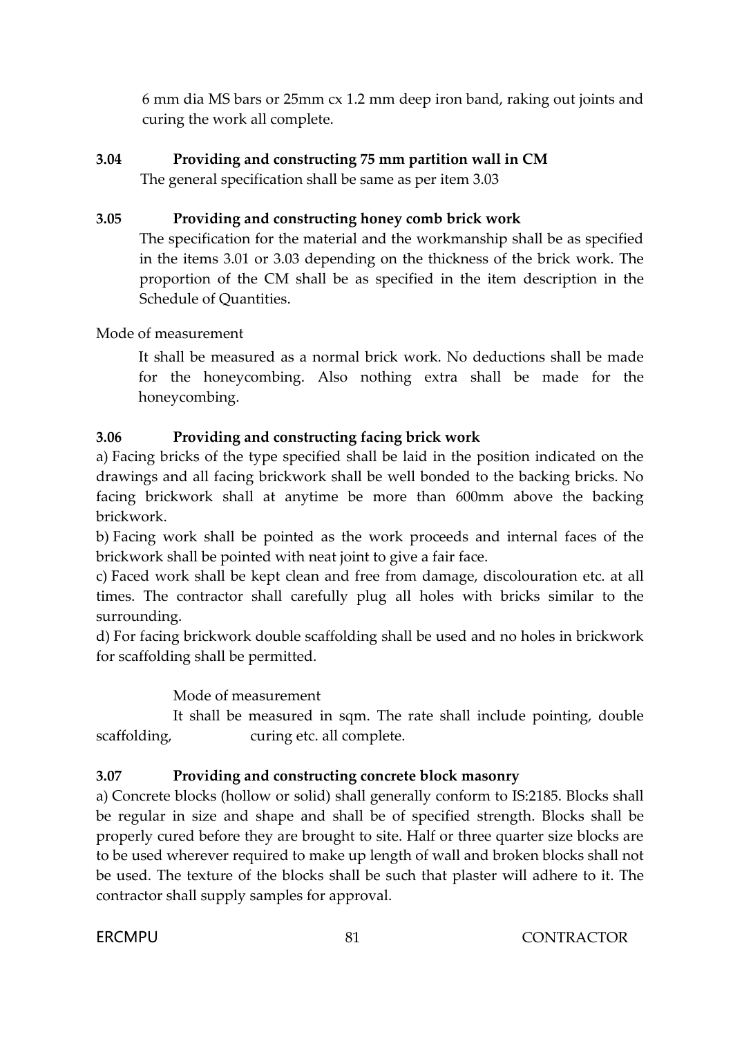6 mm dia MS bars or 25mm cx 1.2 mm deep iron band, raking out joints and curing the work all complete.

**3.04 Providing and constructing 75 mm partition wall in CM**

The general specification shall be same as per item 3.03

**3.05 Providing and constructing honey comb brick work**

The specification for the material and the workmanship shall be as specified in the items 3.01 or 3.03 depending on the thickness of the brick work. The proportion of the CM shall be as specified in the item description in the Schedule of Quantities.

Mode of measurement

It shall be measured as a normal brick work. No deductions shall be made for the honeycombing. Also nothing extra shall be made for the honeycombing.

**3.06 Providing and constructing facing brick work**

a) Facing bricks of the type specified shall be laid in the position indicated on the drawings and all facing brickwork shall be well bonded to the backing bricks. No facing brickwork shall at anytime be more than 600mm above the backing brickwork.

b) Facing work shall be pointed as the work proceeds and internal faces of the brickwork shall be pointed with neat joint to give a fair face.

c) Faced work shall be kept clean and free from damage, discolouration etc. at all times. The contractor shall carefully plug all holes with bricks similar to the surrounding.

d) For facing brickwork double scaffolding shall be used and no holes in brickwork for scaffolding shall be permitted.

Mode of measurement

It shall be measured in sqm. The rate shall include pointing, double scaffolding, curing etc. all complete.

**3.07 Providing and constructing concrete block masonry**

a) Concrete blocks (hollow or solid) shall generally conform to IS:2185. Blocks shall be regular in size and shape and shall be of specified strength. Blocks shall be properly cured before they are brought to site. Half or three quarter size blocks are to be used wherever required to make up length of wall and broken blocks shall not be used. The texture of the blocks shall be such that plaster will adhere to it. The contractor shall supply samples for approval.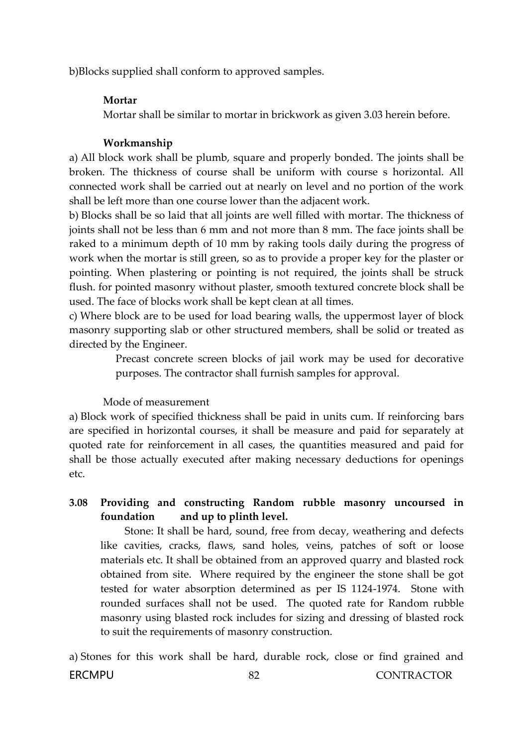b)Blocks supplied shall conform to approved samples.

**Mortar**

Mortar shall be similar to mortar in brickwork as given 3.03 herein before.

**Workmanship**

a) All block work shall be plumb, square and properly bonded. The joints shall be broken. The thickness of course shall be uniform with course s horizontal. All connected work shall be carried out at nearly on level and no portion of the work shall be left more than one course lower than the adjacent work.

b) Blocks shall be so laid that all joints are well filled with mortar. The thickness of joints shall not be less than 6 mm and not more than 8 mm. The face joints shall be raked to a minimum depth of 10 mm by raking tools daily during the progress of work when the mortar is still green, so as to provide a proper key for the plaster or pointing. When plastering or pointing is not required, the joints shall be struck flush. for pointed masonry without plaster, smooth textured concrete block shall be used. The face of blocks work shall be kept clean at all times.

c) Where block are to be used for load bearing walls, the uppermost layer of block masonry supporting slab or other structured members, shall be solid or treated as directed by the Engineer.

Precast concrete screen blocks of jail work may be used for decorative purposes. The contractor shall furnish samples for approval.

Mode of measurement

a) Block work of specified thickness shall be paid in units cum. If reinforcing bars are specified in horizontal courses, it shall be measure and paid for separately at quoted rate for reinforcement in all cases, the quantities measured and paid for shall be those actually executed after making necessary deductions for openings etc.

**3.08 Providing and constructing Random rubble masonry uncoursed in foundation and up to plinth level.**

Stone: It shall be hard, sound, free from decay, weathering and defects like cavities, cracks, flaws, sand holes, veins, patches of soft or loose materials etc. It shall be obtained from an approved quarry and blasted rock obtained from site. Where required by the engineer the stone shall be got tested for water absorption determined as per IS 1124-1974. Stone with rounded surfaces shall not be used. The quoted rate for Random rubble masonry using blasted rock includes for sizing and dressing of blasted rock to suit the requirements of masonry construction.

a) Stones for this work shall be hard, durable rock, close or find grained and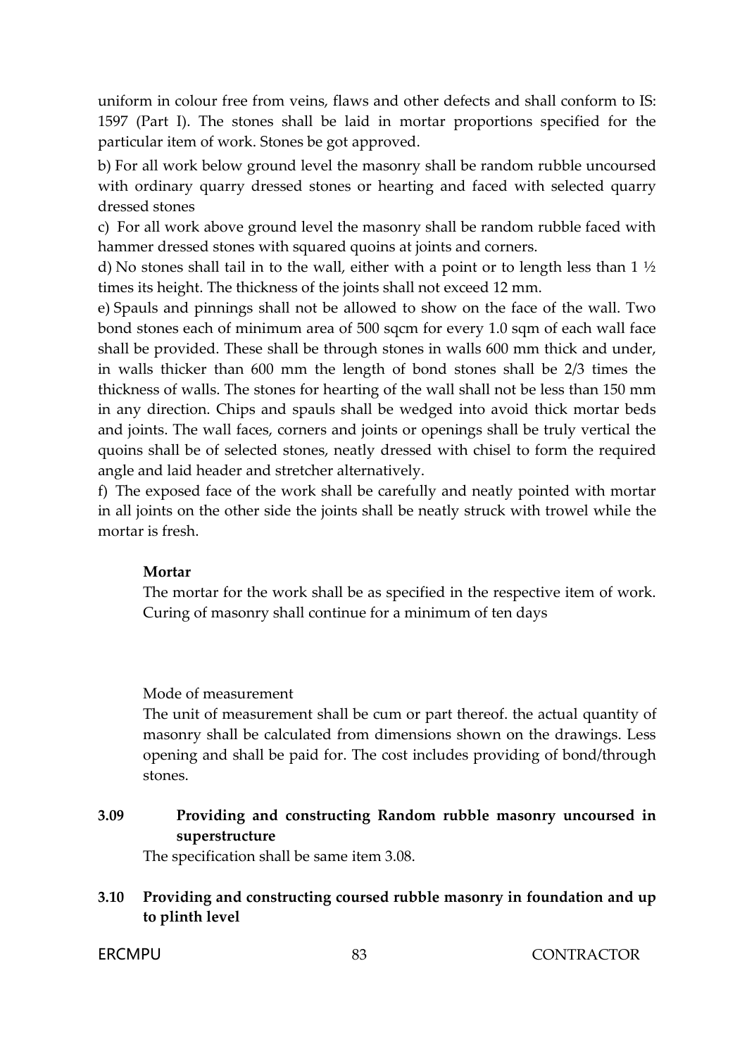uniform in colour free from veins, flaws and other defects and shall conform to IS: 1597 (Part I). The stones shall be laid in mortar proportions specified for the particular item of work. Stones be got approved.

b) For all work below ground level the masonry shall be random rubble uncoursed with ordinary quarry dressed stones or hearting and faced with selected quarry dressed stones

c) For all work above ground level the masonry shall be random rubble faced with hammer dressed stones with squared quoins at joints and corners.

d) No stones shall tail in to the wall, either with a point or to length less than 1 ½ times its height. The thickness of the joints shall not exceed 12 mm.

e) Spauls and pinnings shall not be allowed to show on the face of the wall. Two bond stones each of minimum area of 500 sqcm for every 1.0 sqm of each wall face shall be provided. These shall be through stones in walls 600 mm thick and under, in walls thicker than 600 mm the length of bond stones shall be 2/3 times the thickness of walls. The stones for hearting of the wall shall not be less than 150 mm in any direction. Chips and spauls shall be wedged into avoid thick mortar beds and joints. The wall faces, corners and joints or openings shall be truly vertical the quoins shall be of selected stones, neatly dressed with chisel to form the required angle and laid header and stretcher alternatively.

f) The exposed face of the work shall be carefully and neatly pointed with mortar in all joints on the other side the joints shall be neatly struck with trowel while the mortar is fresh.

**Mortar**

The mortar for the work shall be as specified in the respective item of work. Curing of masonry shall continue for a minimum of ten days

Mode of measurement

The unit of measurement shall be cum or part thereof. the actual quantity of masonry shall be calculated from dimensions shown on the drawings. Less opening and shall be paid for. The cost includes providing of bond/through stones.

**3.09 Providing and constructing Random rubble masonry uncoursed in superstructure**

The specification shall be same item 3.08.

**3.10 Providing and constructing coursed rubble masonry in foundation and up to plinth level**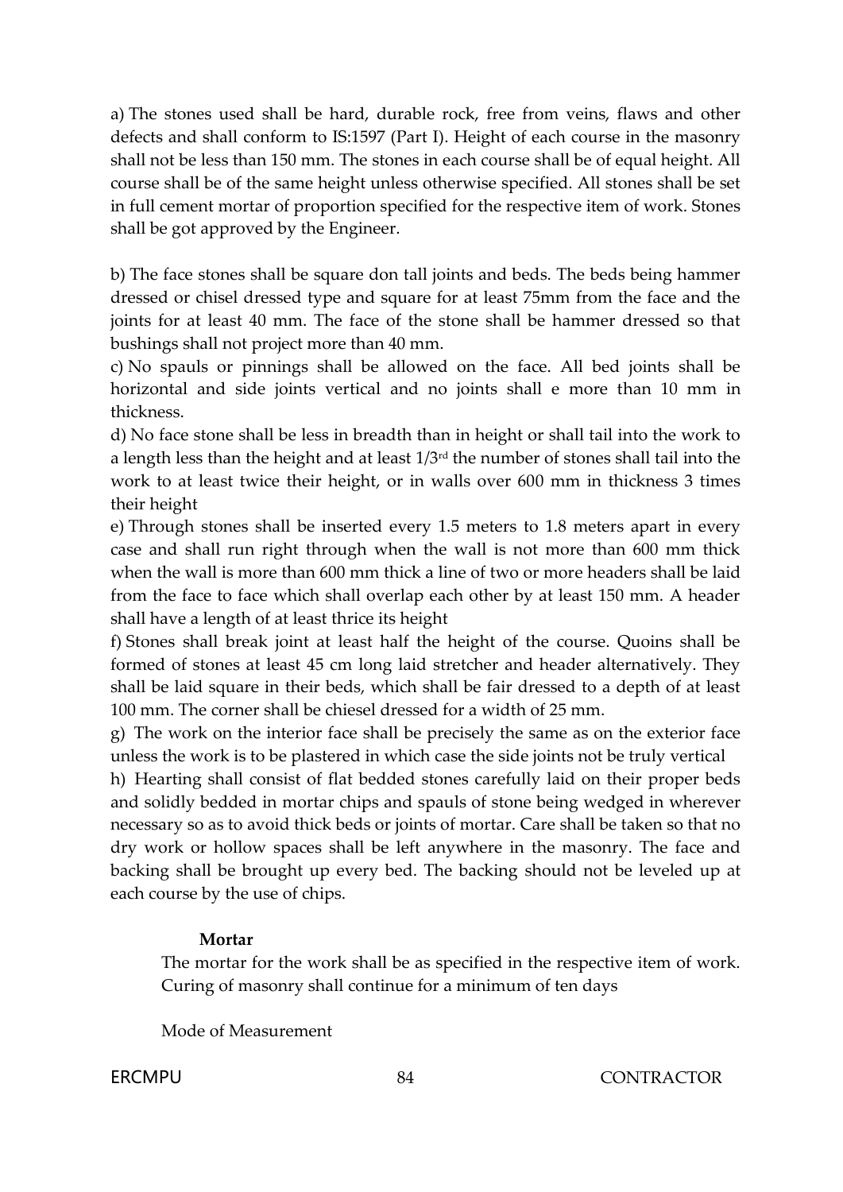a) The stones used shall be hard, durable rock, free from veins, flaws and other defects and shall conform to IS:1597 (Part I). Height of each course in the masonry shall not be less than 150 mm. The stones in each course shall be of equal height. All course shall be of the same height unless otherwise specified. All stones shall be set in full cement mortar of proportion specified for the respective item of work. Stones shall be got approved by the Engineer.

b) The face stones shall be square don tall joints and beds. The beds being hammer dressed or chisel dressed type and square for at least 75mm from the face and the joints for at least 40 mm. The face of the stone shall be hammer dressed so that bushings shall not project more than 40 mm.

c) No spauls or pinnings shall be allowed on the face. All bed joints shall be horizontal and side joints vertical and no joints shall e more than 10 mm in thickness.

d) No face stone shall be less in breadth than in height or shall tail into the work to a length less than the height and at least 1/3rd the number of stones shall tail into the work to at least twice their height, or in walls over 600 mm in thickness 3 times their height

e) Through stones shall be inserted every 1.5 meters to 1.8 meters apart in every case and shall run right through when the wall is not more than 600 mm thick when the wall is more than 600 mm thick a line of two or more headers shall be laid from the face to face which shall overlap each other by at least 150 mm. A header shall have a length of at least thrice its height

f) Stones shall break joint at least half the height of the course. Quoins shall be formed of stones at least 45 cm long laid stretcher and header alternatively. They shall be laid square in their beds, which shall be fair dressed to a depth of at least 100 mm. The corner shall be chiesel dressed for a width of 25 mm.

g) The work on the interior face shall be precisely the same as on the exterior face unless the work is to be plastered in which case the side joints not be truly vertical

h) Hearting shall consist of flat bedded stones carefully laid on their proper beds and solidly bedded in mortar chips and spauls of stone being wedged in wherever necessary so as to avoid thick beds or joints of mortar. Care shall be taken so that no dry work or hollow spaces shall be left anywhere in the masonry. The face and backing shall be brought up every bed. The backing should not be leveled up at each course by the use of chips.

**Mortar**

The mortar for the work shall be as specified in the respective item of work. Curing of masonry shall continue for a minimum of ten days

Mode of Measurement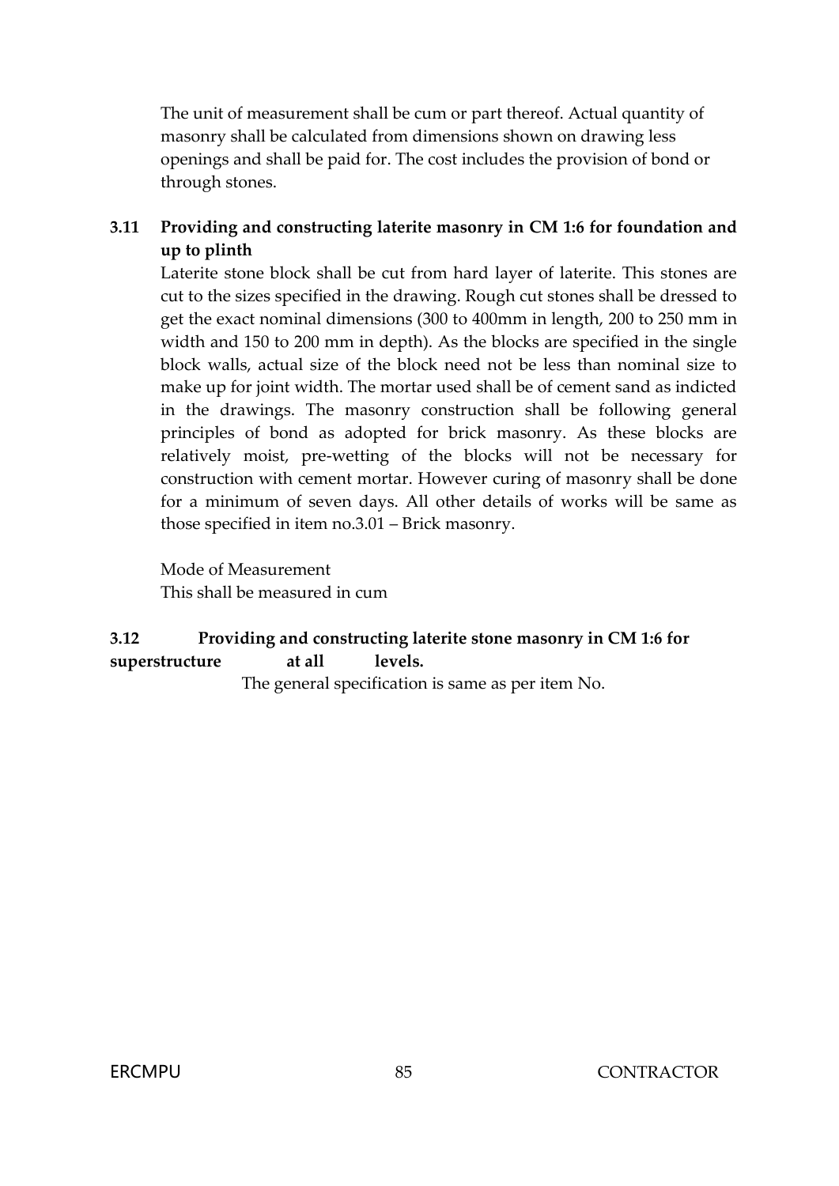The unit of measurement shall be cum or part thereof. Actual quantity of masonry shall be calculated from dimensions shown on drawing less openings and shall be paid for. The cost includes the provision of bond or through stones.

### 3.11 Providing and constructing laterite masonry in CM 1:6 for foundation and up to plinth

Laterite stone block shall be cut from hard layer of laterite. This stones are cut to the sizes specified in the drawing. Rough cut stones shall be dressed to get the exact nominal dimensions (300 to 400mm in length, 200 to 250 mm in width and 150 to 200 mm in depth). As the blocks are specified in the single block walls, actual size of the block need not be less than nominal size to make up for joint width. The mortar used shall be of cement sand as indicted in the drawings. The masonry construction shall be following general principles of bond as adopted for brick masonry. As these blocks are relatively moist, pre-wetting of the blocks will not be necessary for construction with cement mortar. However curing of masonry shall be done for a minimum of seven days. All other details of works will be same as those specified in item no.3.01 – Brick masonry.

Mode of Measurement

This shall be measured in cum

### 3.12 Providing and constructing laterite stone masonry in CM 1:6 for superstructure at all levels.

The general specification is same as per item No.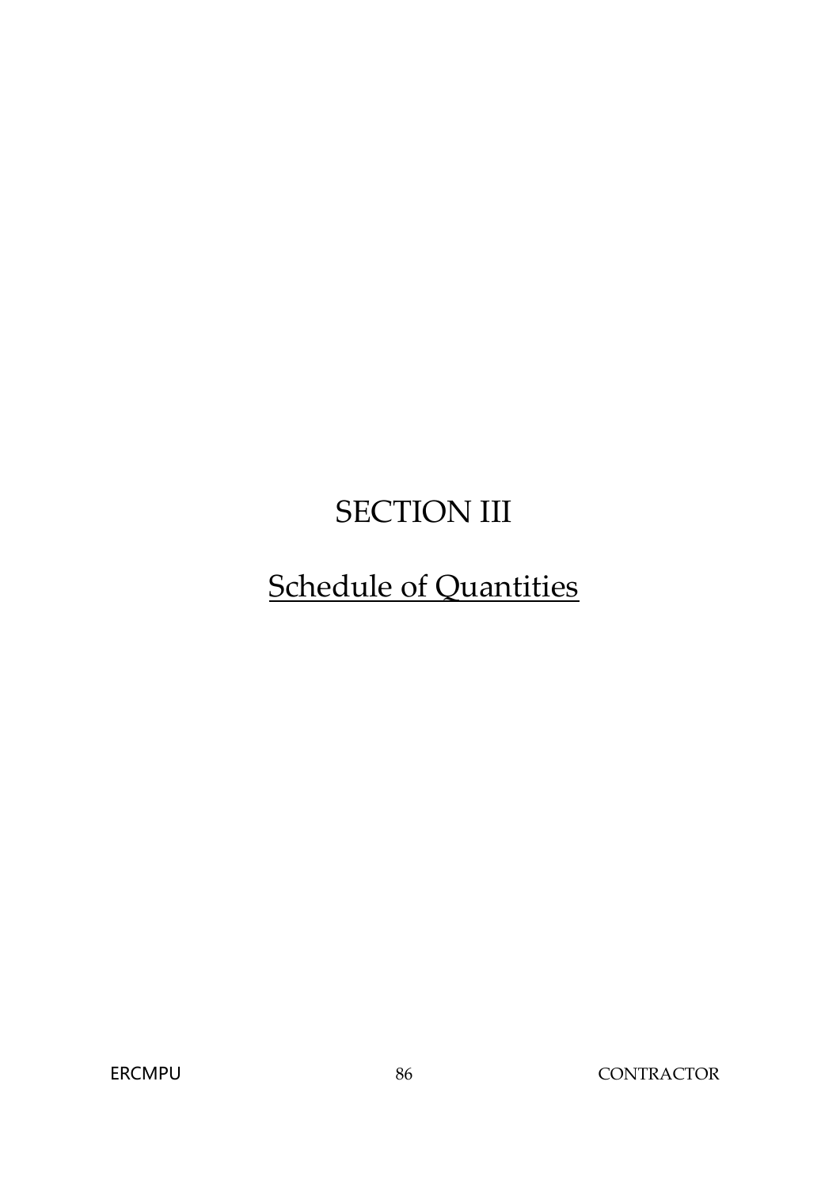# SECTION III

## Schedule of Quantities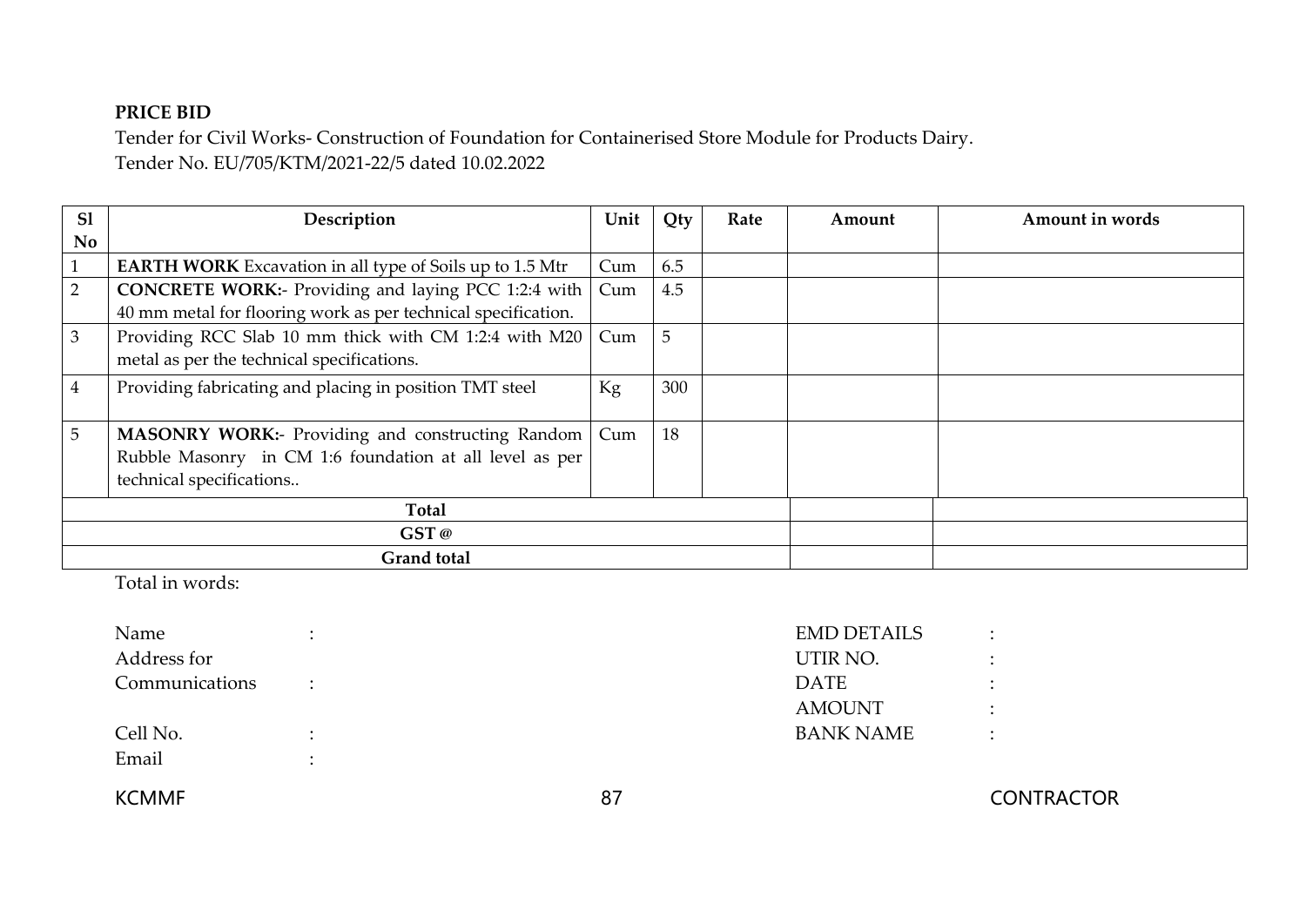**PRICE BID**

Tender for Civil Works- Construction of Foundation for Containerised Store Module for Products Dairy.
Tender No. EU/705/KTM/2021-22/5 dated 10.02.2022

| Sl No | Description | Unit | Qty | Rate | Amount | Amount in words |
|---|---|---|---|---|---|---|
| 1 | **EARTH WORK** Excavation in all type of Soils up to 1.5 Mtr | Cum | 6.5 | | | |
| 2 | **CONCRETE WORK:**- Providing and laying PCC 1:2:4 with 40 mm metal for flooring work as per technical specification. | Cum | 4.5 | | | |
| 3 | Providing RCC Slab 10 mm thick with CM 1:2:4 with M20 metal as per the technical specifications. | Cum | 5 | | | |
| 4 | Providing fabricating and placing in position TMT steel | Kg | 300 | | | |
| 5 | **MASONRY WORK:**- Providing and constructing Random Rubble Masonry in CM 1:6 foundation at all level as per technical specifications.. | Cum | 18 | | | |
| | **Total** | | | | | |
| | **GST @** | | | | | |
| | **Grand total** | | | | | |

Total in words:

Name :
Address for Communications :
Cell No. :
Email :

EMD DETAILS :
UTIR NO. :
DATE :
AMOUNT :
BANK NAME :

KCMMF CONTRACTOR